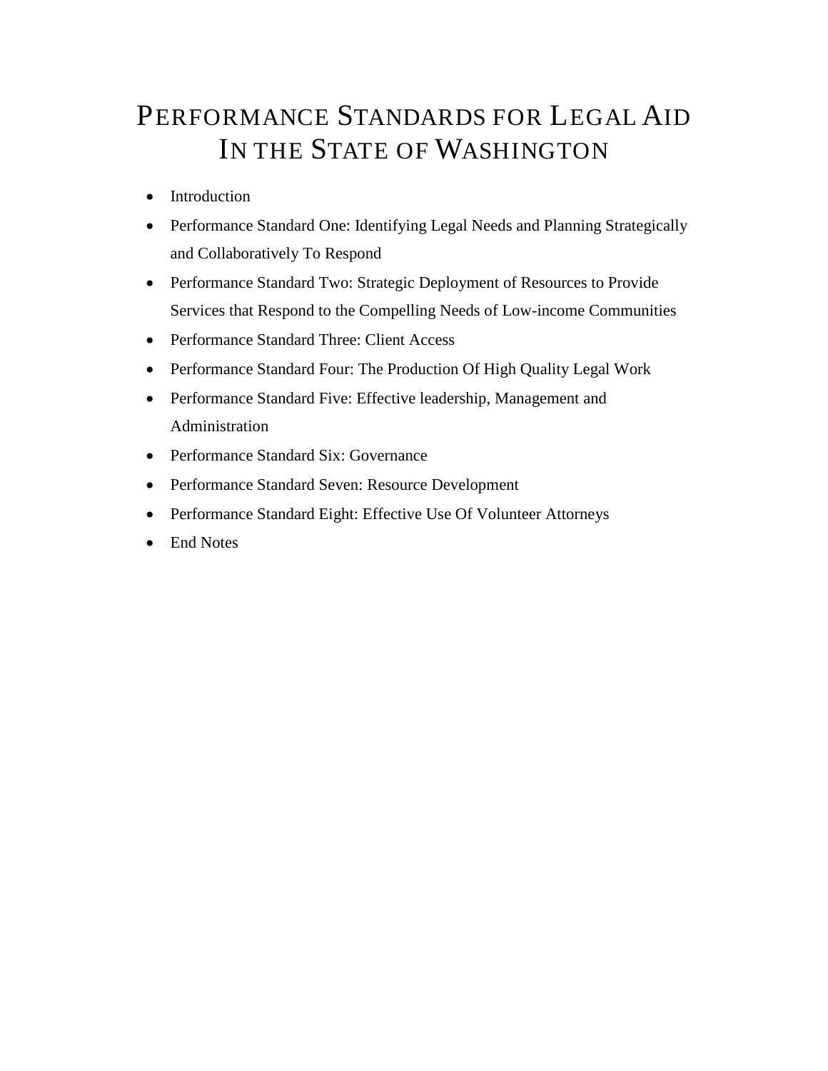# PERFORMANCE STANDARDS FOR LEGAL AID IN THE STATE OF WASHINGTON

- Introduction
- Performance Standard One: Identifying Legal Needs and Planning Strategically and Collaboratively To Respond
- Performance Standard Two: Strategic Deployment of Resources to Provide Services that Respond to the Compelling Needs of Low-income Communities
- Performance Standard Three: Client Access
- Performance Standard Four: The Production Of High Quality Legal Work
- Performance Standard Five: Effective leadership, Management and Administration
- Performance Standard Six: Governance
- Performance Standard Seven: Resource Development
- Performance Standard Eight: Effective Use Of Volunteer Attorneys
- End Notes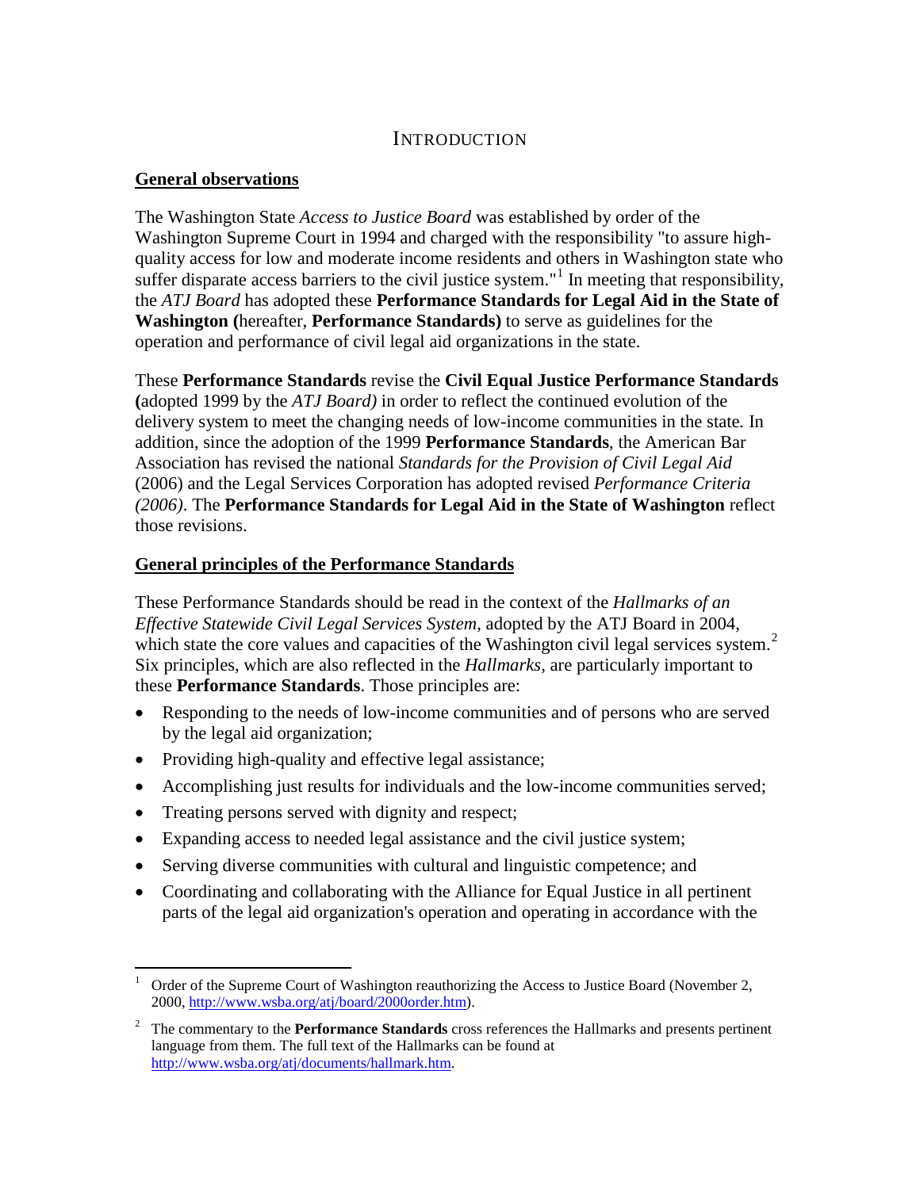# INTRODUCTION

**General observations**

The Washington State *Access to Justice Board* was established by order of the Washington Supreme Court in 1994 and charged with the responsibility "to assure high-quality access for low and moderate income residents and others in Washington state who suffer disparate access barriers to the civil justice system."[1] In meeting that responsibility, the *ATJ Board* has adopted these **Performance Standards for Legal Aid in the State of Washington (**hereafter, **Performance Standards)** to serve as guidelines for the operation and performance of civil legal aid organizations in the state.

These **Performance Standards** revise the **Civil Equal Justice Performance Standards (**adopted 1999 by the *ATJ Board)* in order to reflect the continued evolution of the delivery system to meet the changing needs of low-income communities in the state. In addition, since the adoption of the 1999 **Performance Standards**, the American Bar Association has revised the national *Standards for the Provision of Civil Legal Aid* (2006) and the Legal Services Corporation has adopted revised *Performance Criteria (2006)*. The **Performance Standards for Legal Aid in the State of Washington** reflect those revisions.

**General principles of the Performance Standards**

These Performance Standards should be read in the context of the *Hallmarks of an Effective Statewide Civil Legal Services System*, adopted by the ATJ Board in 2004, which state the core values and capacities of the Washington civil legal services system.[2] Six principles, which are also reflected in the *Hallmarks*, are particularly important to these **Performance Standards**. Those principles are:

- Responding to the needs of low-income communities and of persons who are served by the legal aid organization;
- Providing high-quality and effective legal assistance;
- Accomplishing just results for individuals and the low-income communities served;
- Treating persons served with dignity and respect;
- Expanding access to needed legal assistance and the civil justice system;
- Serving diverse communities with cultural and linguistic competence; and
- Coordinating and collaborating with the Alliance for Equal Justice in all pertinent parts of the legal aid organization's operation and operating in accordance with the

---

[1] Order of the Supreme Court of Washington reauthorizing the Access to Justice Board (November 2, 2000, http://www.wsba.org/atj/board/2000order.htm).

[2] The commentary to the **Performance Standards** cross references the Hallmarks and presents pertinent language from them. The full text of the Hallmarks can be found at http://www.wsba.org/atj/documents/hallmark.htm.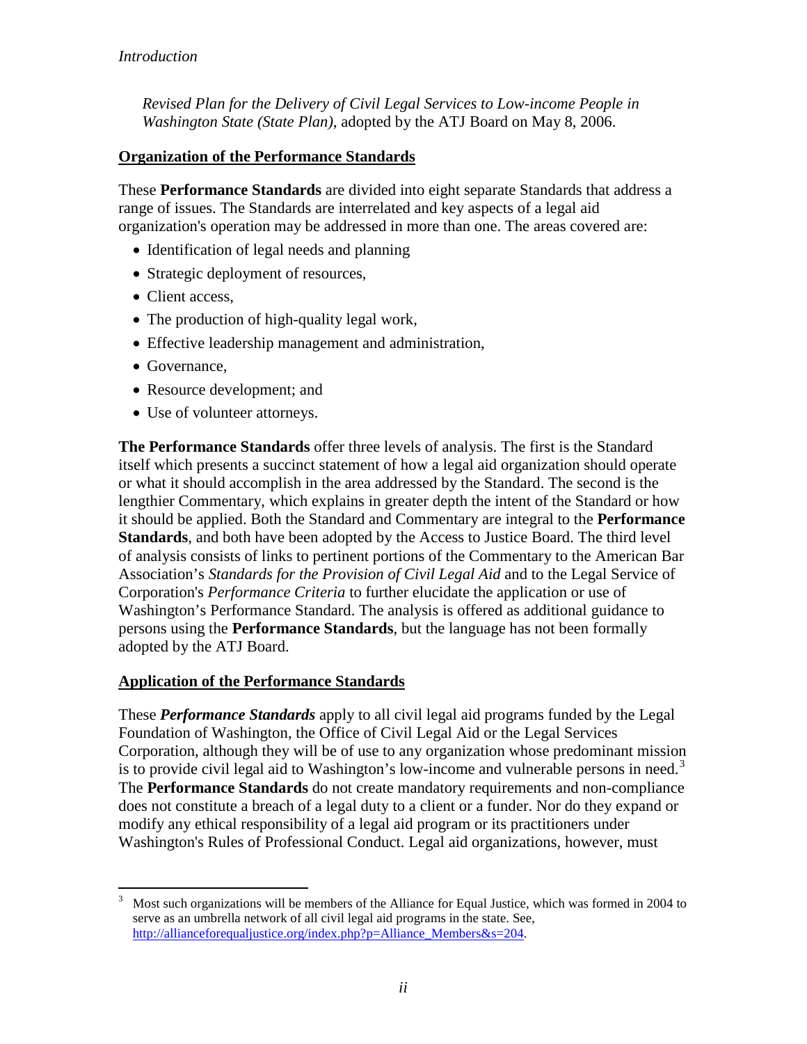*Revised Plan for the Delivery of Civil Legal Services to Low-income People in Washington State (State Plan)*, adopted by the ATJ Board on May 8, 2006.

**Organization of the Performance Standards**

These **Performance Standards** are divided into eight separate Standards that address a range of issues. The Standards are interrelated and key aspects of a legal aid organization's operation may be addressed in more than one. The areas covered are:

- Identification of legal needs and planning
- Strategic deployment of resources,
- Client access,
- The production of high-quality legal work,
- Effective leadership management and administration,
- Governance,
- Resource development; and
- Use of volunteer attorneys.

**The Performance Standards** offer three levels of analysis. The first is the Standard itself which presents a succinct statement of how a legal aid organization should operate or what it should accomplish in the area addressed by the Standard. The second is the lengthier Commentary, which explains in greater depth the intent of the Standard or how it should be applied. Both the Standard and Commentary are integral to the **Performance Standards**, and both have been adopted by the Access to Justice Board. The third level of analysis consists of links to pertinent portions of the Commentary to the American Bar Association's *Standards for the Provision of Civil Legal Aid* and to the Legal Service of Corporation's *Performance Criteria* to further elucidate the application or use of Washington's Performance Standard. The analysis is offered as additional guidance to persons using the **Performance Standards**, but the language has not been formally adopted by the ATJ Board.

**Application of the Performance Standards**

These ***Performance Standards*** apply to all civil legal aid programs funded by the Legal Foundation of Washington, the Office of Civil Legal Aid or the Legal Services Corporation, although they will be of use to any organization whose predominant mission is to provide civil legal aid to Washington's low-income and vulnerable persons in need.[3] The **Performance Standards** do not create mandatory requirements and non-compliance does not constitute a breach of a legal duty to a client or a funder. Nor do they expand or modify any ethical responsibility of a legal aid program or its practitioners under Washington's Rules of Professional Conduct. Legal aid organizations, however, must

---

[3] Most such organizations will be members of the Alliance for Equal Justice, which was formed in 2004 to serve as an umbrella network of all civil legal aid programs in the state. See, http://allianceforequaljustice.org/index.php?p=Alliance_Members&s=204.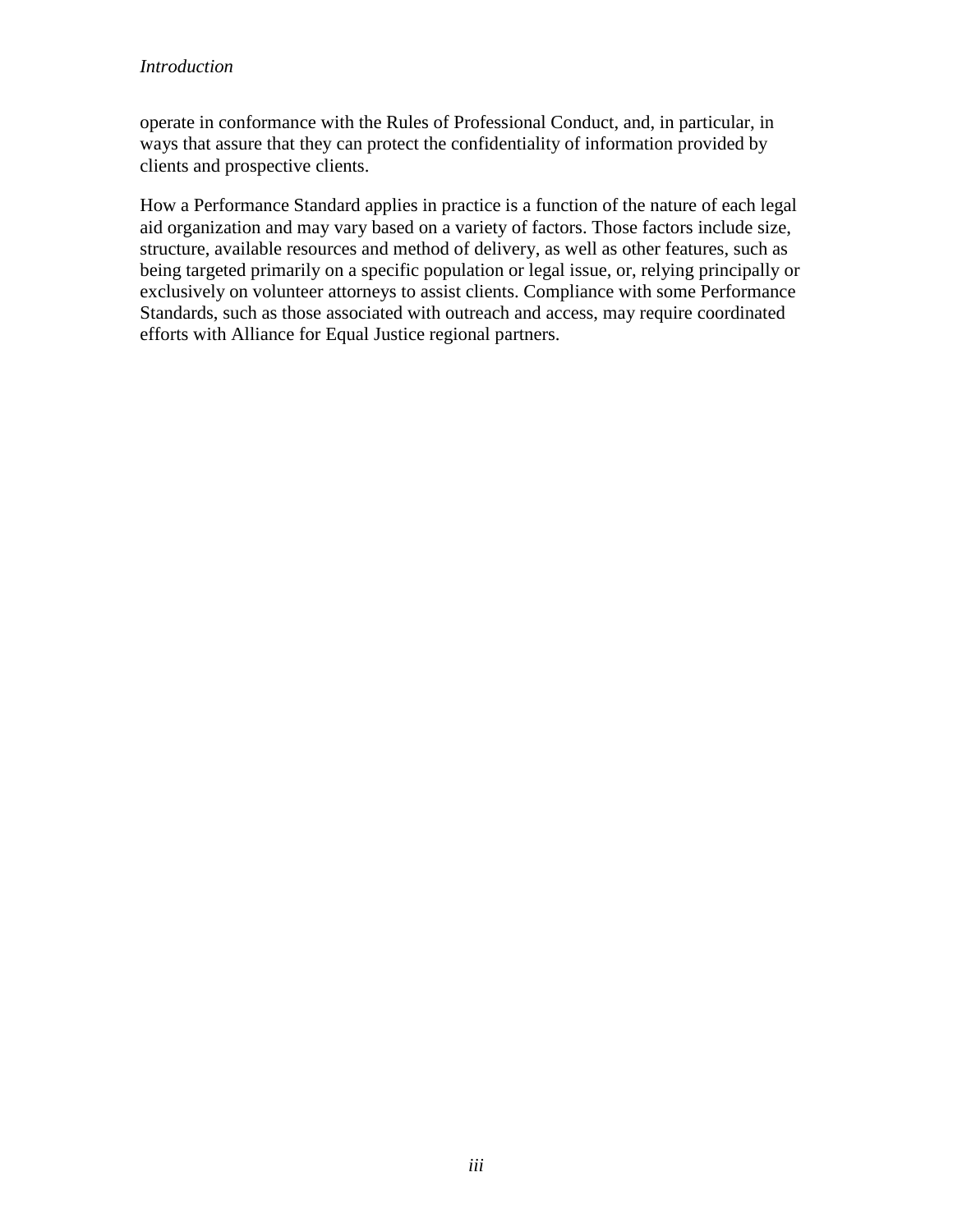operate in conformance with the Rules of Professional Conduct, and, in particular, in ways that assure that they can protect the confidentiality of information provided by clients and prospective clients.

How a Performance Standard applies in practice is a function of the nature of each legal aid organization and may vary based on a variety of factors. Those factors include size, structure, available resources and method of delivery, as well as other features, such as being targeted primarily on a specific population or legal issue, or, relying principally or exclusively on volunteer attorneys to assist clients. Compliance with some Performance Standards, such as those associated with outreach and access, may require coordinated efforts with Alliance for Equal Justice regional partners.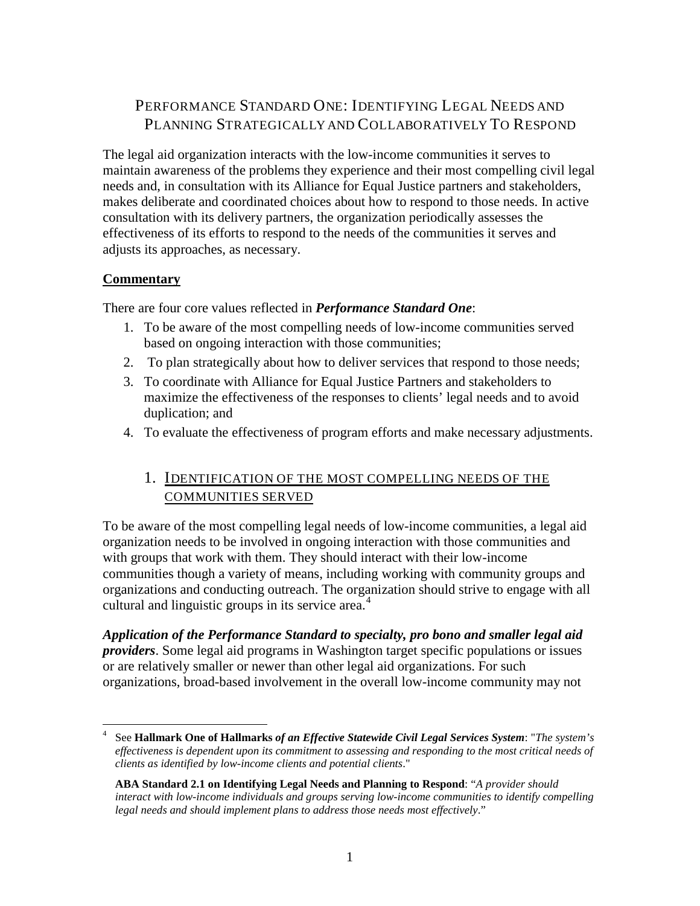## Performance Standard One: Identifying Legal Needs and Planning Strategically and Collaboratively To Respond

The legal aid organization interacts with the low-income communities it serves to maintain awareness of the problems they experience and their most compelling civil legal needs and, in consultation with its Alliance for Equal Justice partners and stakeholders, makes deliberate and coordinated choices about how to respond to those needs. In active consultation with its delivery partners, the organization periodically assesses the effectiveness of its efforts to respond to the needs of the communities it serves and adjusts its approaches, as necessary.

**Commentary**

There are four core values reflected in ***Performance Standard One***:

1. To be aware of the most compelling needs of low-income communities served based on ongoing interaction with those communities;
2. To plan strategically about how to deliver services that respond to those needs;
3. To coordinate with Alliance for Equal Justice Partners and stakeholders to maximize the effectiveness of the responses to clients' legal needs and to avoid duplication; and
4. To evaluate the effectiveness of program efforts and make necessary adjustments.

### 1. Identification of the Most Compelling Needs of the Communities Served

To be aware of the most compelling legal needs of low-income communities, a legal aid organization needs to be involved in ongoing interaction with those communities and with groups that work with them. They should interact with their low-income communities though a variety of means, including working with community groups and organizations and conducting outreach. The organization should strive to engage with all cultural and linguistic groups in its service area.[4]

***Application of the Performance Standard to specialty, pro bono and smaller legal aid providers***. Some legal aid programs in Washington target specific populations or issues or are relatively smaller or newer than other legal aid organizations. For such organizations, broad-based involvement in the overall low-income community may not

---

[4] See **Hallmark One of Hallmarks *of an Effective Statewide Civil Legal Services System***: "*The system's effectiveness is dependent upon its commitment to assessing and responding to the most critical needs of clients as identified by low-income clients and potential clients*."

**ABA Standard 2.1 on Identifying Legal Needs and Planning to Respond**: "*A provider should interact with low-income individuals and groups serving low-income communities to identify compelling legal needs and should implement plans to address those needs most effectively*."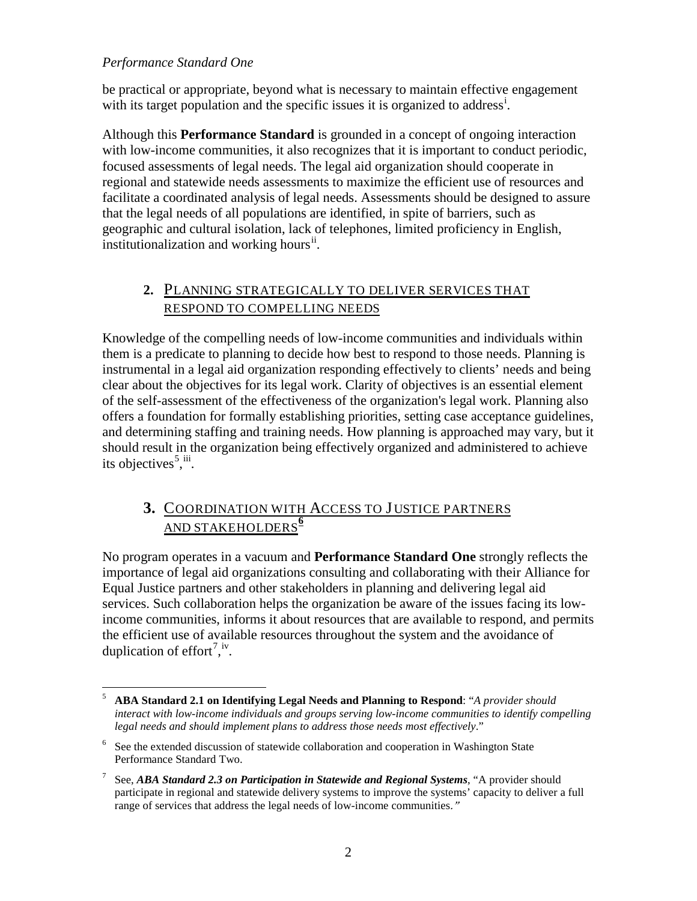be practical or appropriate, beyond what is necessary to maintain effective engagement with its target population and the specific issues it is organized to address[i].

Although this **Performance Standard** is grounded in a concept of ongoing interaction with low-income communities, it also recognizes that it is important to conduct periodic, focused assessments of legal needs. The legal aid organization should cooperate in regional and statewide needs assessments to maximize the efficient use of resources and facilitate a coordinated analysis of legal needs. Assessments should be designed to assure that the legal needs of all populations are identified, in spite of barriers, such as geographic and cultural isolation, lack of telephones, limited proficiency in English, institutionalization and working hours[ii].

## 2. PLANNING STRATEGICALLY TO DELIVER SERVICES THAT RESPOND TO COMPELLING NEEDS

Knowledge of the compelling needs of low-income communities and individuals within them is a predicate to planning to decide how best to respond to those needs. Planning is instrumental in a legal aid organization responding effectively to clients' needs and being clear about the objectives for its legal work. Clarity of objectives is an essential element of the self-assessment of the effectiveness of the organization's legal work. Planning also offers a foundation for formally establishing priorities, setting case acceptance guidelines, and determining staffing and training needs. How planning is approached may vary, but it should result in the organization being effectively organized and administered to achieve its objectives[5],[iii].

## 3. COORDINATION WITH ACCESS TO JUSTICE PARTNERS AND STAKEHOLDERS[6]

No program operates in a vacuum and **Performance Standard One** strongly reflects the importance of legal aid organizations consulting and collaborating with their Alliance for Equal Justice partners and other stakeholders in planning and delivering legal aid services. Such collaboration helps the organization be aware of the issues facing its low-income communities, informs it about resources that are available to respond, and permits the efficient use of available resources throughout the system and the avoidance of duplication of effort[7],[iv].

---

[5] **ABA Standard 2.1 on Identifying Legal Needs and Planning to Respond**: "*A provider should interact with low-income individuals and groups serving low-income communities to identify compelling legal needs and should implement plans to address those needs most effectively*."

[6] See the extended discussion of statewide collaboration and cooperation in Washington State Performance Standard Two.

[7] See, ***ABA Standard 2.3 on Participation in Statewide and Regional Systems***, "A provider should participate in regional and statewide delivery systems to improve the systems' capacity to deliver a full range of services that address the legal needs of low-income communities.*"*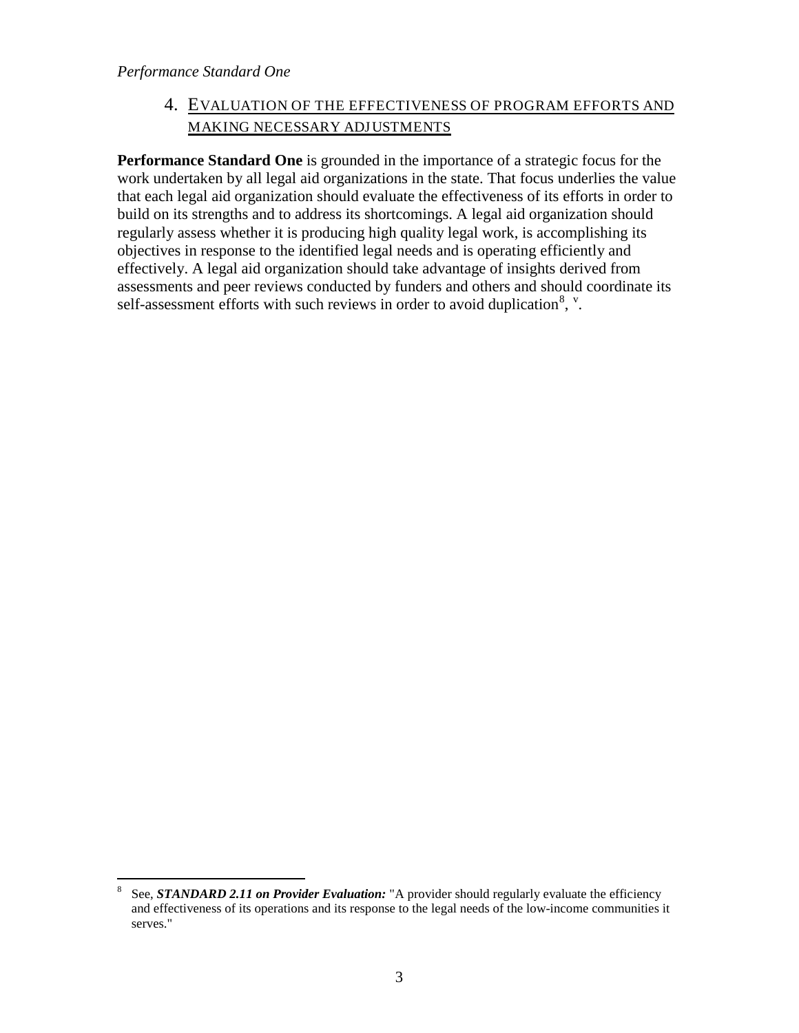*Performance Standard One*

## 4. EVALUATION OF THE EFFECTIVENESS OF PROGRAM EFFORTS AND MAKING NECESSARY ADJUSTMENTS

**Performance Standard One** is grounded in the importance of a strategic focus for the work undertaken by all legal aid organizations in the state. That focus underlies the value that each legal aid organization should evaluate the effectiveness of its efforts in order to build on its strengths and to address its shortcomings. A legal aid organization should regularly assess whether it is producing high quality legal work, is accomplishing its objectives in response to the identified legal needs and is operating efficiently and effectively. A legal aid organization should take advantage of insights derived from assessments and peer reviews conducted by funders and others and should coordinate its self-assessment efforts with such reviews in order to avoid duplication[8], [v].

---

[8] See, ***STANDARD 2.11 on Provider Evaluation:*** "A provider should regularly evaluate the efficiency and effectiveness of its operations and its response to the legal needs of the low-income communities it serves."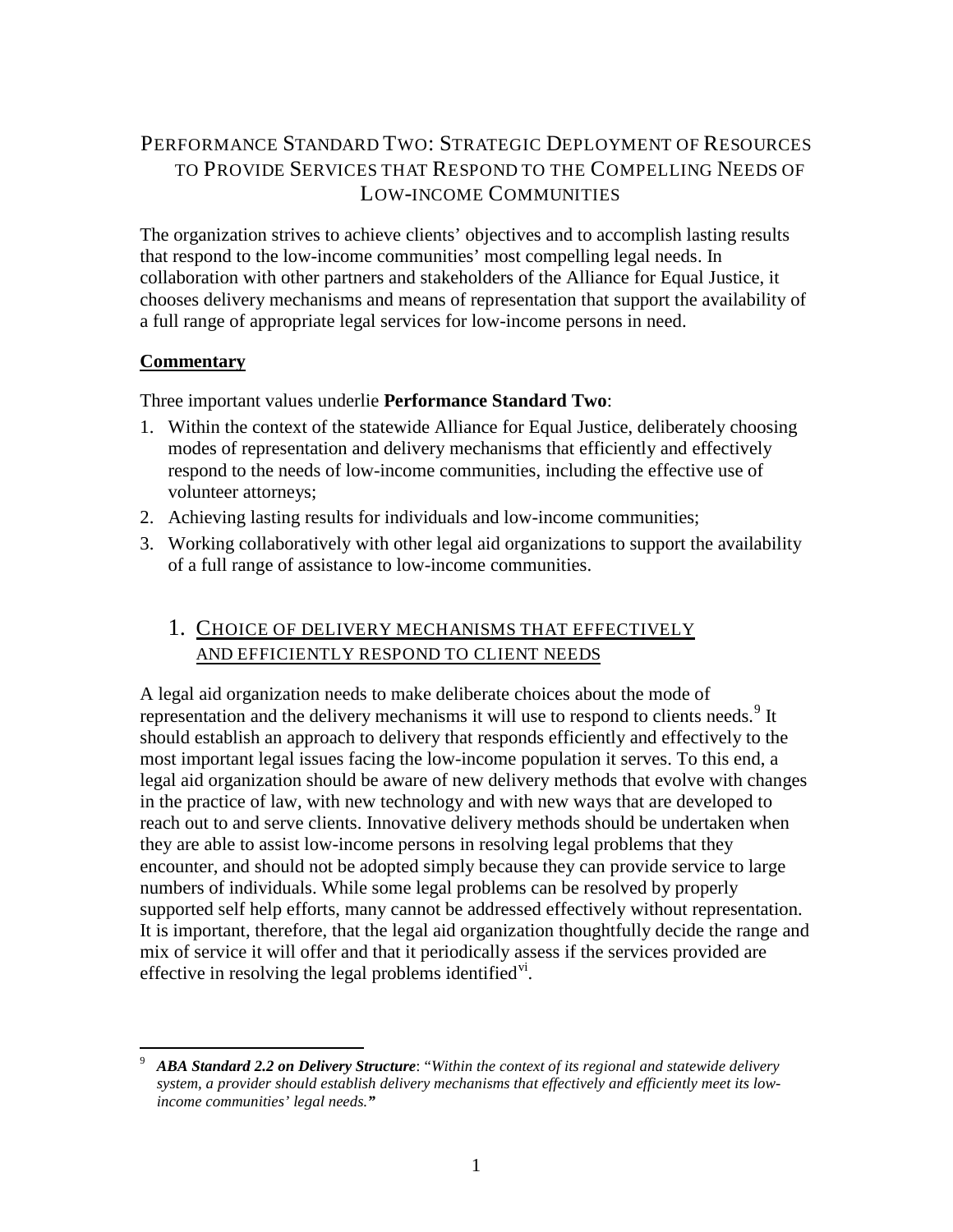# Performance Standard Two: Strategic Deployment of Resources to Provide Services that Respond to the Compelling Needs of Low-income Communities

The organization strives to achieve clients' objectives and to accomplish lasting results that respond to the low-income communities' most compelling legal needs. In collaboration with other partners and stakeholders of the Alliance for Equal Justice, it chooses delivery mechanisms and means of representation that support the availability of a full range of appropriate legal services for low-income persons in need.

**Commentary**

Three important values underlie **Performance Standard Two**:

1. Within the context of the statewide Alliance for Equal Justice, deliberately choosing modes of representation and delivery mechanisms that efficiently and effectively respond to the needs of low-income communities, including the effective use of volunteer attorneys;
2. Achieving lasting results for individuals and low-income communities;
3. Working collaboratively with other legal aid organizations to support the availability of a full range of assistance to low-income communities.

## 1. Choice of delivery mechanisms that effectively and efficiently respond to client needs

A legal aid organization needs to make deliberate choices about the mode of representation and the delivery mechanisms it will use to respond to clients needs.[9] It should establish an approach to delivery that responds efficiently and effectively to the most important legal issues facing the low-income population it serves. To this end, a legal aid organization should be aware of new delivery methods that evolve with changes in the practice of law, with new technology and with new ways that are developed to reach out to and serve clients. Innovative delivery methods should be undertaken when they are able to assist low-income persons in resolving legal problems that they encounter, and should not be adopted simply because they can provide service to large numbers of individuals. While some legal problems can be resolved by properly supported self help efforts, many cannot be addressed effectively without representation. It is important, therefore, that the legal aid organization thoughtfully decide the range and mix of service it will offer and that it periodically assess if the services provided are effective in resolving the legal problems identified[vi].

[9] ***ABA Standard 2.2 on Delivery Structure***: "*Within the context of its regional and statewide delivery system, a provider should establish delivery mechanisms that effectively and efficiently meet its low-income communities' legal needs.*"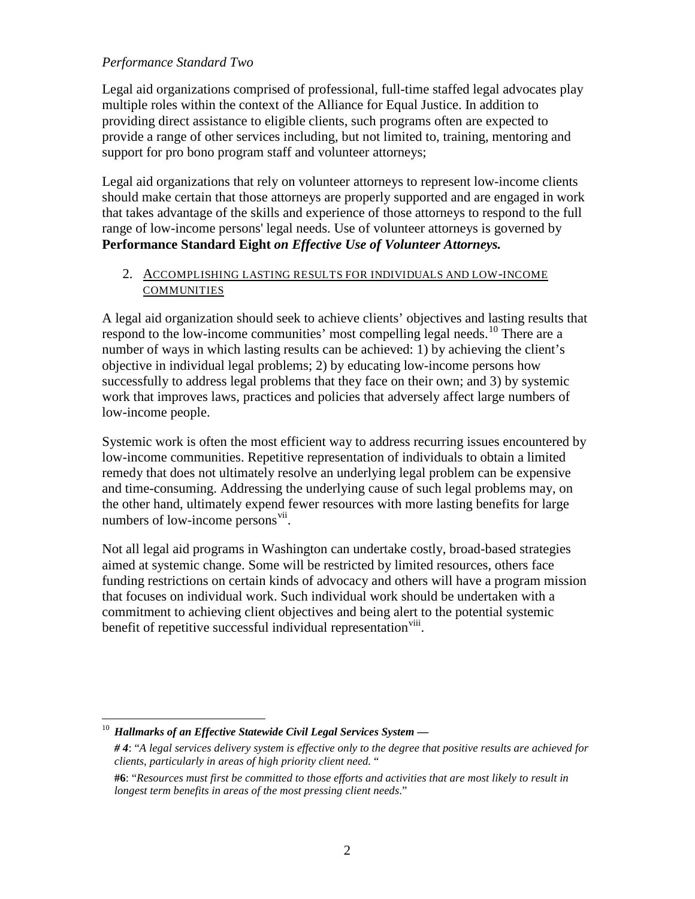*Performance Standard Two*

Legal aid organizations comprised of professional, full-time staffed legal advocates play multiple roles within the context of the Alliance for Equal Justice. In addition to providing direct assistance to eligible clients, such programs often are expected to provide a range of other services including, but not limited to, training, mentoring and support for pro bono program staff and volunteer attorneys;

Legal aid organizations that rely on volunteer attorneys to represent low-income clients should make certain that those attorneys are properly supported and are engaged in work that takes advantage of the skills and experience of those attorneys to respond to the full range of low-income persons' legal needs. Use of volunteer attorneys is governed by **Performance Standard Eight** ***on Effective Use of Volunteer Attorneys.***

2. ACCOMPLISHING LASTING RESULTS FOR INDIVIDUALS AND LOW-INCOME COMMUNITIES

A legal aid organization should seek to achieve clients' objectives and lasting results that respond to the low-income communities' most compelling legal needs.[10] There are a number of ways in which lasting results can be achieved: 1) by achieving the client's objective in individual legal problems; 2) by educating low-income persons how successfully to address legal problems that they face on their own; and 3) by systemic work that improves laws, practices and policies that adversely affect large numbers of low-income people.

Systemic work is often the most efficient way to address recurring issues encountered by low-income communities. Repetitive representation of individuals to obtain a limited remedy that does not ultimately resolve an underlying legal problem can be expensive and time-consuming. Addressing the underlying cause of such legal problems may, on the other hand, ultimately expend fewer resources with more lasting benefits for large numbers of low-income persons[vii].

Not all legal aid programs in Washington can undertake costly, broad-based strategies aimed at systemic change. Some will be restricted by limited resources, others face funding restrictions on certain kinds of advocacy and others will have a program mission that focuses on individual work. Such individual work should be undertaken with a commitment to achieving client objectives and being alert to the potential systemic benefit of repetitive successful individual representation[viii].

---

[10] ***Hallmarks of an Effective Statewide Civil Legal Services System —***

***# 4***: "*A legal services delivery system is effective only to the degree that positive results are achieved for clients, particularly in areas of high priority client need.* "

**#6**: "*Resources must first be committed to those efforts and activities that are most likely to result in longest term benefits in areas of the most pressing client needs*."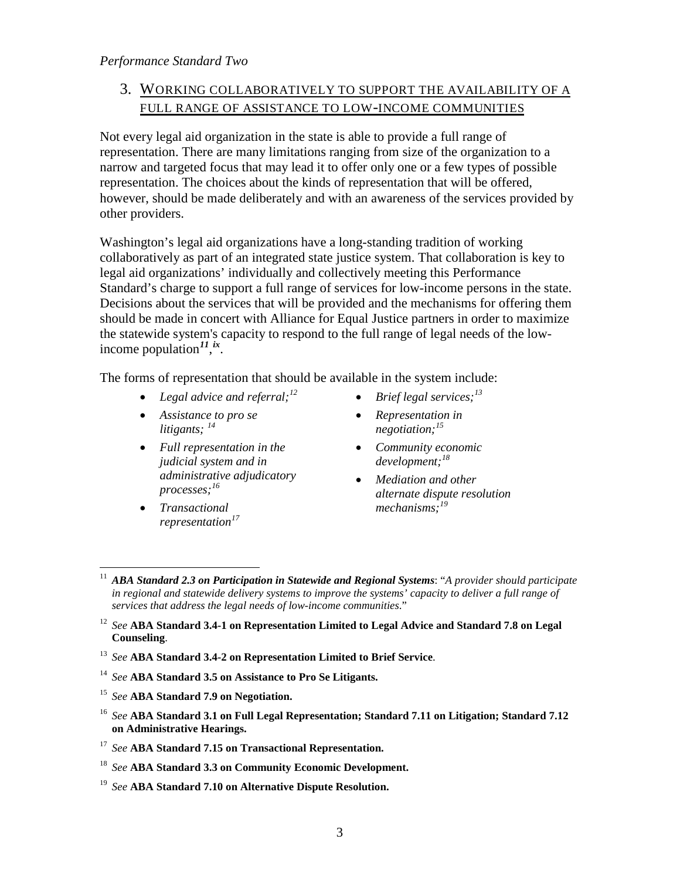*Performance Standard Two*

## 3. WORKING COLLABORATIVELY TO SUPPORT THE AVAILABILITY OF A FULL RANGE OF ASSISTANCE TO LOW-INCOME COMMUNITIES

Not every legal aid organization in the state is able to provide a full range of representation. There are many limitations ranging from size of the organization to a narrow and targeted focus that may lead it to offer only one or a few types of possible representation. The choices about the kinds of representation that will be offered, however, should be made deliberately and with an awareness of the services provided by other providers.

Washington's legal aid organizations have a long-standing tradition of working collaboratively as part of an integrated state justice system. That collaboration is key to legal aid organizations' individually and collectively meeting this Performance Standard's charge to support a full range of services for low-income persons in the state. Decisions about the services that will be provided and the mechanisms for offering them should be made in concert with Alliance for Equal Justice partners in order to maximize the statewide system's capacity to respond to the full range of legal needs of the low-income population[11],[ix].

The forms of representation that should be available in the system include:

- *Legal advice and referral;*[12]
- *Assistance to pro se litigants;* [14]
- *Full representation in the judicial system and in administrative adjudicatory processes;*[16]
- *Transactional representation*[17]
- *Brief legal services;*[13]
- *Representation in negotiation;*[15]
- *Community economic development;*[18]
- *Mediation and other alternate dispute resolution mechanisms;*[19]

---

[11] ***ABA Standard 2.3 on Participation in Statewide and Regional Systems***: "*A provider should participate in regional and statewide delivery systems to improve the systems' capacity to deliver a full range of services that address the legal needs of low-income communities*."

[12] *See* **ABA Standard 3.4-1 on Representation Limited to Legal Advice and Standard 7.8 on Legal Counseling**.

[13] *See* **ABA Standard 3.4-2 on Representation Limited to Brief Service**.

[14] *See* **ABA Standard 3.5 on Assistance to Pro Se Litigants.**

[15] *See* **ABA Standard 7.9 on Negotiation.**

[16] *See* **ABA Standard 3.1 on Full Legal Representation; Standard 7.11 on Litigation; Standard 7.12 on Administrative Hearings.**

[17] *See* **ABA Standard 7.15 on Transactional Representation.**

[18] *See* **ABA Standard 3.3 on Community Economic Development.**

[19] *See* **ABA Standard 7.10 on Alternative Dispute Resolution.**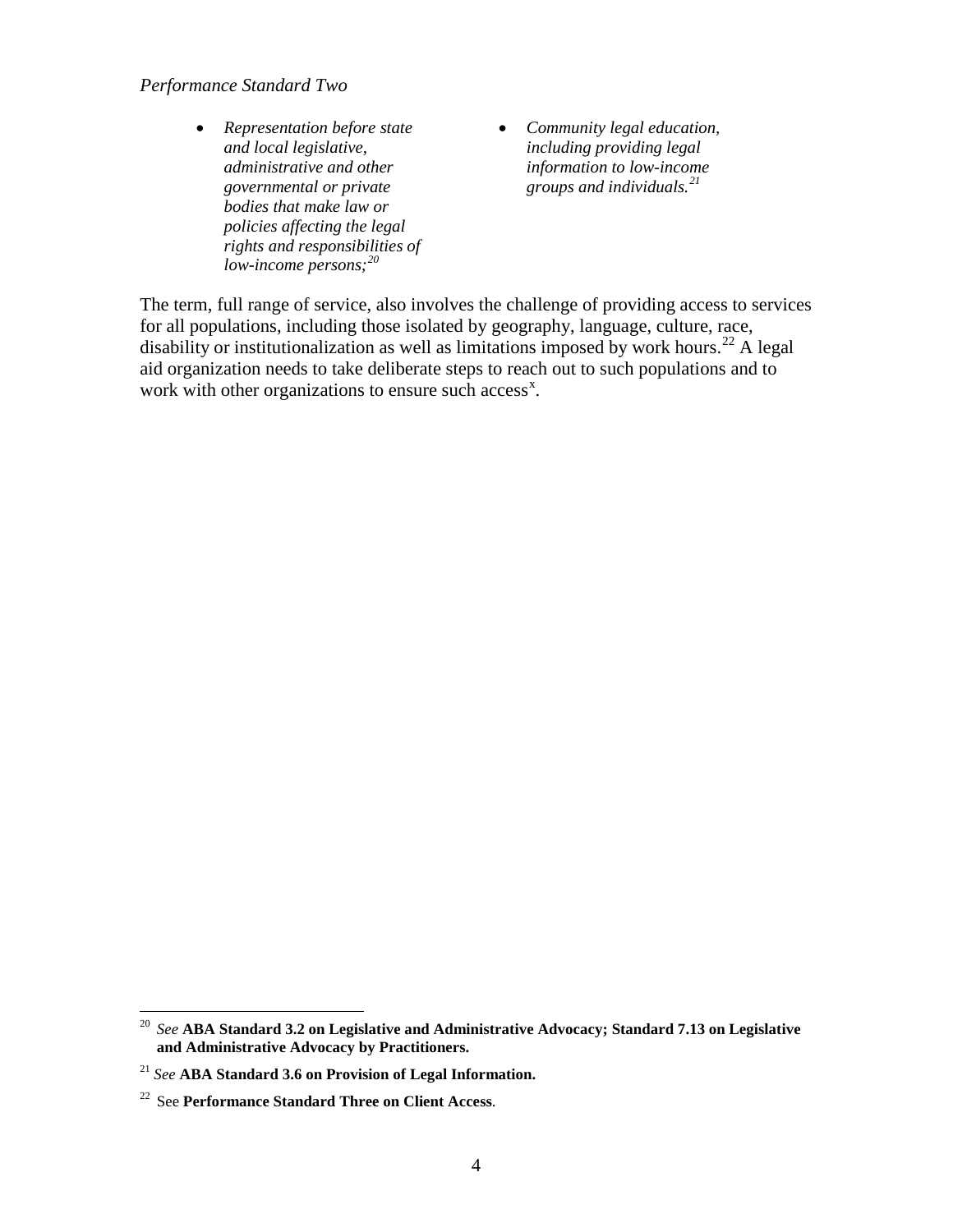*Performance Standard Two*

- *Representation before state and local legislative, administrative and other governmental or private bodies that make law or policies affecting the legal rights and responsibilities of low-income persons;*[20]
- *Community legal education, including providing legal information to low-income groups and individuals.*[21]

The term, full range of service, also involves the challenge of providing access to services for all populations, including those isolated by geography, language, culture, race, disability or institutionalization as well as limitations imposed by work hours.[22] A legal aid organization needs to take deliberate steps to reach out to such populations and to work with other organizations to ensure such access[x].

---

[20] *See* **ABA Standard 3.2 on Legislative and Administrative Advocacy; Standard 7.13 on Legislative and Administrative Advocacy by Practitioners.**

[21] *See* **ABA Standard 3.6 on Provision of Legal Information.**

[22] See **Performance Standard Three on Client Access**.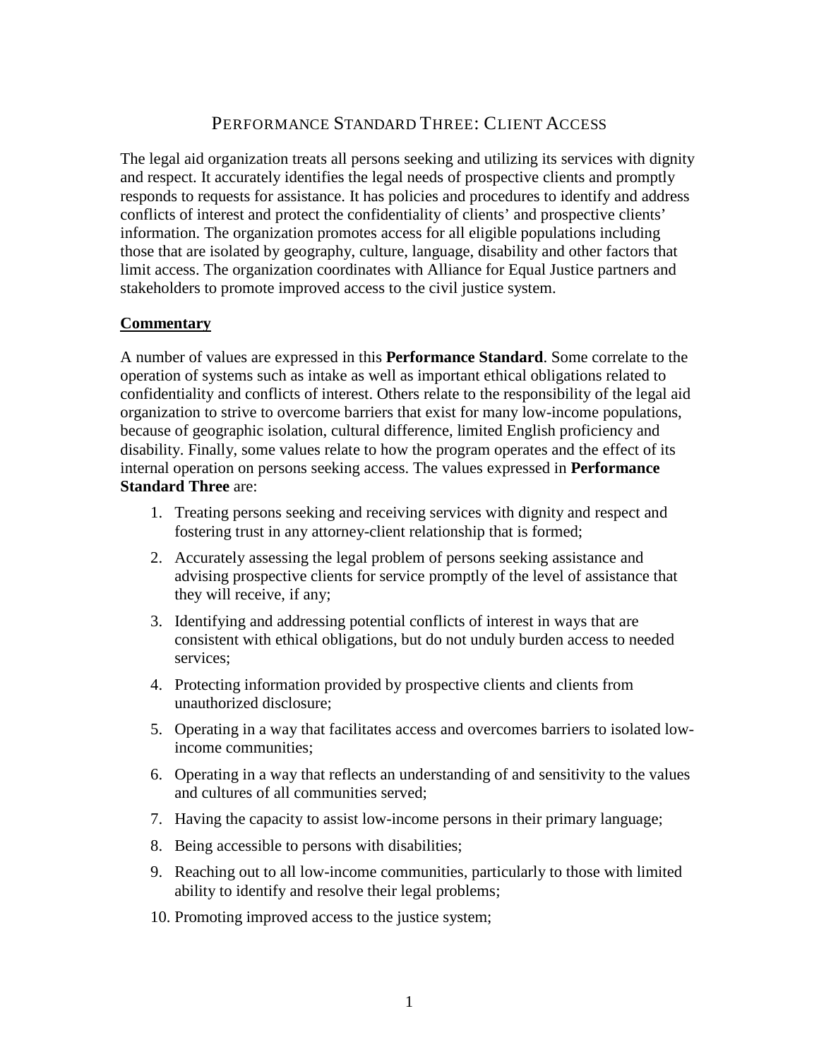# PERFORMANCE STANDARD THREE: CLIENT ACCESS

The legal aid organization treats all persons seeking and utilizing its services with dignity and respect. It accurately identifies the legal needs of prospective clients and promptly responds to requests for assistance. It has policies and procedures to identify and address conflicts of interest and protect the confidentiality of clients' and prospective clients' information. The organization promotes access for all eligible populations including those that are isolated by geography, culture, language, disability and other factors that limit access. The organization coordinates with Alliance for Equal Justice partners and stakeholders to promote improved access to the civil justice system.

## Commentary

A number of values are expressed in this **Performance Standard**. Some correlate to the operation of systems such as intake as well as important ethical obligations related to confidentiality and conflicts of interest. Others relate to the responsibility of the legal aid organization to strive to overcome barriers that exist for many low-income populations, because of geographic isolation, cultural difference, limited English proficiency and disability. Finally, some values relate to how the program operates and the effect of its internal operation on persons seeking access. The values expressed in **Performance Standard Three** are:

1. Treating persons seeking and receiving services with dignity and respect and fostering trust in any attorney-client relationship that is formed;
2. Accurately assessing the legal problem of persons seeking assistance and advising prospective clients for service promptly of the level of assistance that they will receive, if any;
3. Identifying and addressing potential conflicts of interest in ways that are consistent with ethical obligations, but do not unduly burden access to needed services;
4. Protecting information provided by prospective clients and clients from unauthorized disclosure;
5. Operating in a way that facilitates access and overcomes barriers to isolated low-income communities;
6. Operating in a way that reflects an understanding of and sensitivity to the values and cultures of all communities served;
7. Having the capacity to assist low-income persons in their primary language;
8. Being accessible to persons with disabilities;
9. Reaching out to all low-income communities, particularly to those with limited ability to identify and resolve their legal problems;
10. Promoting improved access to the justice system;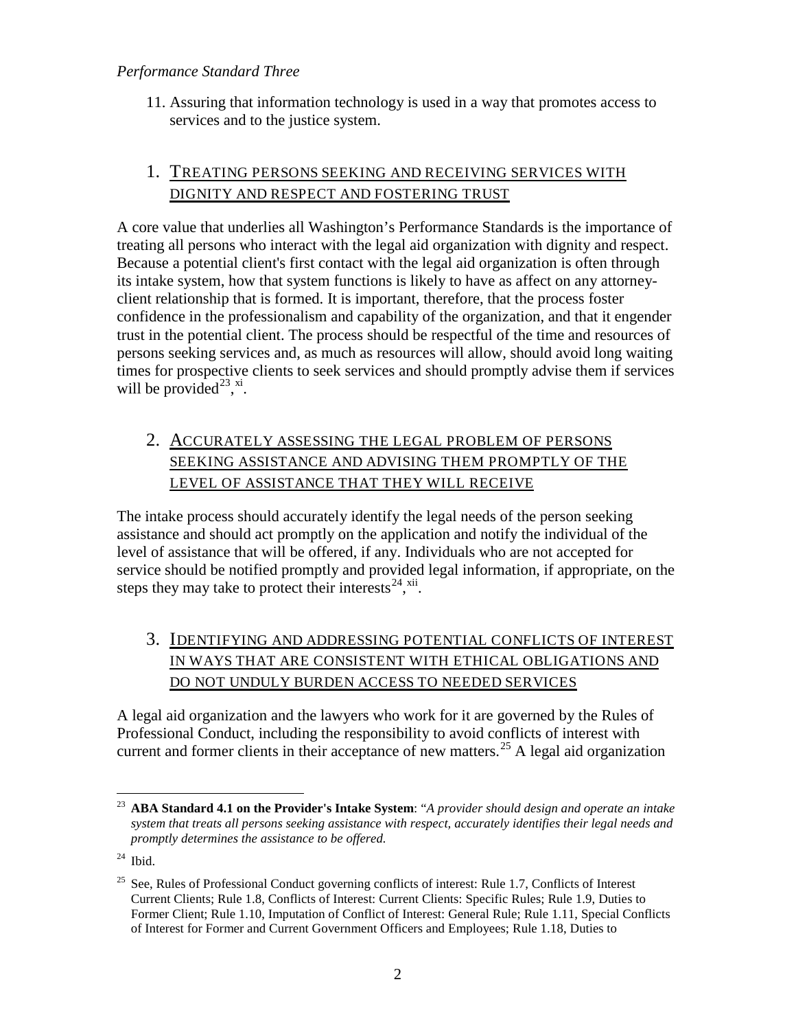*Performance Standard Three*

11. Assuring that information technology is used in a way that promotes access to services and to the justice system.

## 1. TREATING PERSONS SEEKING AND RECEIVING SERVICES WITH DIGNITY AND RESPECT AND FOSTERING TRUST

A core value that underlies all Washington's Performance Standards is the importance of treating all persons who interact with the legal aid organization with dignity and respect. Because a potential client's first contact with the legal aid organization is often through its intake system, how that system functions is likely to have as affect on any attorney-client relationship that is formed. It is important, therefore, that the process foster confidence in the professionalism and capability of the organization, and that it engender trust in the potential client. The process should be respectful of the time and resources of persons seeking services and, as much as resources will allow, should avoid long waiting times for prospective clients to seek services and should promptly advise them if services will be provided[23],[xi].

## 2. ACCURATELY ASSESSING THE LEGAL PROBLEM OF PERSONS SEEKING ASSISTANCE AND ADVISING THEM PROMPTLY OF THE LEVEL OF ASSISTANCE THAT THEY WILL RECEIVE

The intake process should accurately identify the legal needs of the person seeking assistance and should act promptly on the application and notify the individual of the level of assistance that will be offered, if any. Individuals who are not accepted for service should be notified promptly and provided legal information, if appropriate, on the steps they may take to protect their interests[24],[xii].

## 3. IDENTIFYING AND ADDRESSING POTENTIAL CONFLICTS OF INTEREST IN WAYS THAT ARE CONSISTENT WITH ETHICAL OBLIGATIONS AND DO NOT UNDULY BURDEN ACCESS TO NEEDED SERVICES

A legal aid organization and the lawyers who work for it are governed by the Rules of Professional Conduct, including the responsibility to avoid conflicts of interest with current and former clients in their acceptance of new matters.[25] A legal aid organization

---

[23] **ABA Standard 4.1 on the Provider's Intake System**: "*A provider should design and operate an intake system that treats all persons seeking assistance with respect, accurately identifies their legal needs and promptly determines the assistance to be offered.*

[24] Ibid.

[25] See, Rules of Professional Conduct governing conflicts of interest: Rule 1.7, Conflicts of Interest Current Clients; Rule 1.8, Conflicts of Interest: Current Clients: Specific Rules; Rule 1.9, Duties to Former Client; Rule 1.10, Imputation of Conflict of Interest: General Rule; Rule 1.11, Special Conflicts of Interest for Former and Current Government Officers and Employees; Rule 1.18, Duties to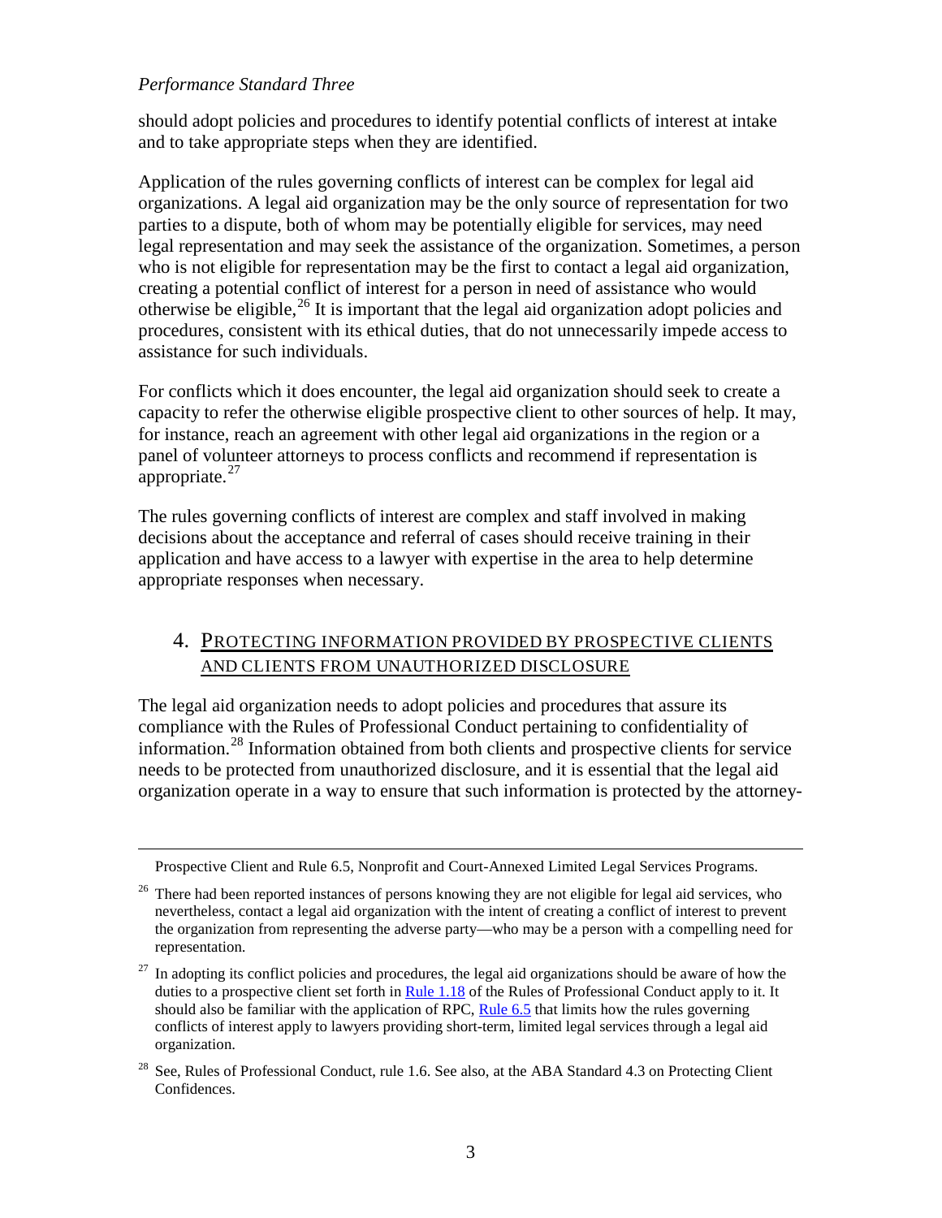should adopt policies and procedures to identify potential conflicts of interest at intake and to take appropriate steps when they are identified.

Application of the rules governing conflicts of interest can be complex for legal aid organizations. A legal aid organization may be the only source of representation for two parties to a dispute, both of whom may be potentially eligible for services, may need legal representation and may seek the assistance of the organization. Sometimes, a person who is not eligible for representation may be the first to contact a legal aid organization, creating a potential conflict of interest for a person in need of assistance who would otherwise be eligible,[26] It is important that the legal aid organization adopt policies and procedures, consistent with its ethical duties, that do not unnecessarily impede access to assistance for such individuals.

For conflicts which it does encounter, the legal aid organization should seek to create a capacity to refer the otherwise eligible prospective client to other sources of help. It may, for instance, reach an agreement with other legal aid organizations in the region or a panel of volunteer attorneys to process conflicts and recommend if representation is appropriate.[27]

The rules governing conflicts of interest are complex and staff involved in making decisions about the acceptance and referral of cases should receive training in their application and have access to a lawyer with expertise in the area to help determine appropriate responses when necessary.

## 4. PROTECTING INFORMATION PROVIDED BY PROSPECTIVE CLIENTS AND CLIENTS FROM UNAUTHORIZED DISCLOSURE

The legal aid organization needs to adopt policies and procedures that assure its compliance with the Rules of Professional Conduct pertaining to confidentiality of information.[28] Information obtained from both clients and prospective clients for service needs to be protected from unauthorized disclosure, and it is essential that the legal aid organization operate in a way to ensure that such information is protected by the attorney-

---

Prospective Client and Rule 6.5, Nonprofit and Court-Annexed Limited Legal Services Programs.

[26] There had been reported instances of persons knowing they are not eligible for legal aid services, who nevertheless, contact a legal aid organization with the intent of creating a conflict of interest to prevent the organization from representing the adverse party—who may be a person with a compelling need for representation.

[27] In adopting its conflict policies and procedures, the legal aid organizations should be aware of how the duties to a prospective client set forth in Rule 1.18 of the Rules of Professional Conduct apply to it. It should also be familiar with the application of RPC, Rule 6.5 that limits how the rules governing conflicts of interest apply to lawyers providing short-term, limited legal services through a legal aid organization.

[28] See, Rules of Professional Conduct, rule 1.6. See also, at the ABA Standard 4.3 on Protecting Client Confidences.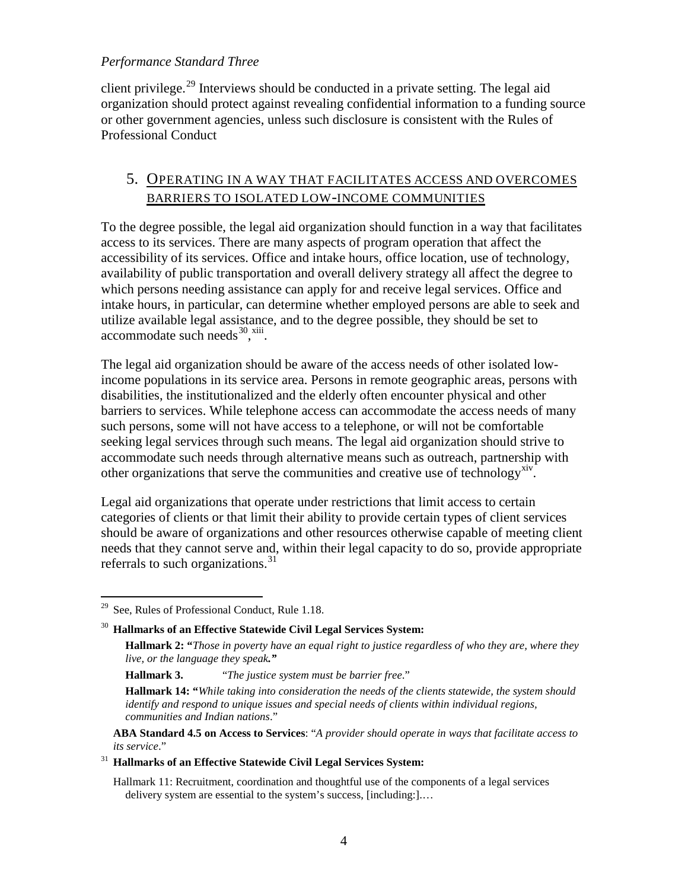client privilege.[29] Interviews should be conducted in a private setting. The legal aid organization should protect against revealing confidential information to a funding source or other government agencies, unless such disclosure is consistent with the Rules of Professional Conduct

## 5. Operating in a Way that Facilitates Access and Overcomes Barriers to Isolated Low-Income Communities

To the degree possible, the legal aid organization should function in a way that facilitates access to its services. There are many aspects of program operation that affect the accessibility of its services. Office and intake hours, office location, use of technology, availability of public transportation and overall delivery strategy all affect the degree to which persons needing assistance can apply for and receive legal services. Office and intake hours, in particular, can determine whether employed persons are able to seek and utilize available legal assistance, and to the degree possible, they should be set to accommodate such needs[30], [xiii].

The legal aid organization should be aware of the access needs of other isolated low-income populations in its service area. Persons in remote geographic areas, persons with disabilities, the institutionalized and the elderly often encounter physical and other barriers to services. While telephone access can accommodate the access needs of many such persons, some will not have access to a telephone, or will not be comfortable seeking legal services through such means. The legal aid organization should strive to accommodate such needs through alternative means such as outreach, partnership with other organizations that serve the communities and creative use of technology[xiv].

Legal aid organizations that operate under restrictions that limit access to certain categories of clients or that limit their ability to provide certain types of client services should be aware of organizations and other resources otherwise capable of meeting client needs that they cannot serve and, within their legal capacity to do so, provide appropriate referrals to such organizations.[31]

---

[29] See, Rules of Professional Conduct, Rule 1.18.

[30] **Hallmarks of an Effective Statewide Civil Legal Services System:**

**Hallmark 2: "***Those in poverty have an equal right to justice regardless of who they are, where they live, or the language they speak.***"**

**Hallmark 3.** "*The justice system must be barrier free*."

**Hallmark 14: "***While taking into consideration the needs of the clients statewide, the system should identify and respond to unique issues and special needs of clients within individual regions, communities and Indian nations*."

**ABA Standard 4.5 on Access to Services**: "*A provider should operate in ways that facilitate access to its service*."

[31] **Hallmarks of an Effective Statewide Civil Legal Services System:**

Hallmark 11: Recruitment, coordination and thoughtful use of the components of a legal services delivery system are essential to the system's success, [including:].…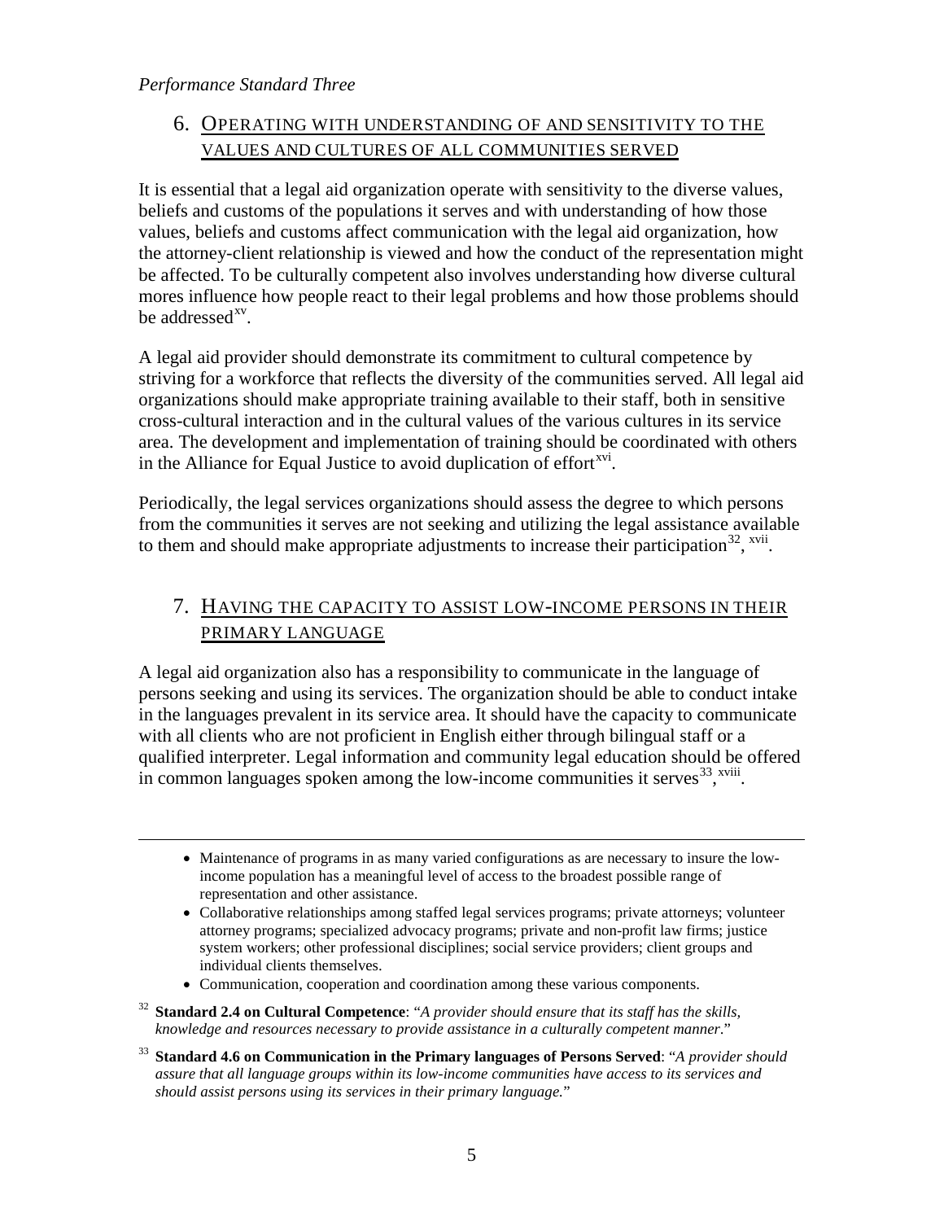*Performance Standard Three*

## 6. OPERATING WITH UNDERSTANDING OF AND SENSITIVITY TO THE VALUES AND CULTURES OF ALL COMMUNITIES SERVED

It is essential that a legal aid organization operate with sensitivity to the diverse values, beliefs and customs of the populations it serves and with understanding of how those values, beliefs and customs affect communication with the legal aid organization, how the attorney-client relationship is viewed and how the conduct of the representation might be affected. To be culturally competent also involves understanding how diverse cultural mores influence how people react to their legal problems and how those problems should be addressed[xv].

A legal aid provider should demonstrate its commitment to cultural competence by striving for a workforce that reflects the diversity of the communities served. All legal aid organizations should make appropriate training available to their staff, both in sensitive cross-cultural interaction and in the cultural values of the various cultures in its service area. The development and implementation of training should be coordinated with others in the Alliance for Equal Justice to avoid duplication of effort[xvi].

Periodically, the legal services organizations should assess the degree to which persons from the communities it serves are not seeking and utilizing the legal assistance available to them and should make appropriate adjustments to increase their participation[32], [xvii].

## 7. HAVING THE CAPACITY TO ASSIST LOW-INCOME PERSONS IN THEIR PRIMARY LANGUAGE

A legal aid organization also has a responsibility to communicate in the language of persons seeking and using its services. The organization should be able to conduct intake in the languages prevalent in its service area. It should have the capacity to communicate with all clients who are not proficient in English either through bilingual staff or a qualified interpreter. Legal information and community legal education should be offered in common languages spoken among the low-income communities it serves[33],[xviii].

---

- Maintenance of programs in as many varied configurations as are necessary to insure the low-income population has a meaningful level of access to the broadest possible range of representation and other assistance.
- Collaborative relationships among staffed legal services programs; private attorneys; volunteer attorney programs; specialized advocacy programs; private and non-profit law firms; justice system workers; other professional disciplines; social service providers; client groups and individual clients themselves.
- Communication, cooperation and coordination among these various components.

[32] **Standard 2.4 on Cultural Competence**: "*A provider should ensure that its staff has the skills, knowledge and resources necessary to provide assistance in a culturally competent manner.*"

[33] **Standard 4.6 on Communication in the Primary languages of Persons Served**: "*A provider should assure that all language groups within its low-income communities have access to its services and should assist persons using its services in their primary language.*"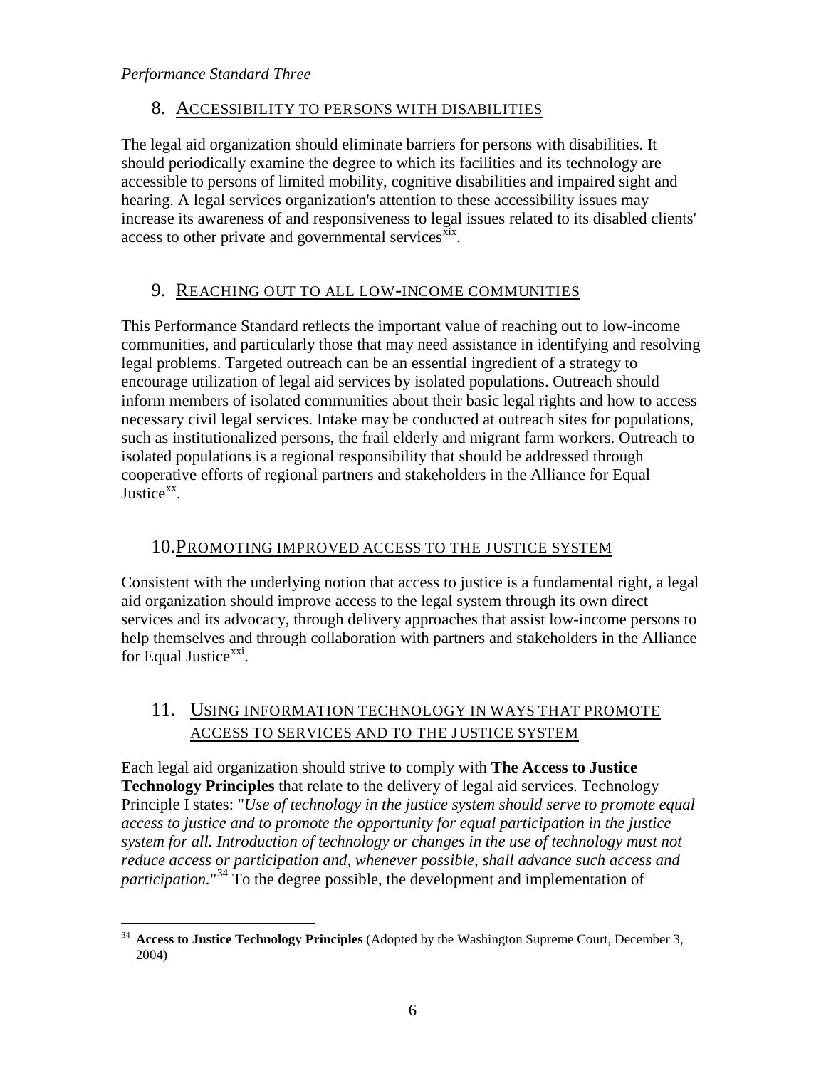*Performance Standard Three*

## 8. ACCESSIBILITY TO PERSONS WITH DISABILITIES

The legal aid organization should eliminate barriers for persons with disabilities. It should periodically examine the degree to which its facilities and its technology are accessible to persons of limited mobility, cognitive disabilities and impaired sight and hearing. A legal services organization's attention to these accessibility issues may increase its awareness of and responsiveness to legal issues related to its disabled clients' access to other private and governmental services[xix].

## 9. REACHING OUT TO ALL LOW-INCOME COMMUNITIES

This Performance Standard reflects the important value of reaching out to low-income communities, and particularly those that may need assistance in identifying and resolving legal problems. Targeted outreach can be an essential ingredient of a strategy to encourage utilization of legal aid services by isolated populations. Outreach should inform members of isolated communities about their basic legal rights and how to access necessary civil legal services. Intake may be conducted at outreach sites for populations, such as institutionalized persons, the frail elderly and migrant farm workers. Outreach to isolated populations is a regional responsibility that should be addressed through cooperative efforts of regional partners and stakeholders in the Alliance for Equal Justice[xx].

## 10. PROMOTING IMPROVED ACCESS TO THE JUSTICE SYSTEM

Consistent with the underlying notion that access to justice is a fundamental right, a legal aid organization should improve access to the legal system through its own direct services and its advocacy, through delivery approaches that assist low-income persons to help themselves and through collaboration with partners and stakeholders in the Alliance for Equal Justice[xxi].

## 11. USING INFORMATION TECHNOLOGY IN WAYS THAT PROMOTE ACCESS TO SERVICES AND TO THE JUSTICE SYSTEM

Each legal aid organization should strive to comply with **The Access to Justice Technology Principles** that relate to the delivery of legal aid services. Technology Principle I states: "*Use of technology in the justice system should serve to promote equal access to justice and to promote the opportunity for equal participation in the justice system for all. Introduction of technology or changes in the use of technology must not reduce access or participation and, whenever possible, shall advance such access and participation.*"[34] To the degree possible, the development and implementation of

---

[34] **Access to Justice Technology Principles** (Adopted by the Washington Supreme Court, December 3, 2004)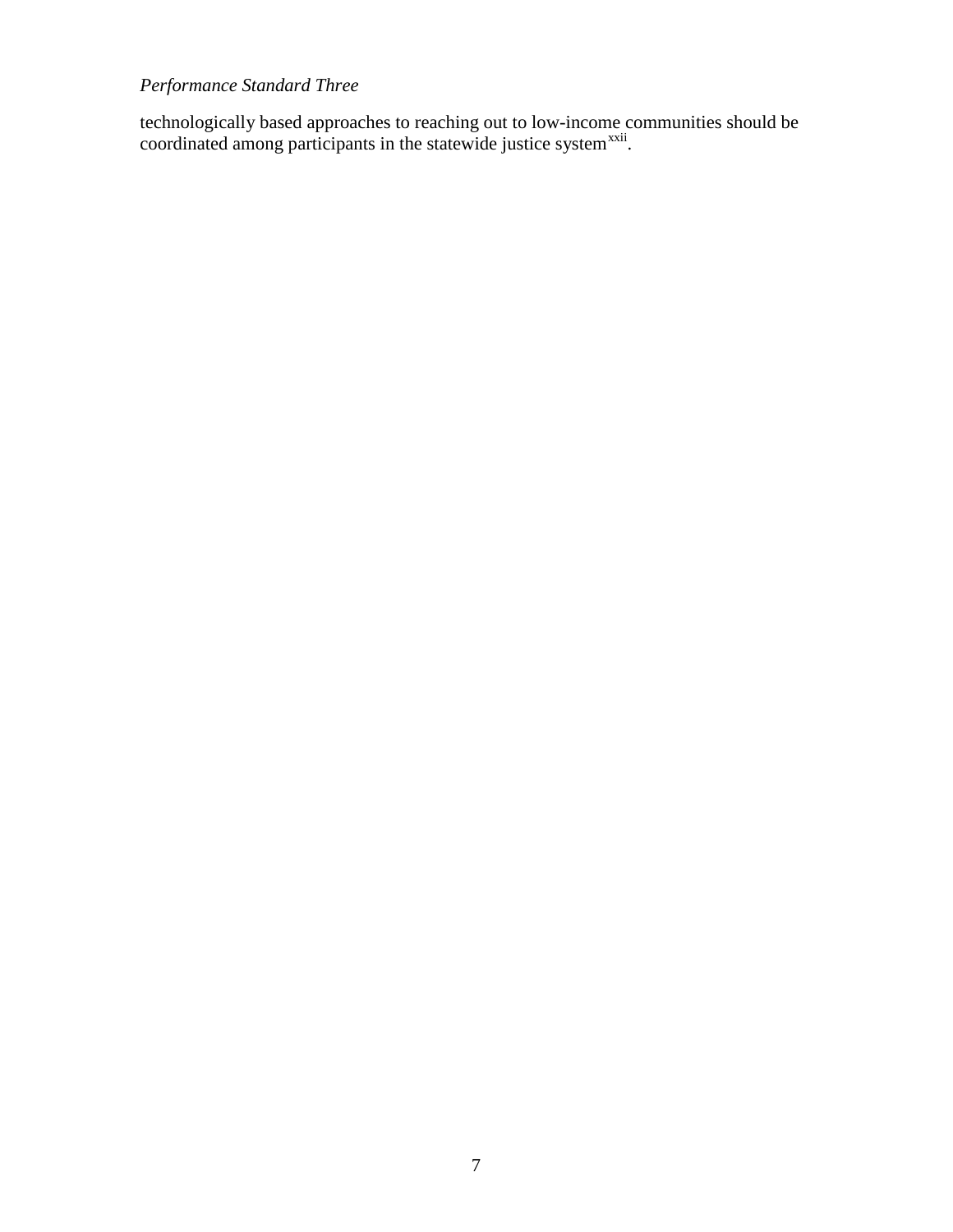*Performance Standard Three*

technologically based approaches to reaching out to low-income communities should be coordinated among participants in the statewide justice system[xxii].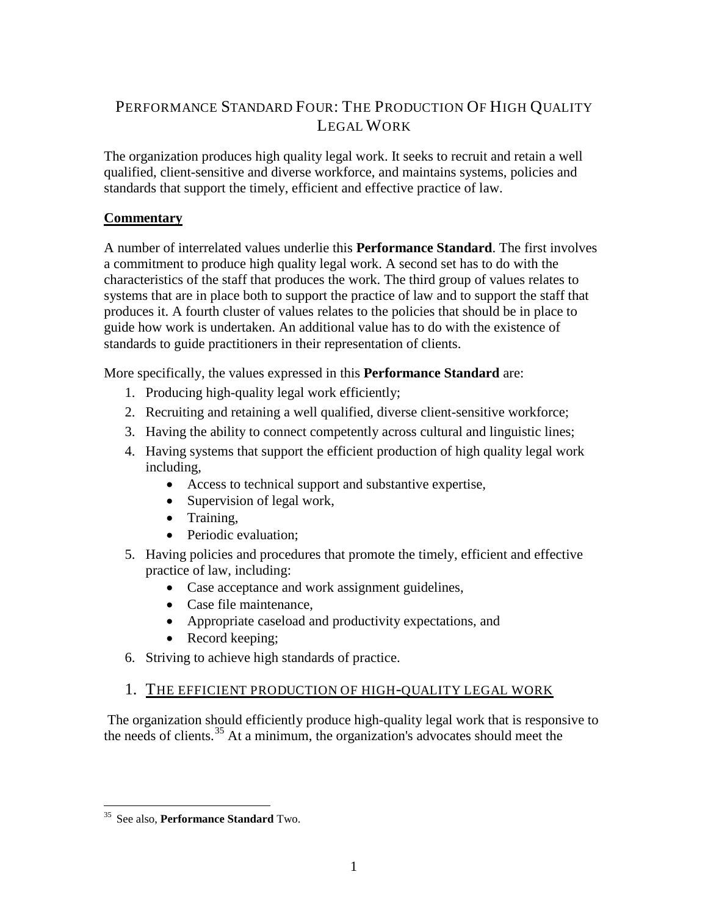# PERFORMANCE STANDARD FOUR: THE PRODUCTION OF HIGH QUALITY LEGAL WORK

The organization produces high quality legal work. It seeks to recruit and retain a well qualified, client-sensitive and diverse workforce, and maintains systems, policies and standards that support the timely, efficient and effective practice of law.

**Commentary**

A number of interrelated values underlie this **Performance Standard**. The first involves a commitment to produce high quality legal work. A second set has to do with the characteristics of the staff that produces the work. The third group of values relates to systems that are in place both to support the practice of law and to support the staff that produces it. A fourth cluster of values relates to the policies that should be in place to guide how work is undertaken. An additional value has to do with the existence of standards to guide practitioners in their representation of clients.

More specifically, the values expressed in this **Performance Standard** are:

1. Producing high-quality legal work efficiently;
2. Recruiting and retaining a well qualified, diverse client-sensitive workforce;
3. Having the ability to connect competently across cultural and linguistic lines;
4. Having systems that support the efficient production of high quality legal work including,
   - Access to technical support and substantive expertise,
   - Supervision of legal work,
   - Training,
   - Periodic evaluation;
5. Having policies and procedures that promote the timely, efficient and effective practice of law, including:
   - Case acceptance and work assignment guidelines,
   - Case file maintenance,
   - Appropriate caseload and productivity expectations, and
   - Record keeping;
6. Striving to achieve high standards of practice.

## 1. THE EFFICIENT PRODUCTION OF HIGH-QUALITY LEGAL WORK

The organization should efficiently produce high-quality legal work that is responsive to the needs of clients.[35] At a minimum, the organization's advocates should meet the

[35] See also, **Performance Standard** Two.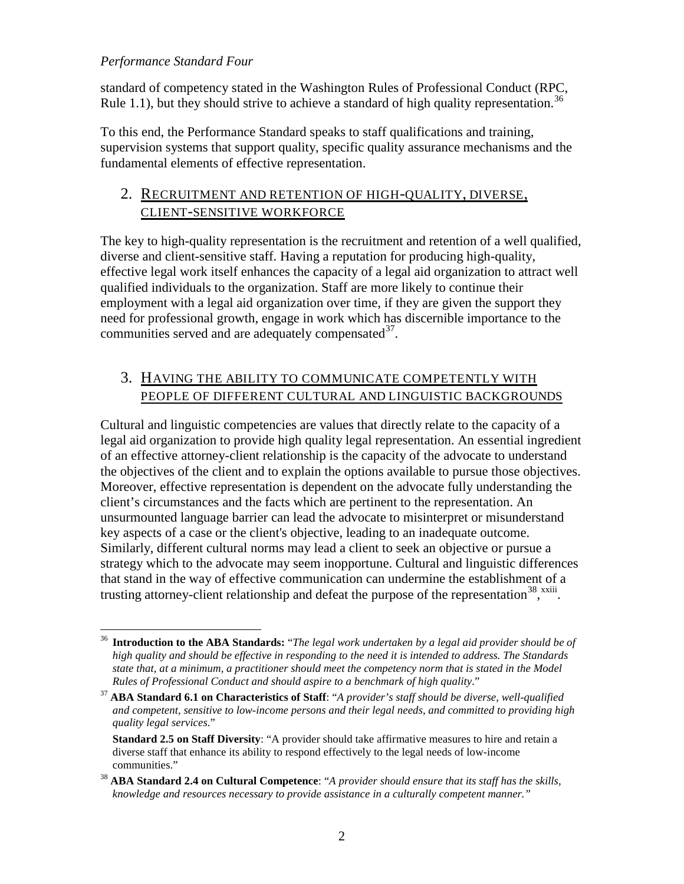standard of competency stated in the Washington Rules of Professional Conduct (RPC, Rule 1.1), but they should strive to achieve a standard of high quality representation.[36]

To this end, the Performance Standard speaks to staff qualifications and training, supervision systems that support quality, specific quality assurance mechanisms and the fundamental elements of effective representation.

## 2. Recruitment and Retention of High-Quality, Diverse, Client-Sensitive Workforce

The key to high-quality representation is the recruitment and retention of a well qualified, diverse and client-sensitive staff. Having a reputation for producing high-quality, effective legal work itself enhances the capacity of a legal aid organization to attract well qualified individuals to the organization. Staff are more likely to continue their employment with a legal aid organization over time, if they are given the support they need for professional growth, engage in work which has discernible importance to the communities served and are adequately compensated[37].

## 3. Having the Ability to Communicate Competently with People of Different Cultural and Linguistic Backgrounds

Cultural and linguistic competencies are values that directly relate to the capacity of a legal aid organization to provide high quality legal representation. An essential ingredient of an effective attorney-client relationship is the capacity of the advocate to understand the objectives of the client and to explain the options available to pursue those objectives. Moreover, effective representation is dependent on the advocate fully understanding the client's circumstances and the facts which are pertinent to the representation. An unsurmounted language barrier can lead the advocate to misinterpret or misunderstand key aspects of a case or the client's objective, leading to an inadequate outcome. Similarly, different cultural norms may lead a client to seek an objective or pursue a strategy which to the advocate may seem inopportune. Cultural and linguistic differences that stand in the way of effective communication can undermine the establishment of a trusting attorney-client relationship and defeat the purpose of the representation[38],[xxiii].

---

[36] **Introduction to the ABA Standards:** "*The legal work undertaken by a legal aid provider should be of high quality and should be effective in responding to the need it is intended to address. The Standards state that, at a minimum, a practitioner should meet the competency norm that is stated in the Model Rules of Professional Conduct and should aspire to a benchmark of high quality*."

[37] **ABA Standard 6.1 on Characteristics of Staff**: "*A provider's staff should be diverse, well-qualified and competent, sensitive to low-income persons and their legal needs, and committed to providing high quality legal services*."

**Standard 2.5 on Staff Diversity**: "A provider should take affirmative measures to hire and retain a diverse staff that enhance its ability to respond effectively to the legal needs of low-income communities."

[38] **ABA Standard 2.4 on Cultural Competence**: "*A provider should ensure that its staff has the skills, knowledge and resources necessary to provide assistance in a culturally competent manner.*"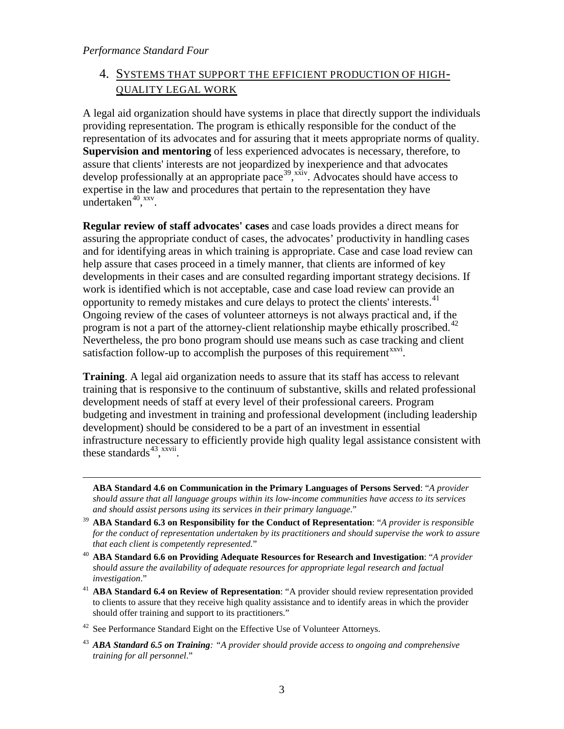*Performance Standard Four*

## 4. SYSTEMS THAT SUPPORT THE EFFICIENT PRODUCTION OF HIGH-QUALITY LEGAL WORK

A legal aid organization should have systems in place that directly support the individuals providing representation. The program is ethically responsible for the conduct of the representation of its advocates and for assuring that it meets appropriate norms of quality. **Supervision and mentoring** of less experienced advocates is necessary, therefore, to assure that clients' interests are not jeopardized by inexperience and that advocates develop professionally at an appropriate pace[39], [xxiv]. Advocates should have access to expertise in the law and procedures that pertain to the representation they have undertaken[40], [xxv].

**Regular review of staff advocates' cases** and case loads provides a direct means for assuring the appropriate conduct of cases, the advocates' productivity in handling cases and for identifying areas in which training is appropriate. Case and case load review can help assure that cases proceed in a timely manner, that clients are informed of key developments in their cases and are consulted regarding important strategy decisions. If work is identified which is not acceptable, case and case load review can provide an opportunity to remedy mistakes and cure delays to protect the clients' interests.[41] Ongoing review of the cases of volunteer attorneys is not always practical and, if the program is not a part of the attorney-client relationship maybe ethically proscribed.[42] Nevertheless, the pro bono program should use means such as case tracking and client satisfaction follow-up to accomplish the purposes of this requirement[xxvi].

**Training**. A legal aid organization needs to assure that its staff has access to relevant training that is responsive to the continuum of substantive, skills and related professional development needs of staff at every level of their professional careers. Program budgeting and investment in training and professional development (including leadership development) should be considered to be a part of an investment in essential infrastructure necessary to efficiently provide high quality legal assistance consistent with these standards[43], [xxvii].

---

**ABA Standard 4.6 on Communication in the Primary Languages of Persons Served**: "*A provider should assure that all language groups within its low-income communities have access to its services and should assist persons using its services in their primary language*."

[39] **ABA Standard 6.3 on Responsibility for the Conduct of Representation**: "*A provider is responsible for the conduct of representation undertaken by its practitioners and should supervise the work to assure that each client is competently represented.*"

[40] **ABA Standard 6.6 on Providing Adequate Resources for Research and Investigation**: "*A provider should assure the availability of adequate resources for appropriate legal research and factual investigation*."

[41] **ABA Standard 6.4 on Review of Representation**: "A provider should review representation provided to clients to assure that they receive high quality assistance and to identify areas in which the provider should offer training and support to its practitioners."

[42] See Performance Standard Eight on the Effective Use of Volunteer Attorneys.

[43] ***ABA Standard 6.5 on Training**: "A provider should provide access to ongoing and comprehensive training for all personnel*."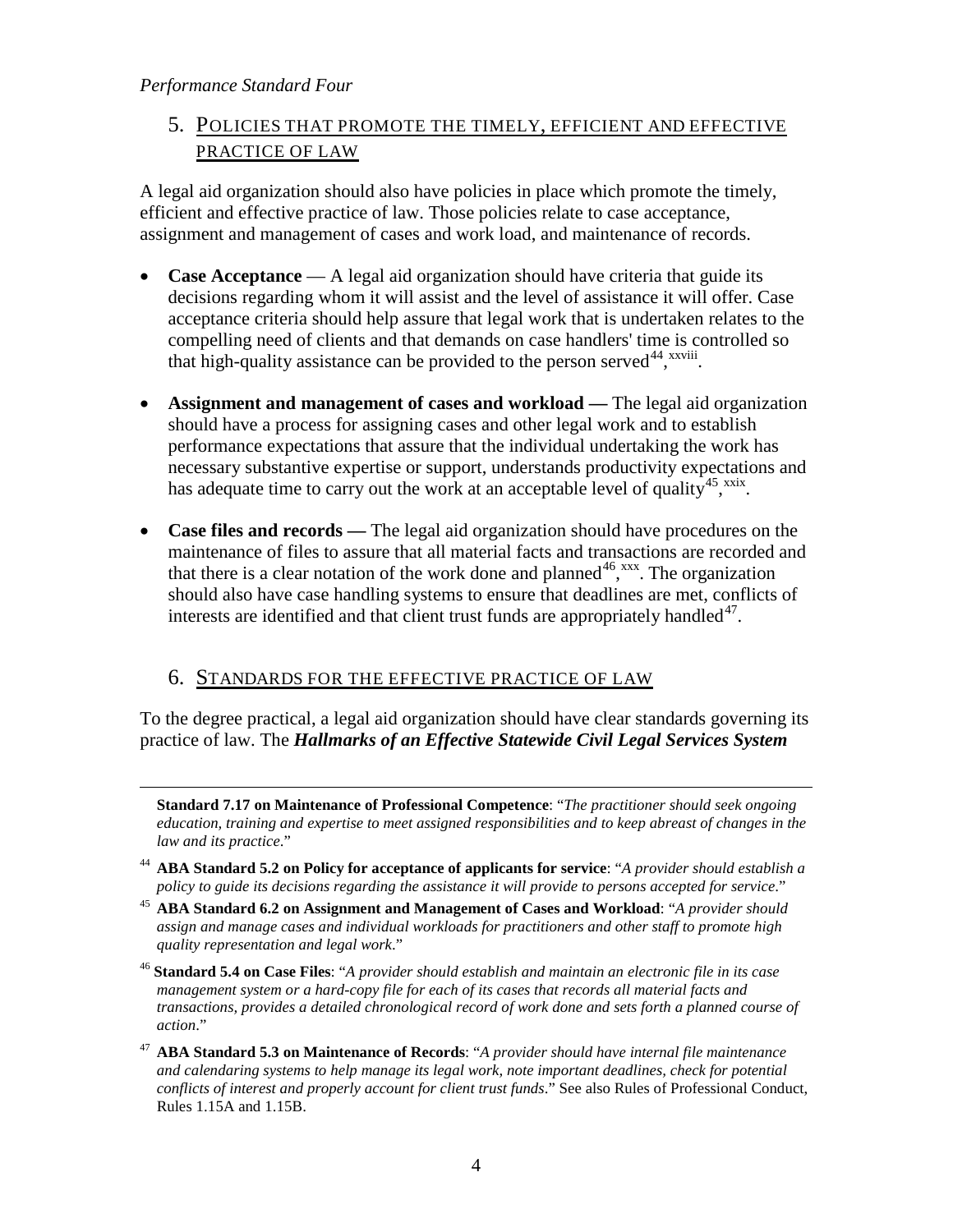*Performance Standard Four*

## 5. POLICIES THAT PROMOTE THE TIMELY, EFFICIENT AND EFFECTIVE PRACTICE OF LAW

A legal aid organization should also have policies in place which promote the timely, efficient and effective practice of law. Those policies relate to case acceptance, assignment and management of cases and work load, and maintenance of records.

- **Case Acceptance** — A legal aid organization should have criteria that guide its decisions regarding whom it will assist and the level of assistance it will offer. Case acceptance criteria should help assure that legal work that is undertaken relates to the compelling need of clients and that demands on case handlers' time is controlled so that high-quality assistance can be provided to the person served[44], [xxviii].
- **Assignment and management of cases and workload —** The legal aid organization should have a process for assigning cases and other legal work and to establish performance expectations that assure that the individual undertaking the work has necessary substantive expertise or support, understands productivity expectations and has adequate time to carry out the work at an acceptable level of quality[45], [xxix].
- **Case files and records —** The legal aid organization should have procedures on the maintenance of files to assure that all material facts and transactions are recorded and that there is a clear notation of the work done and planned[46], [xxx]. The organization should also have case handling systems to ensure that deadlines are met, conflicts of interests are identified and that client trust funds are appropriately handled[47].

## 6. STANDARDS FOR THE EFFECTIVE PRACTICE OF LAW

To the degree practical, a legal aid organization should have clear standards governing its practice of law. The ***Hallmarks of an Effective Statewide Civil Legal Services System***

---

**Standard 7.17 on Maintenance of Professional Competence**: "*The practitioner should seek ongoing education, training and expertise to meet assigned responsibilities and to keep abreast of changes in the law and its practice.*"

[44] **ABA Standard 5.2 on Policy for acceptance of applicants for service**: "*A provider should establish a policy to guide its decisions regarding the assistance it will provide to persons accepted for service*."

[45] **ABA Standard 6.2 on Assignment and Management of Cases and Workload**: "*A provider should assign and manage cases and individual workloads for practitioners and other staff to promote high quality representation and legal work*."

[46] **Standard 5.4 on Case Files**: "*A provider should establish and maintain an electronic file in its case management system or a hard-copy file for each of its cases that records all material facts and transactions, provides a detailed chronological record of work done and sets forth a planned course of action*."

[47] **ABA Standard 5.3 on Maintenance of Records**: "*A provider should have internal file maintenance and calendaring systems to help manage its legal work, note important deadlines, check for potential conflicts of interest and properly account for client trust funds*." See also Rules of Professional Conduct, Rules 1.15A and 1.15B.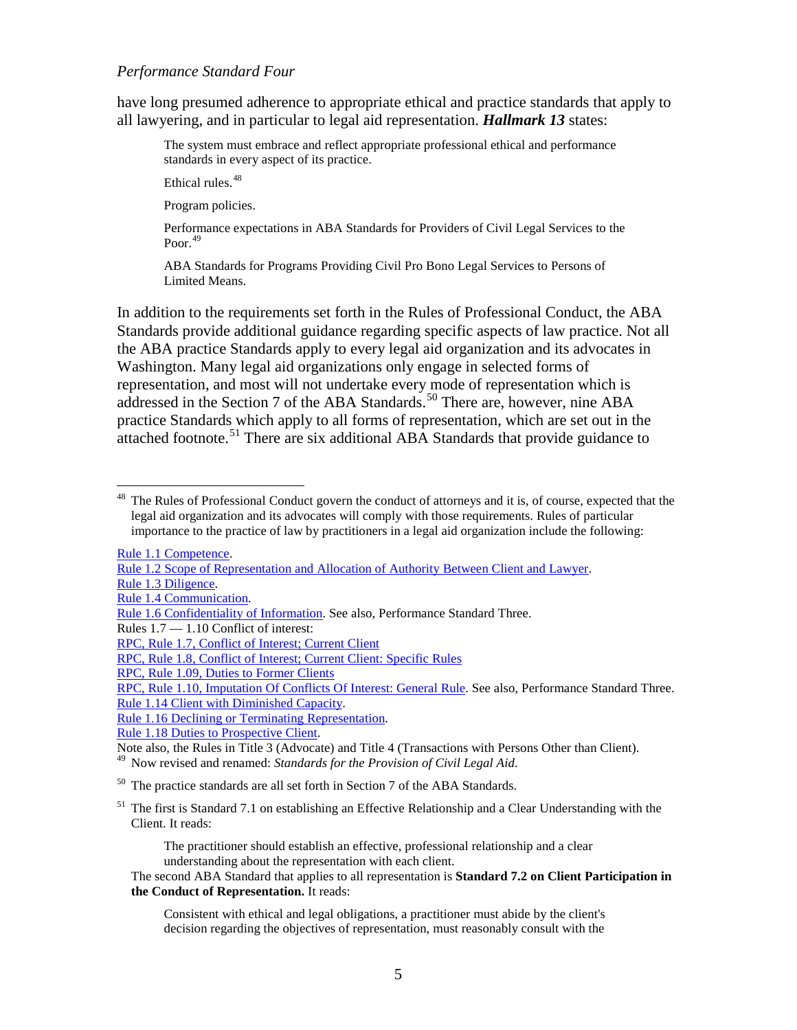have long presumed adherence to appropriate ethical and practice standards that apply to all lawyering, and in particular to legal aid representation. ***Hallmark 13*** states:

> The system must embrace and reflect appropriate professional ethical and performance standards in every aspect of its practice.
>
> Ethical rules.[48]
>
> Program policies.
>
> Performance expectations in ABA Standards for Providers of Civil Legal Services to the Poor.[49]
>
> ABA Standards for Programs Providing Civil Pro Bono Legal Services to Persons of Limited Means.

In addition to the requirements set forth in the Rules of Professional Conduct, the ABA Standards provide additional guidance regarding specific aspects of law practice. Not all the ABA practice Standards apply to every legal aid organization and its advocates in Washington. Many legal aid organizations only engage in selected forms of representation, and most will not undertake every mode of representation which is addressed in the Section 7 of the ABA Standards.[50] There are, however, nine ABA practice Standards which apply to all forms of representation, which are set out in the attached footnote.[51] There are six additional ABA Standards that provide guidance to

---

[48] The Rules of Professional Conduct govern the conduct of attorneys and it is, of course, expected that the legal aid organization and its advocates will comply with those requirements. Rules of particular importance to the practice of law by practitioners in a legal aid organization include the following:

Rule 1.1 Competence.
Rule 1.2 Scope of Representation and Allocation of Authority Between Client and Lawyer.
Rule 1.3 Diligence.
Rule 1.4 Communication.
Rule 1.6 Confidentiality of Information. See also, Performance Standard Three.
Rules 1.7 — 1.10 Conflict of interest:
RPC, Rule 1.7, Conflict of Interest; Current Client
RPC, Rule 1.8, Conflict of Interest; Current Client: Specific Rules
RPC, Rule 1.09, Duties to Former Clients
RPC, Rule 1.10, Imputation Of Conflicts Of Interest: General Rule. See also, Performance Standard Three.
Rule 1.14 Client with Diminished Capacity.
Rule 1.16 Declining or Terminating Representation.
Rule 1.18 Duties to Prospective Client.
Note also, the Rules in Title 3 (Advocate) and Title 4 (Transactions with Persons Other than Client).

[49] Now revised and renamed: *Standards for the Provision of Civil Legal Aid*.

[50] The practice standards are all set forth in Section 7 of the ABA Standards.

[51] The first is Standard 7.1 on establishing an Effective Relationship and a Clear Understanding with the Client. It reads:

> The practitioner should establish an effective, professional relationship and a clear understanding about the representation with each client.

The second ABA Standard that applies to all representation is **Standard 7.2 on Client Participation in the Conduct of Representation.** It reads:

> Consistent with ethical and legal obligations, a practitioner must abide by the client's decision regarding the objectives of representation, must reasonably consult with the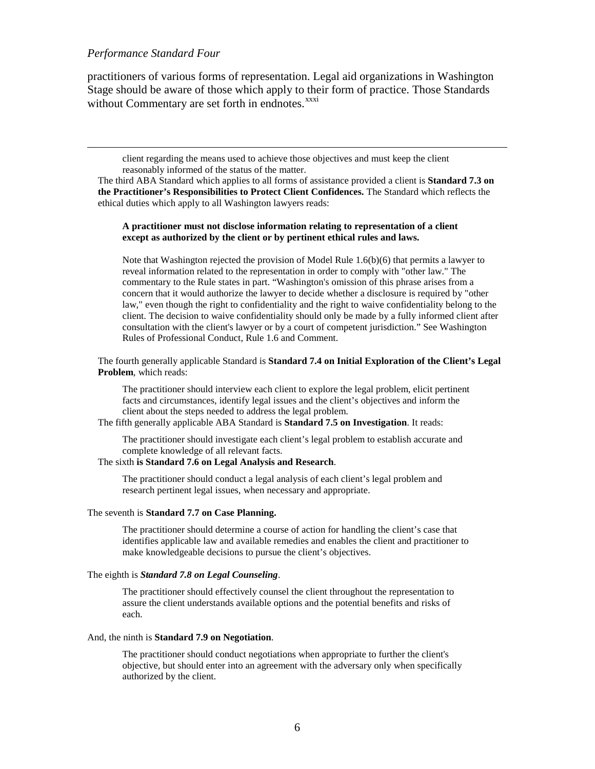practitioners of various forms of representation. Legal aid organizations in Washington Stage should be aware of those which apply to their form of practice. Those Standards without Commentary are set forth in endnotes.[xxxi]

---

client regarding the means used to achieve those objectives and must keep the client reasonably informed of the status of the matter.

The third ABA Standard which applies to all forms of assistance provided a client is **Standard 7.3 on the Practitioner's Responsibilities to Protect Client Confidences.** The Standard which reflects the ethical duties which apply to all Washington lawyers reads:

> **A practitioner must not disclose information relating to representation of a client except as authorized by the client or by pertinent ethical rules and laws.**
>
> Note that Washington rejected the provision of Model Rule 1.6(b)(6) that permits a lawyer to reveal information related to the representation in order to comply with "other law." The commentary to the Rule states in part. "Washington's omission of this phrase arises from a concern that it would authorize the lawyer to decide whether a disclosure is required by "other law," even though the right to confidentiality and the right to waive confidentiality belong to the client. The decision to waive confidentiality should only be made by a fully informed client after consultation with the client's lawyer or by a court of competent jurisdiction." See Washington Rules of Professional Conduct, Rule 1.6 and Comment.

The fourth generally applicable Standard is **Standard 7.4 on Initial Exploration of the Client's Legal Problem**, which reads:

> The practitioner should interview each client to explore the legal problem, elicit pertinent facts and circumstances, identify legal issues and the client's objectives and inform the client about the steps needed to address the legal problem.

The fifth generally applicable ABA Standard is **Standard 7.5 on Investigation**. It reads:

> The practitioner should investigate each client's legal problem to establish accurate and complete knowledge of all relevant facts.

The sixth **is Standard 7.6 on Legal Analysis and Research**.

> The practitioner should conduct a legal analysis of each client's legal problem and research pertinent legal issues, when necessary and appropriate.

The seventh is **Standard 7.7 on Case Planning.**

> The practitioner should determine a course of action for handling the client's case that identifies applicable law and available remedies and enables the client and practitioner to make knowledgeable decisions to pursue the client's objectives.

The eighth is ***Standard 7.8 on Legal Counseling***.

> The practitioner should effectively counsel the client throughout the representation to assure the client understands available options and the potential benefits and risks of each.

And, the ninth is **Standard 7.9 on Negotiation**.

> The practitioner should conduct negotiations when appropriate to further the client's objective, but should enter into an agreement with the adversary only when specifically authorized by the client.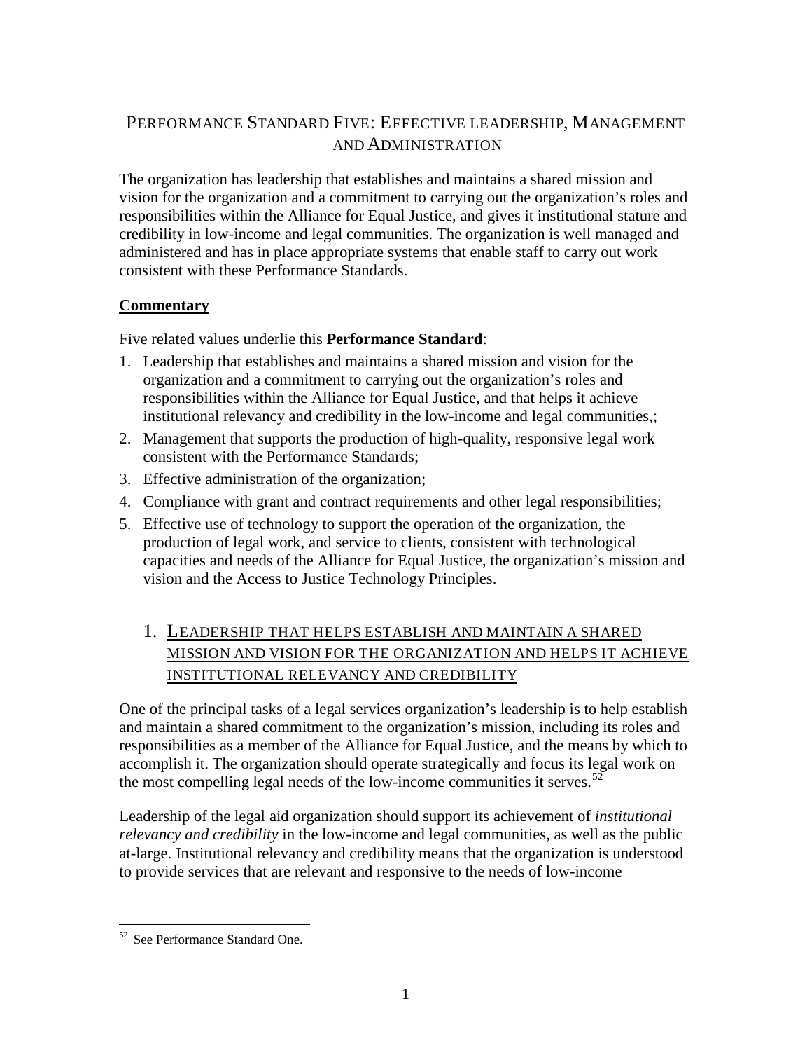## PERFORMANCE STANDARD FIVE: EFFECTIVE LEADERSHIP, MANAGEMENT AND ADMINISTRATION

The organization has leadership that establishes and maintains a shared mission and vision for the organization and a commitment to carrying out the organization's roles and responsibilities within the Alliance for Equal Justice, and gives it institutional stature and credibility in low-income and legal communities. The organization is well managed and administered and has in place appropriate systems that enable staff to carry out work consistent with these Performance Standards.

**Commentary**

Five related values underlie this **Performance Standard**:

1. Leadership that establishes and maintains a shared mission and vision for the organization and a commitment to carrying out the organization's roles and responsibilities within the Alliance for Equal Justice, and that helps it achieve institutional relevancy and credibility in the low-income and legal communities,;
2. Management that supports the production of high-quality, responsive legal work consistent with the Performance Standards;
3. Effective administration of the organization;
4. Compliance with grant and contract requirements and other legal responsibilities;
5. Effective use of technology to support the operation of the organization, the production of legal work, and service to clients, consistent with technological capacities and needs of the Alliance for Equal Justice, the organization's mission and vision and the Access to Justice Technology Principles.

### 1. LEADERSHIP THAT HELPS ESTABLISH AND MAINTAIN A SHARED MISSION AND VISION FOR THE ORGANIZATION AND HELPS IT ACHIEVE INSTITUTIONAL RELEVANCY AND CREDIBILITY

One of the principal tasks of a legal services organization's leadership is to help establish and maintain a shared commitment to the organization's mission, including its roles and responsibilities as a member of the Alliance for Equal Justice, and the means by which to accomplish it. The organization should operate strategically and focus its legal work on the most compelling legal needs of the low-income communities it serves.[52]

Leadership of the legal aid organization should support its achievement of *institutional relevancy and credibility* in the low-income and legal communities, as well as the public at-large. Institutional relevancy and credibility means that the organization is understood to provide services that are relevant and responsive to the needs of low-income

[52] See Performance Standard One.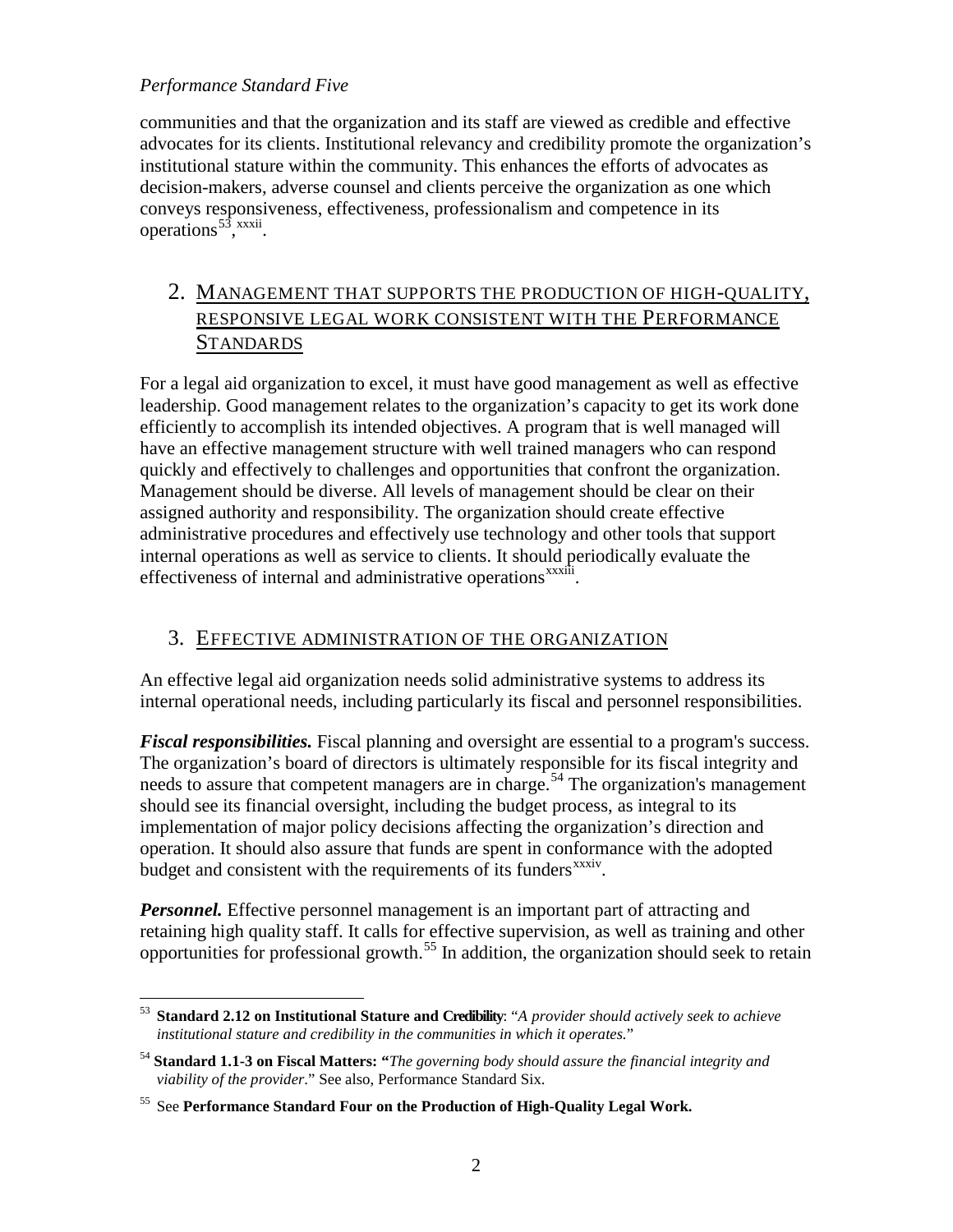communities and that the organization and its staff are viewed as credible and effective advocates for its clients. Institutional relevancy and credibility promote the organization's institutional stature within the community. This enhances the efforts of advocates as decision-makers, adverse counsel and clients perceive the organization as one which conveys responsiveness, effectiveness, professionalism and competence in its operations[53],[xxxii].

## 2. MANAGEMENT THAT SUPPORTS THE PRODUCTION OF HIGH-QUALITY, RESPONSIVE LEGAL WORK CONSISTENT WITH THE PERFORMANCE STANDARDS

For a legal aid organization to excel, it must have good management as well as effective leadership. Good management relates to the organization's capacity to get its work done efficiently to accomplish its intended objectives. A program that is well managed will have an effective management structure with well trained managers who can respond quickly and effectively to challenges and opportunities that confront the organization. Management should be diverse. All levels of management should be clear on their assigned authority and responsibility. The organization should create effective administrative procedures and effectively use technology and other tools that support internal operations as well as service to clients. It should periodically evaluate the effectiveness of internal and administrative operations[xxxiii].

## 3. EFFECTIVE ADMINISTRATION OF THE ORGANIZATION

An effective legal aid organization needs solid administrative systems to address its internal operational needs, including particularly its fiscal and personnel responsibilities.

***Fiscal responsibilities.*** Fiscal planning and oversight are essential to a program's success. The organization's board of directors is ultimately responsible for its fiscal integrity and needs to assure that competent managers are in charge.[54] The organization's management should see its financial oversight, including the budget process, as integral to its implementation of major policy decisions affecting the organization's direction and operation. It should also assure that funds are spent in conformance with the adopted budget and consistent with the requirements of its funders[xxxiv].

***Personnel.*** Effective personnel management is an important part of attracting and retaining high quality staff. It calls for effective supervision, as well as training and other opportunities for professional growth.[55] In addition, the organization should seek to retain

---

[53] **Standard 2.12 on Institutional Stature and Credibility**: "*A provider should actively seek to achieve institutional stature and credibility in the communities in which it operates.*"

[54] **Standard 1.1-3 on Fiscal Matters: "***The governing body should assure the financial integrity and viability of the provider*." See also, Performance Standard Six.

[55] See **Performance Standard Four on the Production of High-Quality Legal Work.**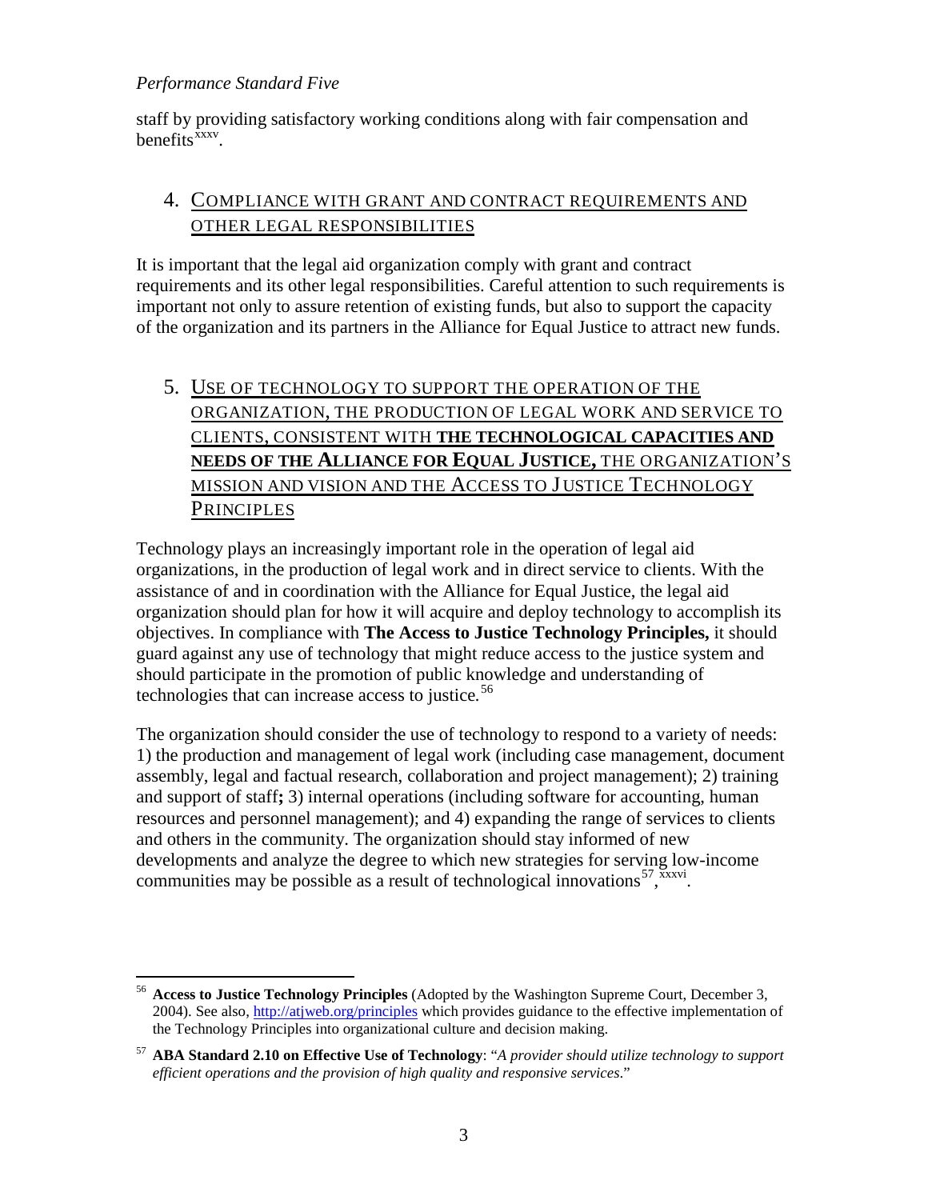staff by providing satisfactory working conditions along with fair compensation and benefits[xxxv].

## 4. COMPLIANCE WITH GRANT AND CONTRACT REQUIREMENTS AND OTHER LEGAL RESPONSIBILITIES

It is important that the legal aid organization comply with grant and contract requirements and its other legal responsibilities. Careful attention to such requirements is important not only to assure retention of existing funds, but also to support the capacity of the organization and its partners in the Alliance for Equal Justice to attract new funds.

## 5. USE OF TECHNOLOGY TO SUPPORT THE OPERATION OF THE ORGANIZATION, THE PRODUCTION OF LEGAL WORK AND SERVICE TO CLIENTS, CONSISTENT WITH **THE TECHNOLOGICAL CAPACITIES AND NEEDS OF THE ALLIANCE FOR EQUAL JUSTICE,** THE ORGANIZATION'S MISSION AND VISION AND THE ACCESS TO JUSTICE TECHNOLOGY PRINCIPLES

Technology plays an increasingly important role in the operation of legal aid organizations, in the production of legal work and in direct service to clients. With the assistance of and in coordination with the Alliance for Equal Justice, the legal aid organization should plan for how it will acquire and deploy technology to accomplish its objectives. In compliance with **The Access to Justice Technology Principles,** it should guard against any use of technology that might reduce access to the justice system and should participate in the promotion of public knowledge and understanding of technologies that can increase access to justice.[56]

The organization should consider the use of technology to respond to a variety of needs: 1) the production and management of legal work (including case management, document assembly, legal and factual research, collaboration and project management); 2) training and support of staff**;** 3) internal operations (including software for accounting, human resources and personnel management); and 4) expanding the range of services to clients and others in the community. The organization should stay informed of new developments and analyze the degree to which new strategies for serving low-income communities may be possible as a result of technological innovations[57],[xxxvi].

---

[56] **Access to Justice Technology Principles** (Adopted by the Washington Supreme Court, December 3, 2004). See also, http://atjweb.org/principles which provides guidance to the effective implementation of the Technology Principles into organizational culture and decision making.

[57] **ABA Standard 2.10 on Effective Use of Technology**: "*A provider should utilize technology to support efficient operations and the provision of high quality and responsive services*."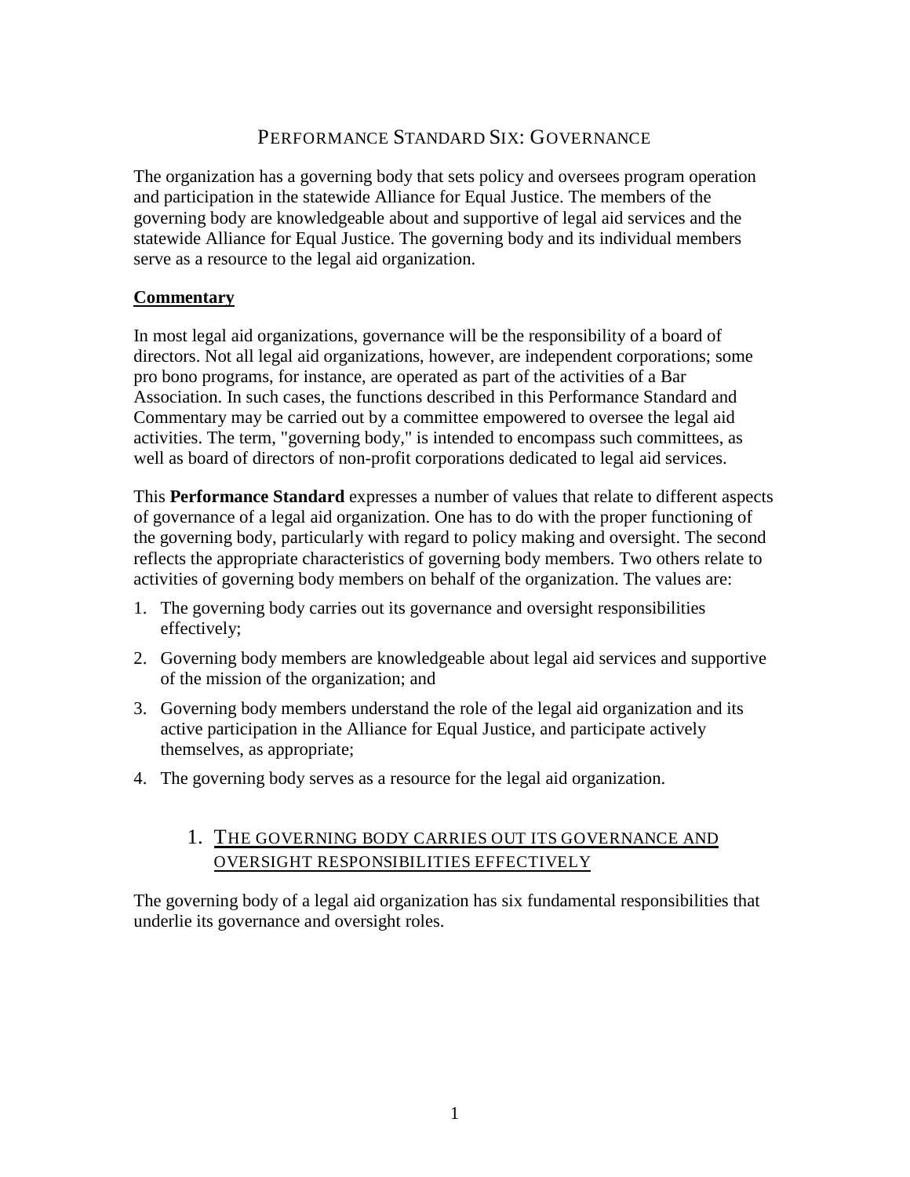# PERFORMANCE STANDARD SIX: GOVERNANCE

The organization has a governing body that sets policy and oversees program operation and participation in the statewide Alliance for Equal Justice. The members of the governing body are knowledgeable about and supportive of legal aid services and the statewide Alliance for Equal Justice. The governing body and its individual members serve as a resource to the legal aid organization.

## Commentary

In most legal aid organizations, governance will be the responsibility of a board of directors. Not all legal aid organizations, however, are independent corporations; some pro bono programs, for instance, are operated as part of the activities of a Bar Association. In such cases, the functions described in this Performance Standard and Commentary may be carried out by a committee empowered to oversee the legal aid activities. The term, "governing body," is intended to encompass such committees, as well as board of directors of non-profit corporations dedicated to legal aid services.

This **Performance Standard** expresses a number of values that relate to different aspects of governance of a legal aid organization. One has to do with the proper functioning of the governing body, particularly with regard to policy making and oversight. The second reflects the appropriate characteristics of governing body members. Two others relate to activities of governing body members on behalf of the organization. The values are:

1. The governing body carries out its governance and oversight responsibilities effectively;
2. Governing body members are knowledgeable about legal aid services and supportive of the mission of the organization; and
3. Governing body members understand the role of the legal aid organization and its active participation in the Alliance for Equal Justice, and participate actively themselves, as appropriate;
4. The governing body serves as a resource for the legal aid organization.

## 1. THE GOVERNING BODY CARRIES OUT ITS GOVERNANCE AND OVERSIGHT RESPONSIBILITIES EFFECTIVELY

The governing body of a legal aid organization has six fundamental responsibilities that underlie its governance and oversight roles.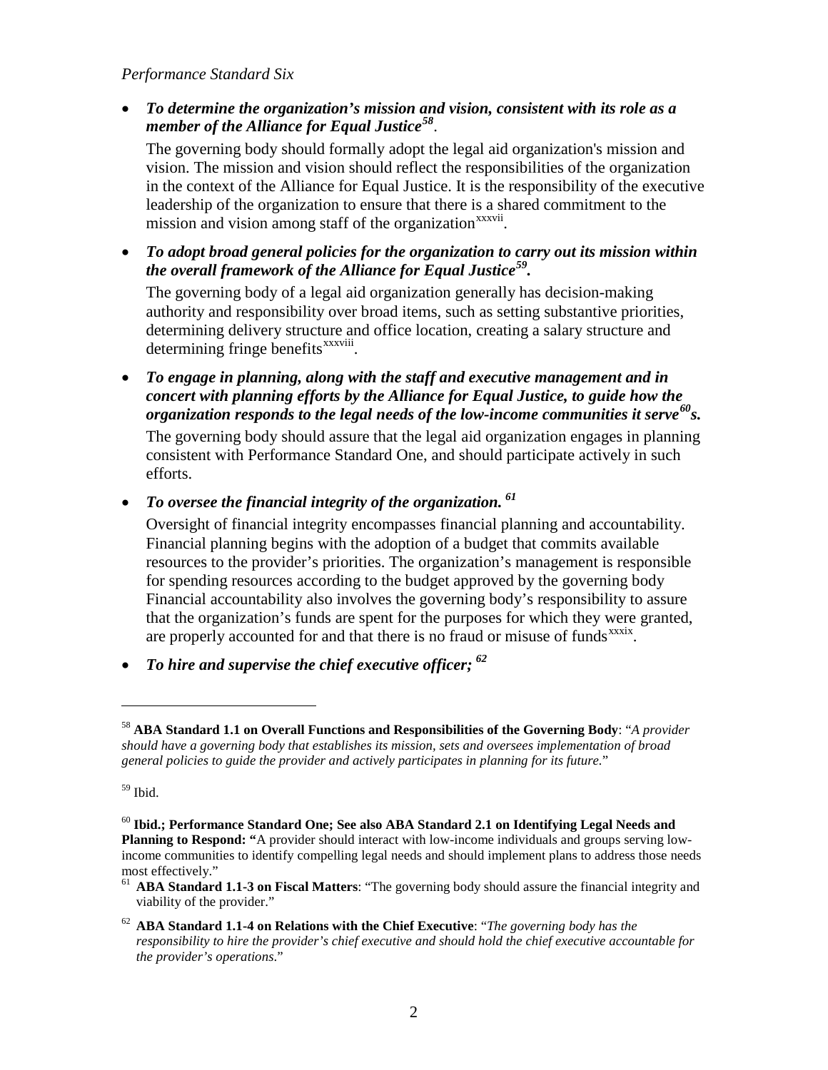*Performance Standard Six*

- ***To determine the organization's mission and vision, consistent with its role as a member of the Alliance for Equal Justice[58]***.

  The governing body should formally adopt the legal aid organization's mission and vision. The mission and vision should reflect the responsibilities of the organization in the context of the Alliance for Equal Justice. It is the responsibility of the executive leadership of the organization to ensure that there is a shared commitment to the mission and vision among staff of the organization[xxxvii].

- ***To adopt broad general policies for the organization to carry out its mission within the overall framework of the Alliance for Equal Justice[59].***

  The governing body of a legal aid organization generally has decision-making authority and responsibility over broad items, such as setting substantive priorities, determining delivery structure and office location, creating a salary structure and determining fringe benefits[xxxviii].

- ***To engage in planning, along with the staff and executive management and in concert with planning efforts by the Alliance for Equal Justice, to guide how the organization responds to the legal needs of the low-income communities it serve[60]s.***

  The governing body should assure that the legal aid organization engages in planning consistent with Performance Standard One, and should participate actively in such efforts.

- ***To oversee the financial integrity of the organization. [61]***

  Oversight of financial integrity encompasses financial planning and accountability. Financial planning begins with the adoption of a budget that commits available resources to the provider's priorities. The organization's management is responsible for spending resources according to the budget approved by the governing body Financial accountability also involves the governing body's responsibility to assure that the organization's funds are spent for the purposes for which they were granted, are properly accounted for and that there is no fraud or misuse of funds[xxxix].

- ***To hire and supervise the chief executive officer; [62]***

---

[58] **ABA Standard 1.1 on Overall Functions and Responsibilities of the Governing Body**: "*A provider should have a governing body that establishes its mission, sets and oversees implementation of broad general policies to guide the provider and actively participates in planning for its future.*"

[59] Ibid.

[60] **Ibid.; Performance Standard One; See also ABA Standard 2.1 on Identifying Legal Needs and Planning to Respond: "**A provider should interact with low-income individuals and groups serving low-income communities to identify compelling legal needs and should implement plans to address those needs most effectively."

[61] **ABA Standard 1.1-3 on Fiscal Matters**: "The governing body should assure the financial integrity and viability of the provider."

[62] **ABA Standard 1.1-4 on Relations with the Chief Executive**: "*The governing body has the responsibility to hire the provider's chief executive and should hold the chief executive accountable for the provider's operations*."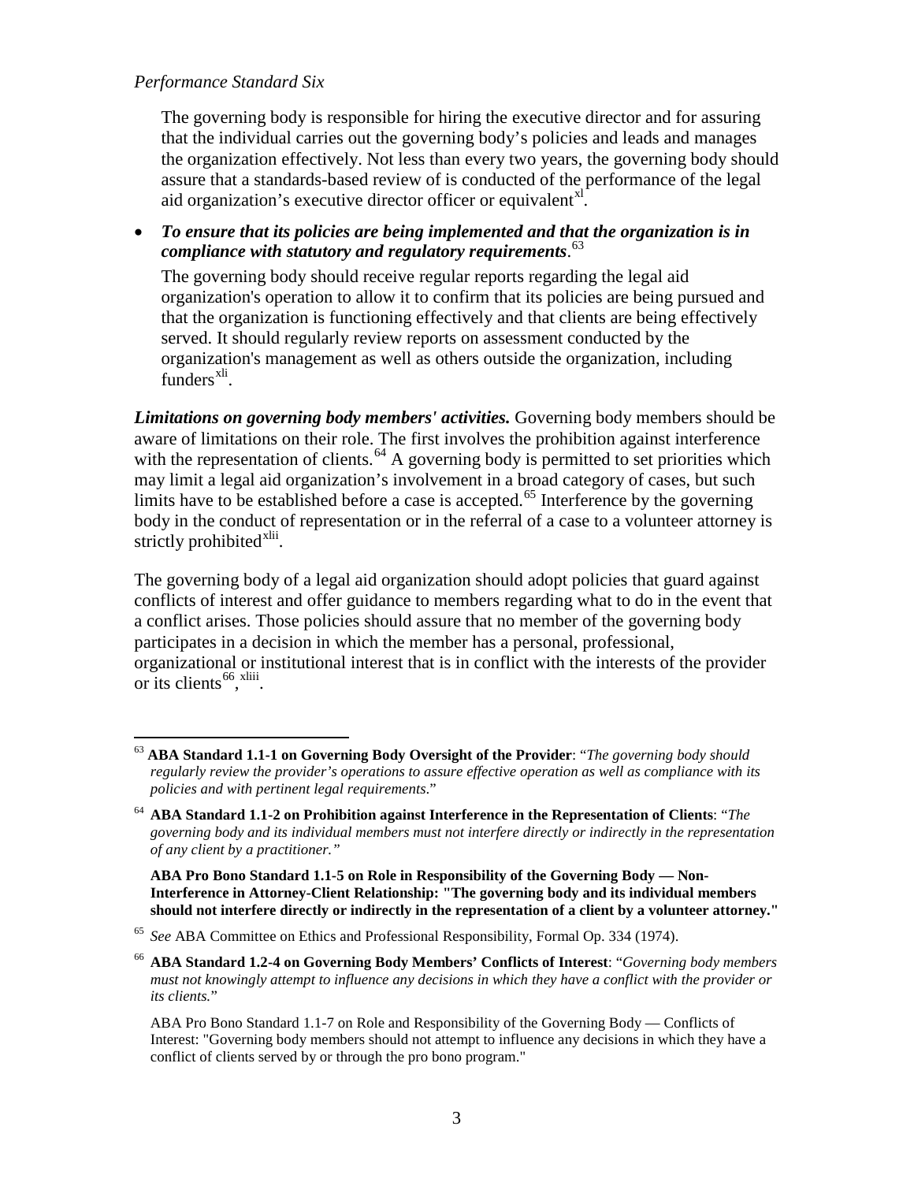*Performance Standard Six*

The governing body is responsible for hiring the executive director and for assuring that the individual carries out the governing body's policies and leads and manages the organization effectively. Not less than every two years, the governing body should assure that a standards-based review of is conducted of the performance of the legal aid organization's executive director officer or equivalent[xl].

- ***To ensure that its policies are being implemented and that the organization is in compliance with statutory and regulatory requirements***.[63]

  The governing body should receive regular reports regarding the legal aid organization's operation to allow it to confirm that its policies are being pursued and that the organization is functioning effectively and that clients are being effectively served. It should regularly review reports on assessment conducted by the organization's management as well as others outside the organization, including funders[xli].

***Limitations on governing body members' activities.*** Governing body members should be aware of limitations on their role. The first involves the prohibition against interference with the representation of clients.[64] A governing body is permitted to set priorities which may limit a legal aid organization's involvement in a broad category of cases, but such limits have to be established before a case is accepted.[65] Interference by the governing body in the conduct of representation or in the referral of a case to a volunteer attorney is strictly prohibited[xlii].

The governing body of a legal aid organization should adopt policies that guard against conflicts of interest and offer guidance to members regarding what to do in the event that a conflict arises. Those policies should assure that no member of the governing body participates in a decision in which the member has a personal, professional, organizational or institutional interest that is in conflict with the interests of the provider or its clients[66], [xliii].

---

[63] **ABA Standard 1.1-1 on Governing Body Oversight of the Provider**: "*The governing body should regularly review the provider's operations to assure effective operation as well as compliance with its policies and with pertinent legal requirements*."

[64] **ABA Standard 1.1-2 on Prohibition against Interference in the Representation of Clients**: "*The governing body and its individual members must not interfere directly or indirectly in the representation of any client by a practitioner."*

**ABA Pro Bono Standard 1.1-5 on Role in Responsibility of the Governing Body — Non-Interference in Attorney-Client Relationship: "The governing body and its individual members should not interfere directly or indirectly in the representation of a client by a volunteer attorney."**

[65] *See* ABA Committee on Ethics and Professional Responsibility, Formal Op. 334 (1974).

[66] **ABA Standard 1.2-4 on Governing Body Members' Conflicts of Interest**: "*Governing body members must not knowingly attempt to influence any decisions in which they have a conflict with the provider or its clients.*"

ABA Pro Bono Standard 1.1-7 on Role and Responsibility of the Governing Body — Conflicts of Interest: "Governing body members should not attempt to influence any decisions in which they have a conflict of clients served by or through the pro bono program."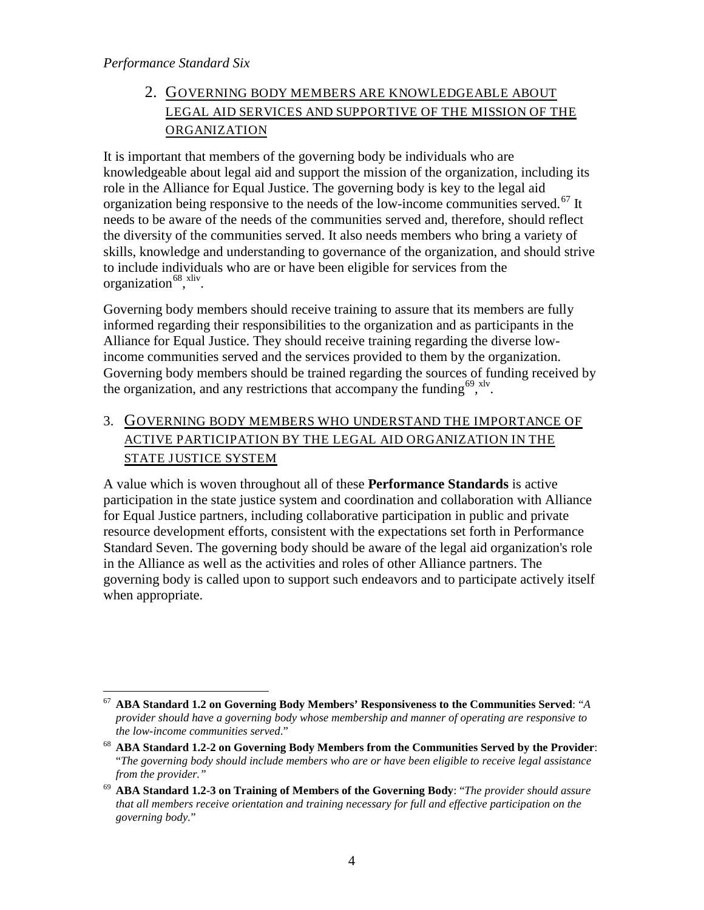*Performance Standard Six*

## 2. GOVERNING BODY MEMBERS ARE KNOWLEDGEABLE ABOUT LEGAL AID SERVICES AND SUPPORTIVE OF THE MISSION OF THE ORGANIZATION

It is important that members of the governing body be individuals who are knowledgeable about legal aid and support the mission of the organization, including its role in the Alliance for Equal Justice. The governing body is key to the legal aid organization being responsive to the needs of the low-income communities served.[67] It needs to be aware of the needs of the communities served and, therefore, should reflect the diversity of the communities served. It also needs members who bring a variety of skills, knowledge and understanding to governance of the organization, and should strive to include individuals who are or have been eligible for services from the organization[68], [xliv].

Governing body members should receive training to assure that its members are fully informed regarding their responsibilities to the organization and as participants in the Alliance for Equal Justice. They should receive training regarding the diverse low-income communities served and the services provided to them by the organization. Governing body members should be trained regarding the sources of funding received by the organization, and any restrictions that accompany the funding[69], [xlv].

## 3. GOVERNING BODY MEMBERS WHO UNDERSTAND THE IMPORTANCE OF ACTIVE PARTICIPATION BY THE LEGAL AID ORGANIZATION IN THE STATE JUSTICE SYSTEM

A value which is woven throughout all of these **Performance Standards** is active participation in the state justice system and coordination and collaboration with Alliance for Equal Justice partners, including collaborative participation in public and private resource development efforts, consistent with the expectations set forth in Performance Standard Seven. The governing body should be aware of the legal aid organization's role in the Alliance as well as the activities and roles of other Alliance partners. The governing body is called upon to support such endeavors and to participate actively itself when appropriate.

---

[67] **ABA Standard 1.2 on Governing Body Members' Responsiveness to the Communities Served**: "*A provider should have a governing body whose membership and manner of operating are responsive to the low-income communities served*."

[68] **ABA Standard 1.2-2 on Governing Body Members from the Communities Served by the Provider**: "*The governing body should include members who are or have been eligible to receive legal assistance from the provider."*

[69] **ABA Standard 1.2-3 on Training of Members of the Governing Body**: "*The provider should assure that all members receive orientation and training necessary for full and effective participation on the governing body*."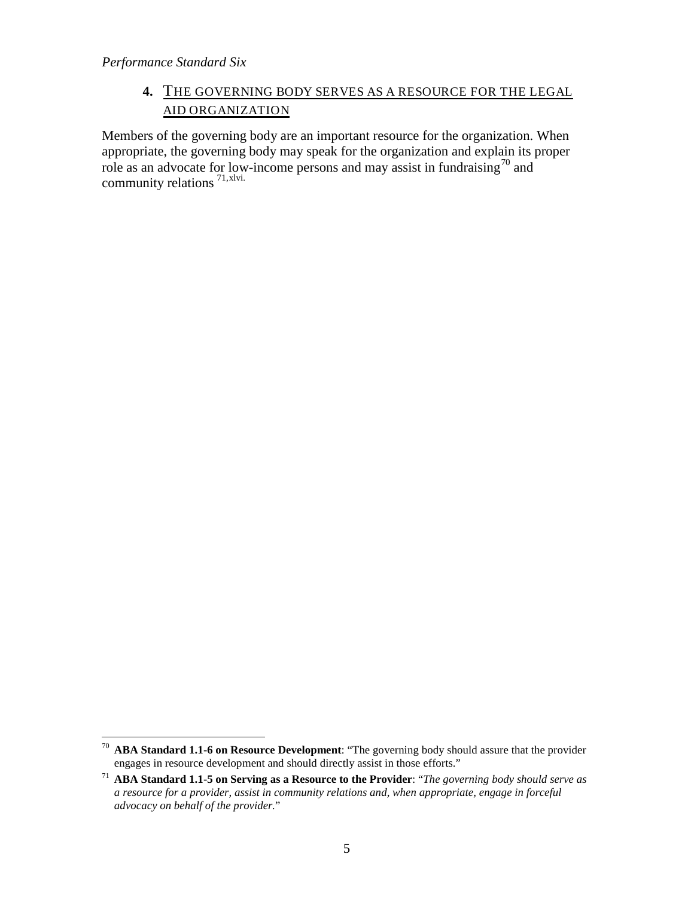*Performance Standard Six*

## 4. THE GOVERNING BODY SERVES AS A RESOURCE FOR THE LEGAL AID ORGANIZATION

Members of the governing body are an important resource for the organization. When appropriate, the governing body may speak for the organization and explain its proper role as an advocate for low-income persons and may assist in fundraising[70] and community relations [71,xlvi.]

---

[70] **ABA Standard 1.1-6 on Resource Development**: "The governing body should assure that the provider engages in resource development and should directly assist in those efforts."

[71] **ABA Standard 1.1-5 on Serving as a Resource to the Provider**: "*The governing body should serve as a resource for a provider, assist in community relations and, when appropriate, engage in forceful advocacy on behalf of the provider.*"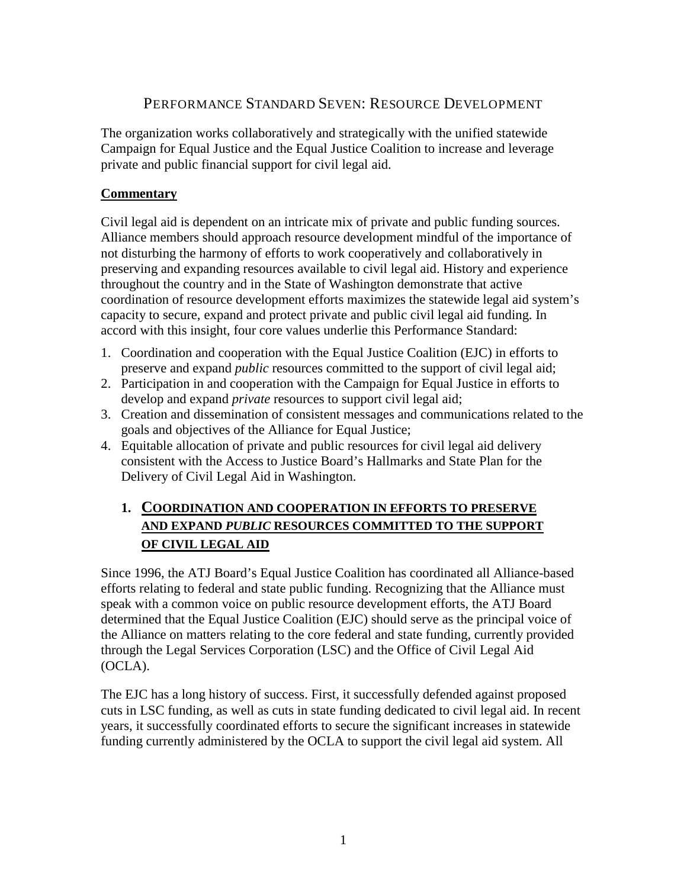# Performance Standard Seven: Resource Development

The organization works collaboratively and strategically with the unified statewide Campaign for Equal Justice and the Equal Justice Coalition to increase and leverage private and public financial support for civil legal aid.

## Commentary

Civil legal aid is dependent on an intricate mix of private and public funding sources. Alliance members should approach resource development mindful of the importance of not disturbing the harmony of efforts to work cooperatively and collaboratively in preserving and expanding resources available to civil legal aid. History and experience throughout the country and in the State of Washington demonstrate that active coordination of resource development efforts maximizes the statewide legal aid system's capacity to secure, expand and protect private and public civil legal aid funding. In accord with this insight, four core values underlie this Performance Standard:

1. Coordination and cooperation with the Equal Justice Coalition (EJC) in efforts to preserve and expand *public* resources committed to the support of civil legal aid;
2. Participation in and cooperation with the Campaign for Equal Justice in efforts to develop and expand *private* resources to support civil legal aid;
3. Creation and dissemination of consistent messages and communications related to the goals and objectives of the Alliance for Equal Justice;
4. Equitable allocation of private and public resources for civil legal aid delivery consistent with the Access to Justice Board's Hallmarks and State Plan for the Delivery of Civil Legal Aid in Washington.

### 1. Coordination and Cooperation in Efforts to Preserve and Expand *Public* Resources Committed to the Support of Civil Legal Aid

Since 1996, the ATJ Board's Equal Justice Coalition has coordinated all Alliance-based efforts relating to federal and state public funding. Recognizing that the Alliance must speak with a common voice on public resource development efforts, the ATJ Board determined that the Equal Justice Coalition (EJC) should serve as the principal voice of the Alliance on matters relating to the core federal and state funding, currently provided through the Legal Services Corporation (LSC) and the Office of Civil Legal Aid (OCLA).

The EJC has a long history of success. First, it successfully defended against proposed cuts in LSC funding, as well as cuts in state funding dedicated to civil legal aid. In recent years, it successfully coordinated efforts to secure the significant increases in statewide funding currently administered by the OCLA to support the civil legal aid system. All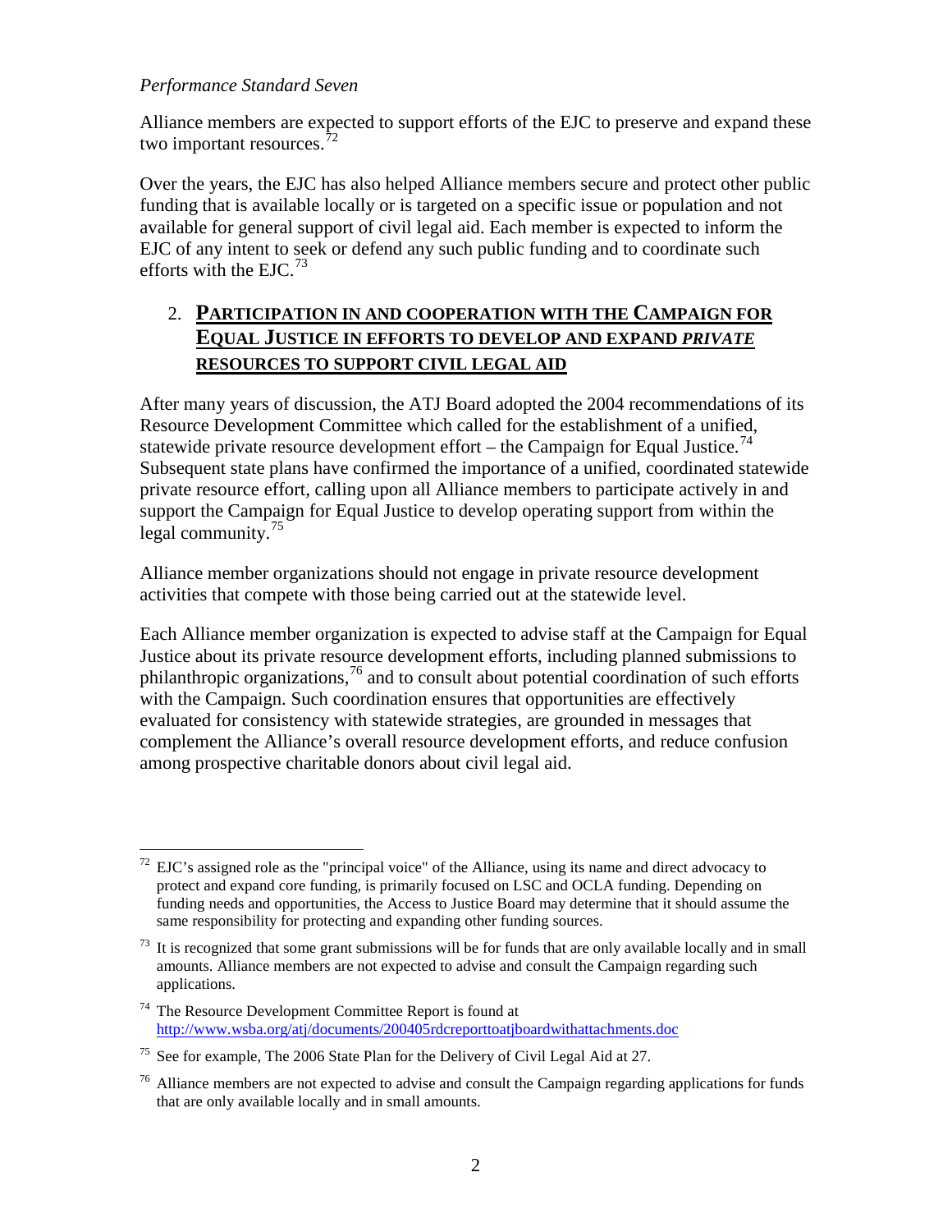*Performance Standard Seven*

Alliance members are expected to support efforts of the EJC to preserve and expand these two important resources.[72]

Over the years, the EJC has also helped Alliance members secure and protect other public funding that is available locally or is targeted on a specific issue or population and not available for general support of civil legal aid. Each member is expected to inform the EJC of any intent to seek or defend any such public funding and to coordinate such efforts with the EJC.[73]

## 2. PARTICIPATION IN AND COOPERATION WITH THE CAMPAIGN FOR EQUAL JUSTICE IN EFFORTS TO DEVELOP AND EXPAND *PRIVATE* RESOURCES TO SUPPORT CIVIL LEGAL AID

After many years of discussion, the ATJ Board adopted the 2004 recommendations of its Resource Development Committee which called for the establishment of a unified, statewide private resource development effort – the Campaign for Equal Justice.[74] Subsequent state plans have confirmed the importance of a unified, coordinated statewide private resource effort, calling upon all Alliance members to participate actively in and support the Campaign for Equal Justice to develop operating support from within the legal community.[75]

Alliance member organizations should not engage in private resource development activities that compete with those being carried out at the statewide level.

Each Alliance member organization is expected to advise staff at the Campaign for Equal Justice about its private resource development efforts, including planned submissions to philanthropic organizations,[76] and to consult about potential coordination of such efforts with the Campaign. Such coordination ensures that opportunities are effectively evaluated for consistency with statewide strategies, are grounded in messages that complement the Alliance's overall resource development efforts, and reduce confusion among prospective charitable donors about civil legal aid.

---

[72] EJC's assigned role as the "principal voice" of the Alliance, using its name and direct advocacy to protect and expand core funding, is primarily focused on LSC and OCLA funding. Depending on funding needs and opportunities, the Access to Justice Board may determine that it should assume the same responsibility for protecting and expanding other funding sources.

[73] It is recognized that some grant submissions will be for funds that are only available locally and in small amounts. Alliance members are not expected to advise and consult the Campaign regarding such applications.

[74] The Resource Development Committee Report is found at http://www.wsba.org/atj/documents/200405rdcreporttoatjboardwithattachments.doc

[75] See for example, The 2006 State Plan for the Delivery of Civil Legal Aid at 27.

[76] Alliance members are not expected to advise and consult the Campaign regarding applications for funds that are only available locally and in small amounts.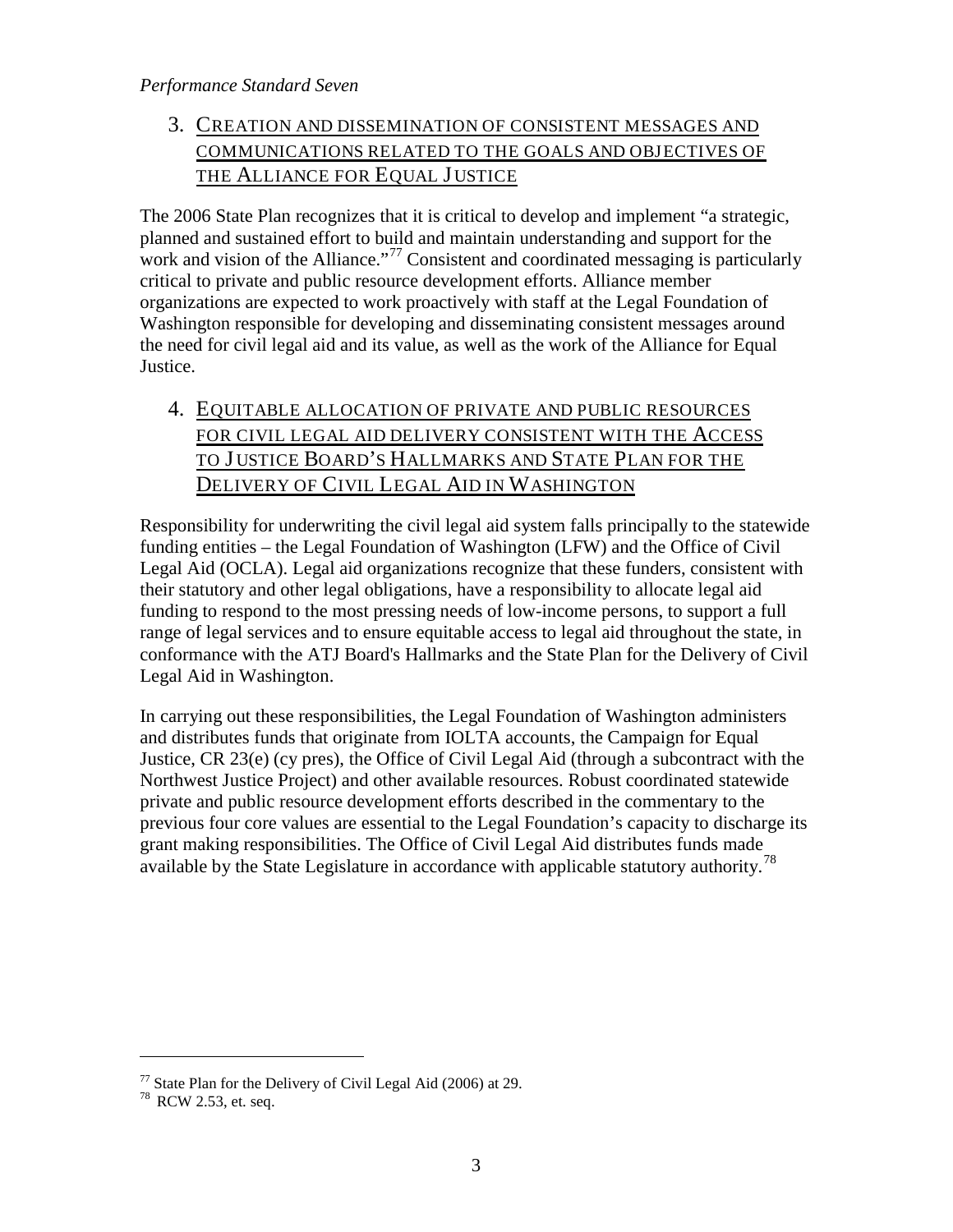*Performance Standard Seven*

### 3. CREATION AND DISSEMINATION OF CONSISTENT MESSAGES AND COMMUNICATIONS RELATED TO THE GOALS AND OBJECTIVES OF THE ALLIANCE FOR EQUAL JUSTICE

The 2006 State Plan recognizes that it is critical to develop and implement "a strategic, planned and sustained effort to build and maintain understanding and support for the work and vision of the Alliance."[77] Consistent and coordinated messaging is particularly critical to private and public resource development efforts. Alliance member organizations are expected to work proactively with staff at the Legal Foundation of Washington responsible for developing and disseminating consistent messages around the need for civil legal aid and its value, as well as the work of the Alliance for Equal Justice.

### 4. EQUITABLE ALLOCATION OF PRIVATE AND PUBLIC RESOURCES FOR CIVIL LEGAL AID DELIVERY CONSISTENT WITH THE ACCESS TO JUSTICE BOARD'S HALLMARKS AND STATE PLAN FOR THE DELIVERY OF CIVIL LEGAL AID IN WASHINGTON

Responsibility for underwriting the civil legal aid system falls principally to the statewide funding entities – the Legal Foundation of Washington (LFW) and the Office of Civil Legal Aid (OCLA). Legal aid organizations recognize that these funders, consistent with their statutory and other legal obligations, have a responsibility to allocate legal aid funding to respond to the most pressing needs of low-income persons, to support a full range of legal services and to ensure equitable access to legal aid throughout the state, in conformance with the ATJ Board's Hallmarks and the State Plan for the Delivery of Civil Legal Aid in Washington.

In carrying out these responsibilities, the Legal Foundation of Washington administers and distributes funds that originate from IOLTA accounts, the Campaign for Equal Justice, CR 23(e) (cy pres), the Office of Civil Legal Aid (through a subcontract with the Northwest Justice Project) and other available resources. Robust coordinated statewide private and public resource development efforts described in the commentary to the previous four core values are essential to the Legal Foundation's capacity to discharge its grant making responsibilities. The Office of Civil Legal Aid distributes funds made available by the State Legislature in accordance with applicable statutory authority.[78]

---

[77] State Plan for the Delivery of Civil Legal Aid (2006) at 29.

[78] RCW 2.53, et. seq.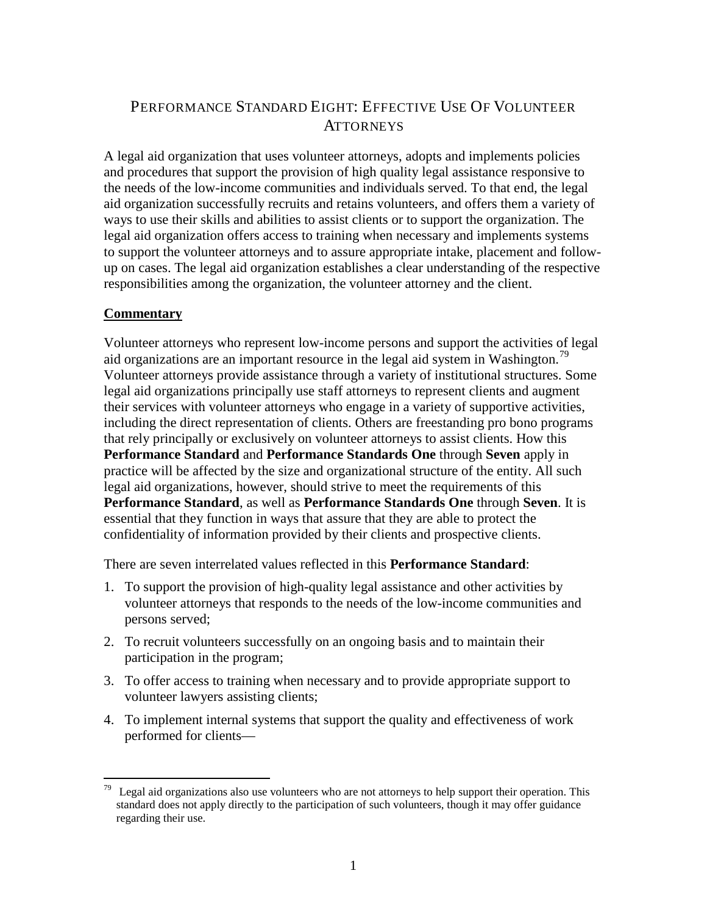# PERFORMANCE STANDARD EIGHT: EFFECTIVE USE OF VOLUNTEER ATTORNEYS

A legal aid organization that uses volunteer attorneys, adopts and implements policies and procedures that support the provision of high quality legal assistance responsive to the needs of the low-income communities and individuals served. To that end, the legal aid organization successfully recruits and retains volunteers, and offers them a variety of ways to use their skills and abilities to assist clients or to support the organization. The legal aid organization offers access to training when necessary and implements systems to support the volunteer attorneys and to assure appropriate intake, placement and follow-up on cases. The legal aid organization establishes a clear understanding of the respective responsibilities among the organization, the volunteer attorney and the client.

## Commentary

Volunteer attorneys who represent low-income persons and support the activities of legal aid organizations are an important resource in the legal aid system in Washington.[79] Volunteer attorneys provide assistance through a variety of institutional structures. Some legal aid organizations principally use staff attorneys to represent clients and augment their services with volunteer attorneys who engage in a variety of supportive activities, including the direct representation of clients. Others are freestanding pro bono programs that rely principally or exclusively on volunteer attorneys to assist clients. How this **Performance Standard** and **Performance Standards One** through **Seven** apply in practice will be affected by the size and organizational structure of the entity. All such legal aid organizations, however, should strive to meet the requirements of this **Performance Standard**, as well as **Performance Standards One** through **Seven**. It is essential that they function in ways that assure that they are able to protect the confidentiality of information provided by their clients and prospective clients.

There are seven interrelated values reflected in this **Performance Standard**:

1. To support the provision of high-quality legal assistance and other activities by volunteer attorneys that responds to the needs of the low-income communities and persons served;
2. To recruit volunteers successfully on an ongoing basis and to maintain their participation in the program;
3. To offer access to training when necessary and to provide appropriate support to volunteer lawyers assisting clients;
4. To implement internal systems that support the quality and effectiveness of work performed for clients—

[79] Legal aid organizations also use volunteers who are not attorneys to help support their operation. This standard does not apply directly to the participation of such volunteers, though it may offer guidance regarding their use.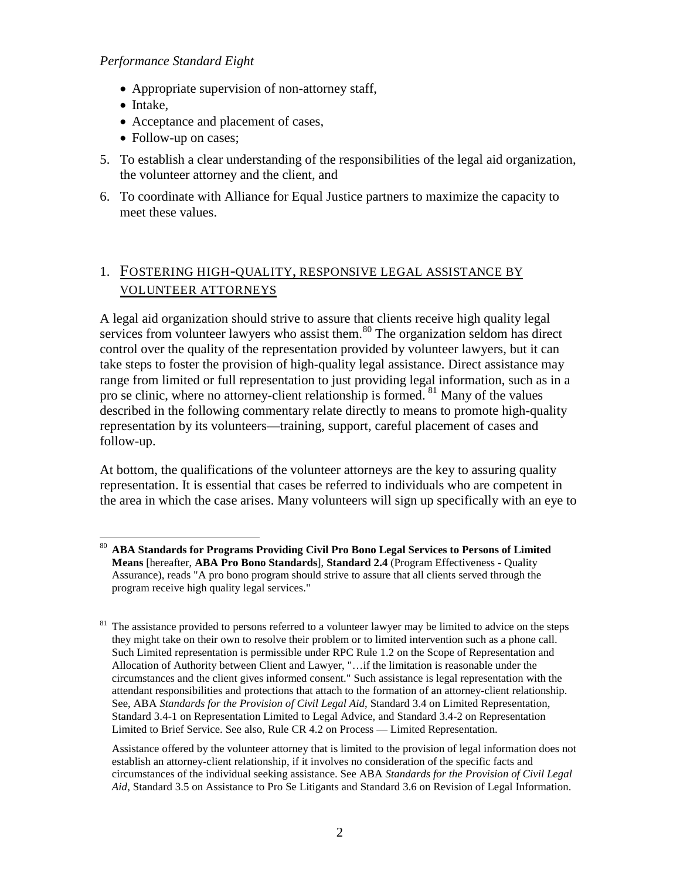- Appropriate supervision of non-attorney staff,
- Intake,
- Acceptance and placement of cases,
- Follow-up on cases;

5. To establish a clear understanding of the responsibilities of the legal aid organization, the volunteer attorney and the client, and
6. To coordinate with Alliance for Equal Justice partners to maximize the capacity to meet these values.

## 1. Fostering high-quality, responsive legal assistance by volunteer attorneys

A legal aid organization should strive to assure that clients receive high quality legal services from volunteer lawyers who assist them.[80] The organization seldom has direct control over the quality of the representation provided by volunteer lawyers, but it can take steps to foster the provision of high-quality legal assistance. Direct assistance may range from limited or full representation to just providing legal information, such as in a pro se clinic, where no attorney-client relationship is formed. [81] Many of the values described in the following commentary relate directly to means to promote high-quality representation by its volunteers—training, support, careful placement of cases and follow-up.

At bottom, the qualifications of the volunteer attorneys are the key to assuring quality representation. It is essential that cases be referred to individuals who are competent in the area in which the case arises. Many volunteers will sign up specifically with an eye to

---

[80] **ABA Standards for Programs Providing Civil Pro Bono Legal Services to Persons of Limited Means** [hereafter, **ABA Pro Bono Standards**], **Standard 2.4** (Program Effectiveness - Quality Assurance), reads "A pro bono program should strive to assure that all clients served through the program receive high quality legal services."

[81] The assistance provided to persons referred to a volunteer lawyer may be limited to advice on the steps they might take on their own to resolve their problem or to limited intervention such as a phone call. Such Limited representation is permissible under RPC Rule 1.2 on the Scope of Representation and Allocation of Authority between Client and Lawyer, "…if the limitation is reasonable under the circumstances and the client gives informed consent." Such assistance is legal representation with the attendant responsibilities and protections that attach to the formation of an attorney-client relationship. See, ABA *Standards for the Provision of Civil Legal Aid*, Standard 3.4 on Limited Representation, Standard 3.4-1 on Representation Limited to Legal Advice, and Standard 3.4-2 on Representation Limited to Brief Service. See also, Rule CR 4.2 on Process — Limited Representation.

Assistance offered by the volunteer attorney that is limited to the provision of legal information does not establish an attorney-client relationship, if it involves no consideration of the specific facts and circumstances of the individual seeking assistance. See ABA *Standards for the Provision of Civil Legal Aid*, Standard 3.5 on Assistance to Pro Se Litigants and Standard 3.6 on Revision of Legal Information.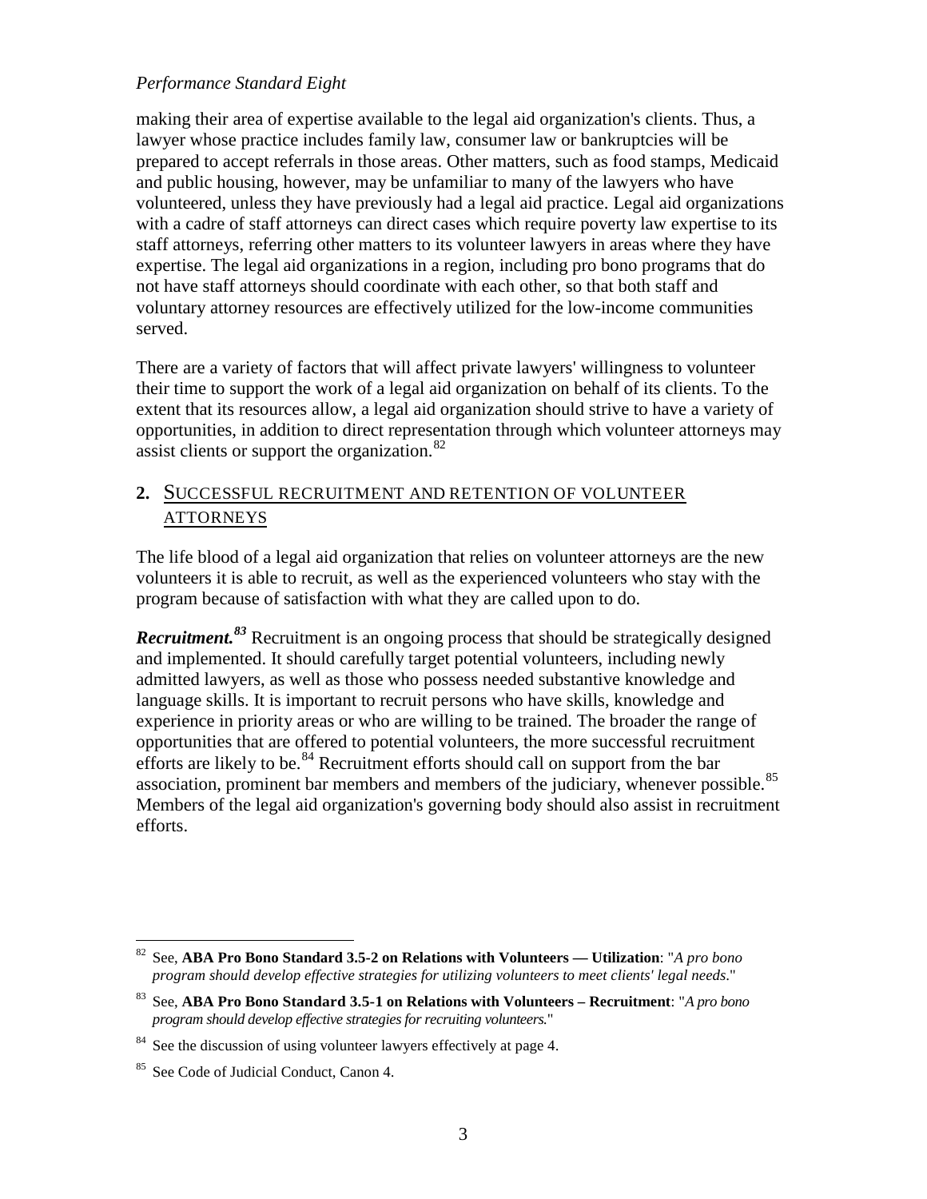making their area of expertise available to the legal aid organization's clients. Thus, a lawyer whose practice includes family law, consumer law or bankruptcies will be prepared to accept referrals in those areas. Other matters, such as food stamps, Medicaid and public housing, however, may be unfamiliar to many of the lawyers who have volunteered, unless they have previously had a legal aid practice. Legal aid organizations with a cadre of staff attorneys can direct cases which require poverty law expertise to its staff attorneys, referring other matters to its volunteer lawyers in areas where they have expertise. The legal aid organizations in a region, including pro bono programs that do not have staff attorneys should coordinate with each other, so that both staff and voluntary attorney resources are effectively utilized for the low-income communities served.

There are a variety of factors that will affect private lawyers' willingness to volunteer their time to support the work of a legal aid organization on behalf of its clients. To the extent that its resources allow, a legal aid organization should strive to have a variety of opportunities, in addition to direct representation through which volunteer attorneys may assist clients or support the organization.[82]

## 2. SUCCESSFUL RECRUITMENT AND RETENTION OF VOLUNTEER ATTORNEYS

The life blood of a legal aid organization that relies on volunteer attorneys are the new volunteers it is able to recruit, as well as the experienced volunteers who stay with the program because of satisfaction with what they are called upon to do.

***Recruitment.***[83] Recruitment is an ongoing process that should be strategically designed and implemented. It should carefully target potential volunteers, including newly admitted lawyers, as well as those who possess needed substantive knowledge and language skills. It is important to recruit persons who have skills, knowledge and experience in priority areas or who are willing to be trained. The broader the range of opportunities that are offered to potential volunteers, the more successful recruitment efforts are likely to be.[84] Recruitment efforts should call on support from the bar association, prominent bar members and members of the judiciary, whenever possible.[85] Members of the legal aid organization's governing body should also assist in recruitment efforts.

---

[82] See, **ABA Pro Bono Standard 3.5-2 on Relations with Volunteers — Utilization**: "*A pro bono program should develop effective strategies for utilizing volunteers to meet clients' legal needs*."

[83] See, **ABA Pro Bono Standard 3.5-1 on Relations with Volunteers – Recruitment**: "*A pro bono program should develop effective strategies for recruiting volunteers.*"

[84] See the discussion of using volunteer lawyers effectively at page 4.

[85] See Code of Judicial Conduct, Canon 4.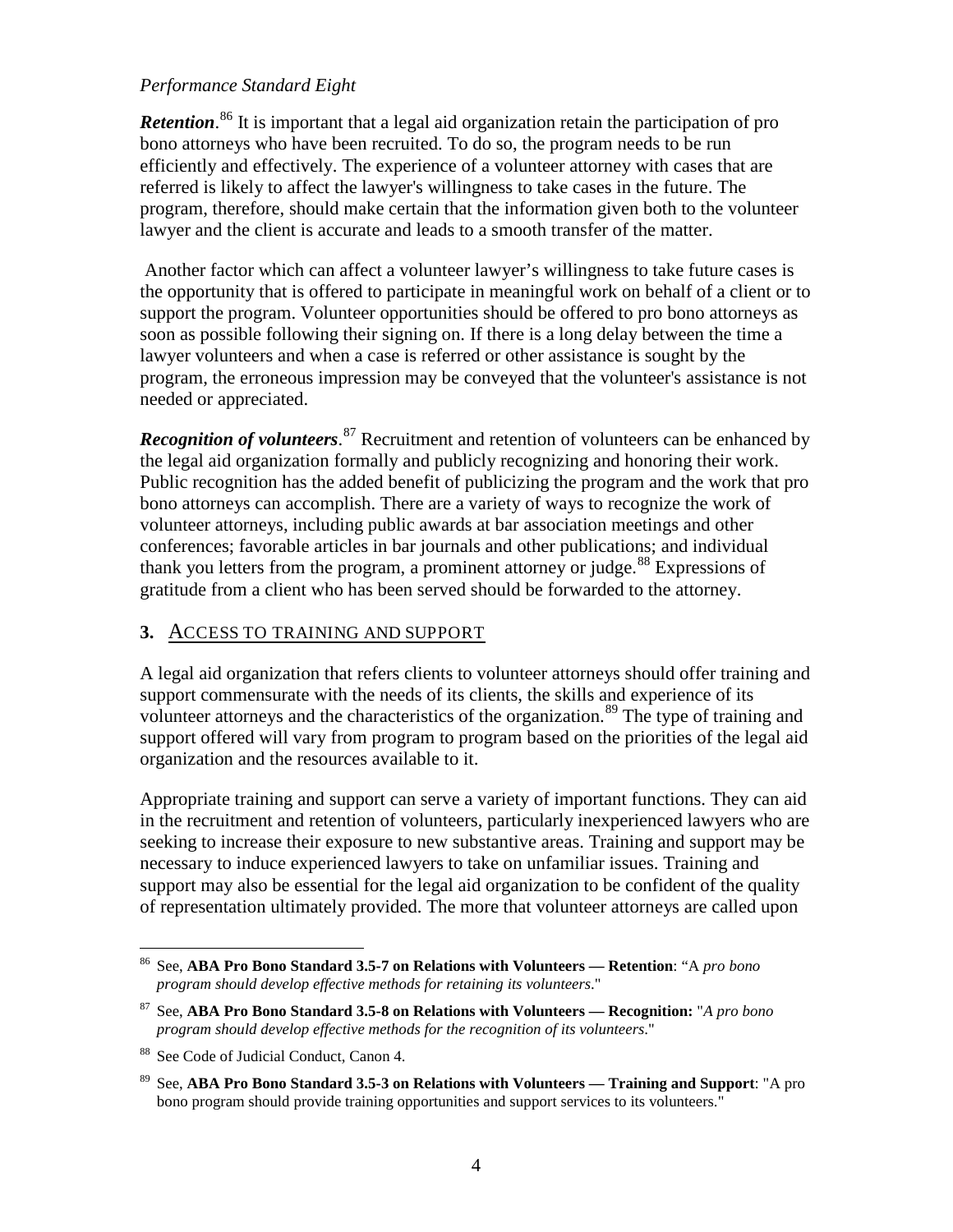*Performance Standard Eight*

***Retention***.[86] It is important that a legal aid organization retain the participation of pro bono attorneys who have been recruited. To do so, the program needs to be run efficiently and effectively. The experience of a volunteer attorney with cases that are referred is likely to affect the lawyer's willingness to take cases in the future. The program, therefore, should make certain that the information given both to the volunteer lawyer and the client is accurate and leads to a smooth transfer of the matter.

Another factor which can affect a volunteer lawyer's willingness to take future cases is the opportunity that is offered to participate in meaningful work on behalf of a client or to support the program. Volunteer opportunities should be offered to pro bono attorneys as soon as possible following their signing on. If there is a long delay between the time a lawyer volunteers and when a case is referred or other assistance is sought by the program, the erroneous impression may be conveyed that the volunteer's assistance is not needed or appreciated.

***Recognition of volunteers***.[87] Recruitment and retention of volunteers can be enhanced by the legal aid organization formally and publicly recognizing and honoring their work. Public recognition has the added benefit of publicizing the program and the work that pro bono attorneys can accomplish. There are a variety of ways to recognize the work of volunteer attorneys, including public awards at bar association meetings and other conferences; favorable articles in bar journals and other publications; and individual thank you letters from the program, a prominent attorney or judge.[88] Expressions of gratitude from a client who has been served should be forwarded to the attorney.

## 3. ACCESS TO TRAINING AND SUPPORT

A legal aid organization that refers clients to volunteer attorneys should offer training and support commensurate with the needs of its clients, the skills and experience of its volunteer attorneys and the characteristics of the organization.[89] The type of training and support offered will vary from program to program based on the priorities of the legal aid organization and the resources available to it.

Appropriate training and support can serve a variety of important functions. They can aid in the recruitment and retention of volunteers, particularly inexperienced lawyers who are seeking to increase their exposure to new substantive areas. Training and support may be necessary to induce experienced lawyers to take on unfamiliar issues. Training and support may also be essential for the legal aid organization to be confident of the quality of representation ultimately provided. The more that volunteer attorneys are called upon

---

[86] See, **ABA Pro Bono Standard 3.5-7 on Relations with Volunteers — Retention**: "A *pro bono program should develop effective methods for retaining its volunteers*."

[87] See, **ABA Pro Bono Standard 3.5-8 on Relations with Volunteers — Recognition:** "*A pro bono program should develop effective methods for the recognition of its volunteers*."

[88] See Code of Judicial Conduct, Canon 4.

[89] See, **ABA Pro Bono Standard 3.5-3 on Relations with Volunteers — Training and Support**: "A pro bono program should provide training opportunities and support services to its volunteers."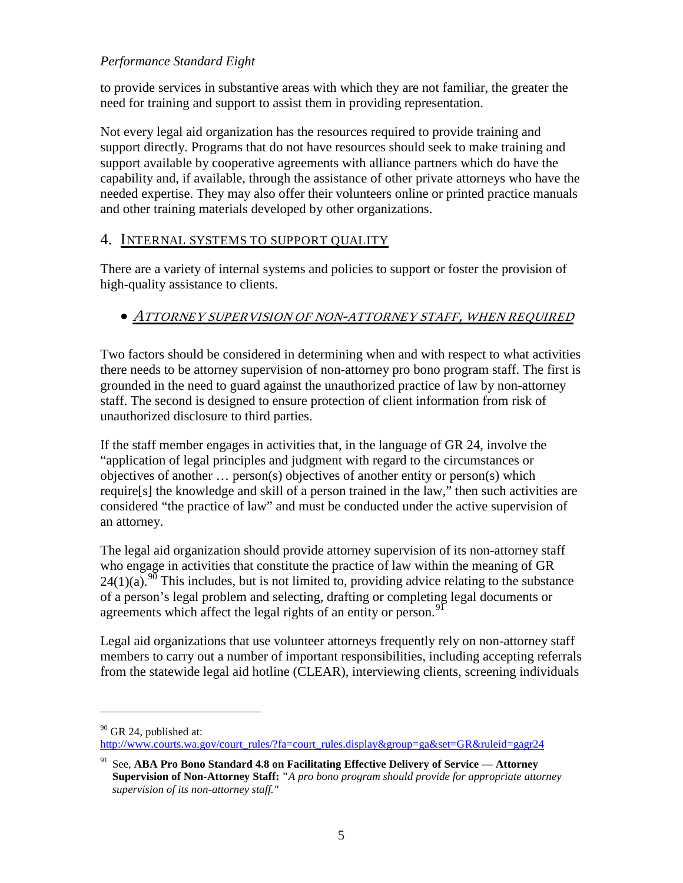to provide services in substantive areas with which they are not familiar, the greater the need for training and support to assist them in providing representation.

Not every legal aid organization has the resources required to provide training and support directly. Programs that do not have resources should seek to make training and support available by cooperative agreements with alliance partners which do have the capability and, if available, through the assistance of other private attorneys who have the needed expertise. They may also offer their volunteers online or printed practice manuals and other training materials developed by other organizations.

## 4. Internal systems to support quality

There are a variety of internal systems and policies to support or foster the provision of high-quality assistance to clients.

- ***Attorney supervision of non-attorney staff, when required***

Two factors should be considered in determining when and with respect to what activities there needs to be attorney supervision of non-attorney pro bono program staff. The first is grounded in the need to guard against the unauthorized practice of law by non-attorney staff. The second is designed to ensure protection of client information from risk of unauthorized disclosure to third parties.

If the staff member engages in activities that, in the language of GR 24, involve the "application of legal principles and judgment with regard to the circumstances or objectives of another … person(s) objectives of another entity or person(s) which require[s] the knowledge and skill of a person trained in the law," then such activities are considered "the practice of law" and must be conducted under the active supervision of an attorney.

The legal aid organization should provide attorney supervision of its non-attorney staff who engage in activities that constitute the practice of law within the meaning of GR 24(1)(a).[90] This includes, but is not limited to, providing advice relating to the substance of a person's legal problem and selecting, drafting or completing legal documents or agreements which affect the legal rights of an entity or person.[91]

Legal aid organizations that use volunteer attorneys frequently rely on non-attorney staff members to carry out a number of important responsibilities, including accepting referrals from the statewide legal aid hotline (CLEAR), interviewing clients, screening individuals

---

[90] GR 24, published at: http://www.courts.wa.gov/court_rules/?fa=court_rules.display&group=ga&set=GR&ruleid=gagr24

[91] See, **ABA Pro Bono Standard 4.8 on Facilitating Effective Delivery of Service — Attorney Supervision of Non-Attorney Staff: "***A pro bono program should provide for appropriate attorney supervision of its non-attorney staff."*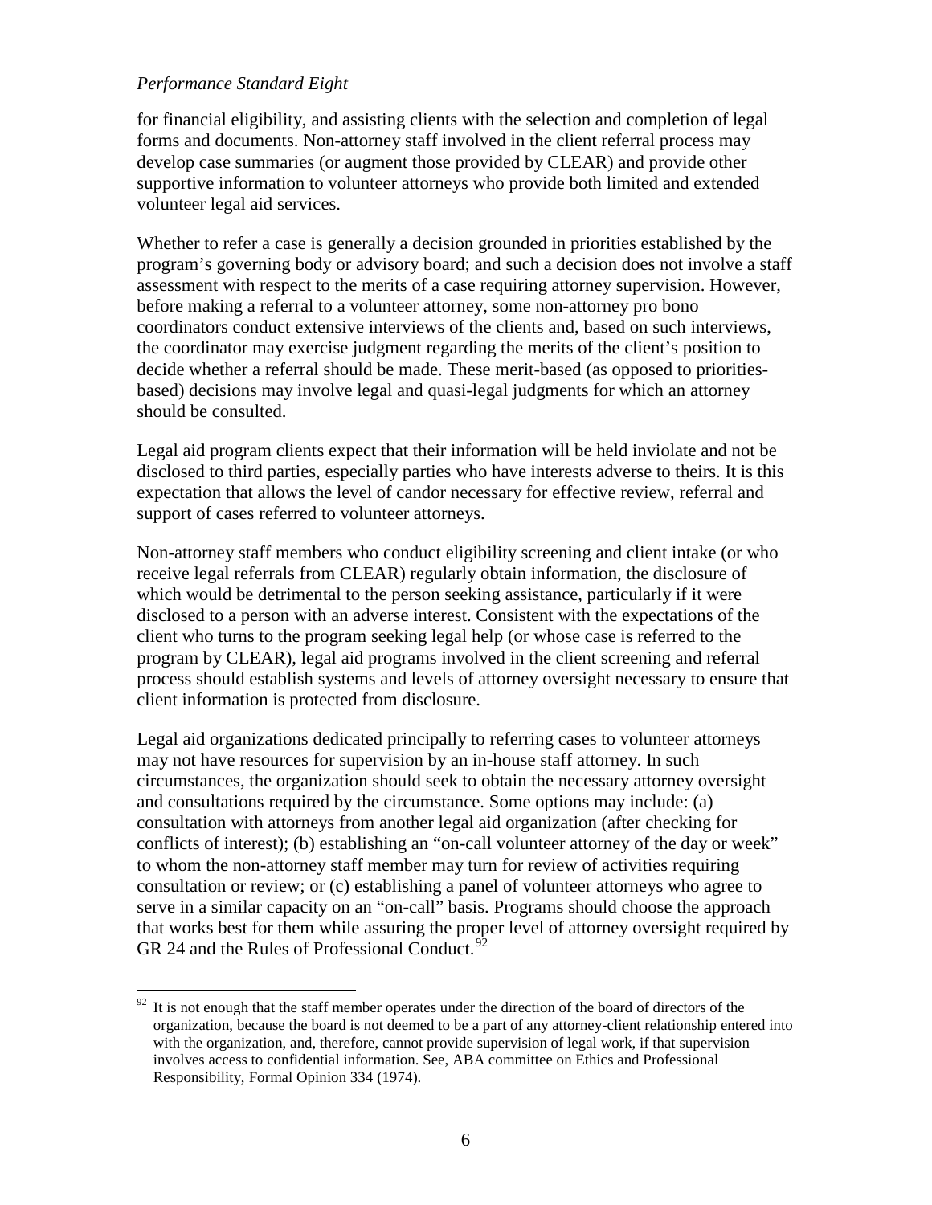*Performance Standard Eight*

for financial eligibility, and assisting clients with the selection and completion of legal forms and documents. Non-attorney staff involved in the client referral process may develop case summaries (or augment those provided by CLEAR) and provide other supportive information to volunteer attorneys who provide both limited and extended volunteer legal aid services.

Whether to refer a case is generally a decision grounded in priorities established by the program's governing body or advisory board; and such a decision does not involve a staff assessment with respect to the merits of a case requiring attorney supervision. However, before making a referral to a volunteer attorney, some non-attorney pro bono coordinators conduct extensive interviews of the clients and, based on such interviews, the coordinator may exercise judgment regarding the merits of the client's position to decide whether a referral should be made. These merit-based (as opposed to priorities-based) decisions may involve legal and quasi-legal judgments for which an attorney should be consulted.

Legal aid program clients expect that their information will be held inviolate and not be disclosed to third parties, especially parties who have interests adverse to theirs. It is this expectation that allows the level of candor necessary for effective review, referral and support of cases referred to volunteer attorneys.

Non-attorney staff members who conduct eligibility screening and client intake (or who receive legal referrals from CLEAR) regularly obtain information, the disclosure of which would be detrimental to the person seeking assistance, particularly if it were disclosed to a person with an adverse interest. Consistent with the expectations of the client who turns to the program seeking legal help (or whose case is referred to the program by CLEAR), legal aid programs involved in the client screening and referral process should establish systems and levels of attorney oversight necessary to ensure that client information is protected from disclosure.

Legal aid organizations dedicated principally to referring cases to volunteer attorneys may not have resources for supervision by an in-house staff attorney. In such circumstances, the organization should seek to obtain the necessary attorney oversight and consultations required by the circumstance. Some options may include: (a) consultation with attorneys from another legal aid organization (after checking for conflicts of interest); (b) establishing an "on-call volunteer attorney of the day or week" to whom the non-attorney staff member may turn for review of activities requiring consultation or review; or (c) establishing a panel of volunteer attorneys who agree to serve in a similar capacity on an "on-call" basis. Programs should choose the approach that works best for them while assuring the proper level of attorney oversight required by GR 24 and the Rules of Professional Conduct.[92]

---

[92] It is not enough that the staff member operates under the direction of the board of directors of the organization, because the board is not deemed to be a part of any attorney-client relationship entered into with the organization, and, therefore, cannot provide supervision of legal work, if that supervision involves access to confidential information. See, ABA committee on Ethics and Professional Responsibility, Formal Opinion 334 (1974).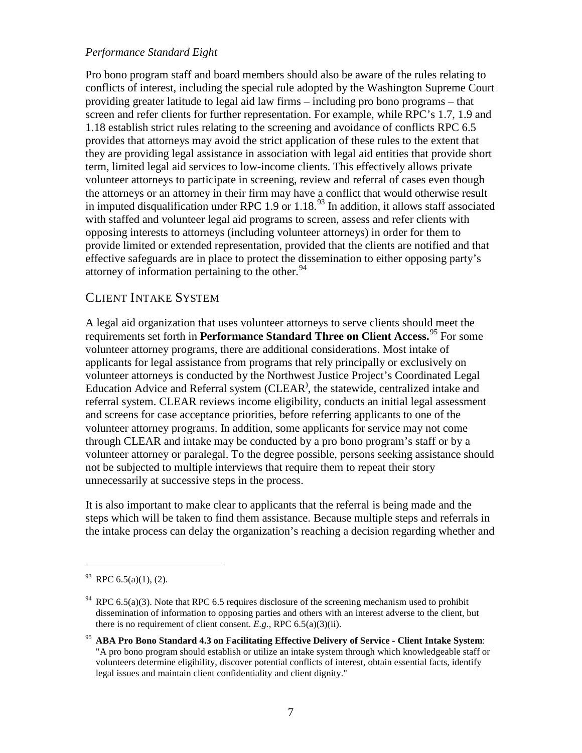*Performance Standard Eight*

Pro bono program staff and board members should also be aware of the rules relating to conflicts of interest, including the special rule adopted by the Washington Supreme Court providing greater latitude to legal aid law firms – including pro bono programs – that screen and refer clients for further representation. For example, while RPC's 1.7, 1.9 and 1.18 establish strict rules relating to the screening and avoidance of conflicts RPC 6.5 provides that attorneys may avoid the strict application of these rules to the extent that they are providing legal assistance in association with legal aid entities that provide short term, limited legal aid services to low-income clients. This effectively allows private volunteer attorneys to participate in screening, review and referral of cases even though the attorneys or an attorney in their firm may have a conflict that would otherwise result in imputed disqualification under RPC 1.9 or 1.18.[93] In addition, it allows staff associated with staffed and volunteer legal aid programs to screen, assess and refer clients with opposing interests to attorneys (including volunteer attorneys) in order for them to provide limited or extended representation, provided that the clients are notified and that effective safeguards are in place to protect the dissemination to either opposing party's attorney of information pertaining to the other.[94]

## CLIENT INTAKE SYSTEM

A legal aid organization that uses volunteer attorneys to serve clients should meet the requirements set forth in **Performance Standard Three on Client Access.**[95] For some volunteer attorney programs, there are additional considerations. Most intake of applicants for legal assistance from programs that rely principally or exclusively on volunteer attorneys is conducted by the Northwest Justice Project's Coordinated Legal Education Advice and Referral system (CLEAR), the statewide, centralized intake and referral system. CLEAR reviews income eligibility, conducts an initial legal assessment and screens for case acceptance priorities, before referring applicants to one of the volunteer attorney programs. In addition, some applicants for service may not come through CLEAR and intake may be conducted by a pro bono program's staff or by a volunteer attorney or paralegal. To the degree possible, persons seeking assistance should not be subjected to multiple interviews that require them to repeat their story unnecessarily at successive steps in the process.

It is also important to make clear to applicants that the referral is being made and the steps which will be taken to find them assistance. Because multiple steps and referrals in the intake process can delay the organization's reaching a decision regarding whether and

---

[93] RPC 6.5(a)(1), (2).

[94] RPC 6.5(a)(3). Note that RPC 6.5 requires disclosure of the screening mechanism used to prohibit dissemination of information to opposing parties and others with an interest adverse to the client, but there is no requirement of client consent. *E.g.*, RPC 6.5(a)(3)(ii).

[95] **ABA Pro Bono Standard 4.3 on Facilitating Effective Delivery of Service - Client Intake System**: "A pro bono program should establish or utilize an intake system through which knowledgeable staff or volunteers determine eligibility, discover potential conflicts of interest, obtain essential facts, identify legal issues and maintain client confidentiality and client dignity."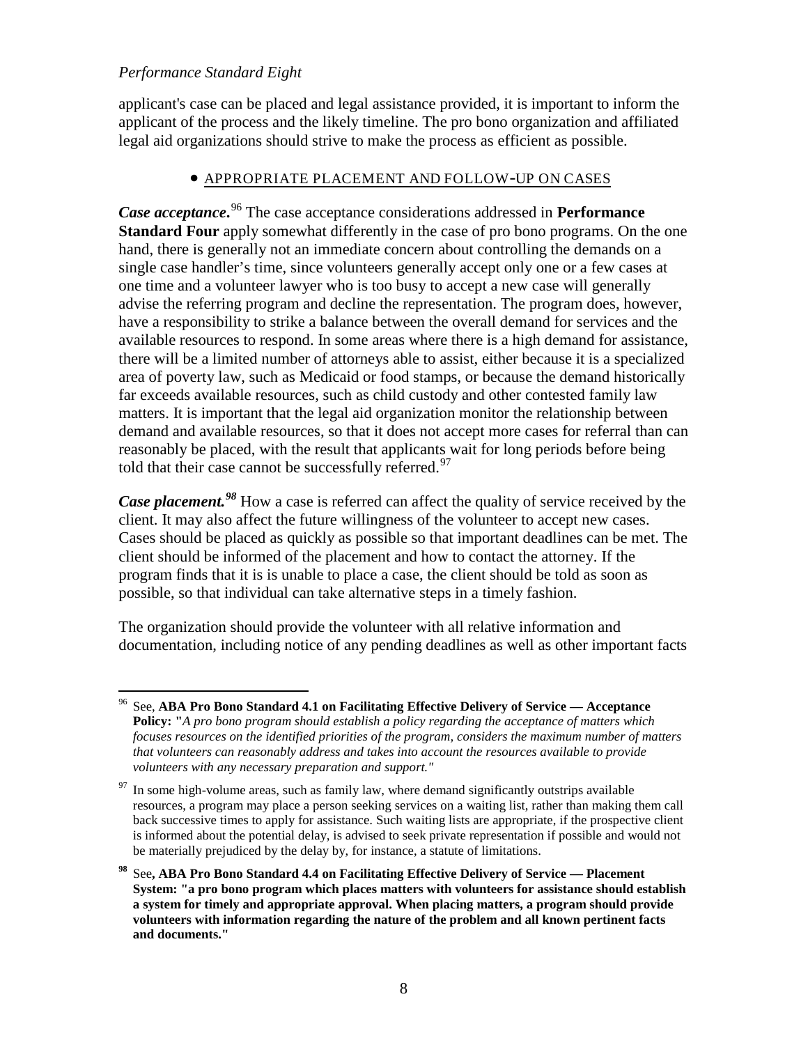applicant's case can be placed and legal assistance provided, it is important to inform the applicant of the process and the likely timeline. The pro bono organization and affiliated legal aid organizations should strive to make the process as efficient as possible.

- APPROPRIATE PLACEMENT AND FOLLOW-UP ON CASES

***Case acceptance*.**[96] The case acceptance considerations addressed in **Performance Standard Four** apply somewhat differently in the case of pro bono programs. On the one hand, there is generally not an immediate concern about controlling the demands on a single case handler's time, since volunteers generally accept only one or a few cases at one time and a volunteer lawyer who is too busy to accept a new case will generally advise the referring program and decline the representation. The program does, however, have a responsibility to strike a balance between the overall demand for services and the available resources to respond. In some areas where there is a high demand for assistance, there will be a limited number of attorneys able to assist, either because it is a specialized area of poverty law, such as Medicaid or food stamps, or because the demand historically far exceeds available resources, such as child custody and other contested family law matters. It is important that the legal aid organization monitor the relationship between demand and available resources, so that it does not accept more cases for referral than can reasonably be placed, with the result that applicants wait for long periods before being told that their case cannot be successfully referred.[97]

***Case placement.***[98] How a case is referred can affect the quality of service received by the client. It may also affect the future willingness of the volunteer to accept new cases. Cases should be placed as quickly as possible so that important deadlines can be met. The client should be informed of the placement and how to contact the attorney. If the program finds that it is is unable to place a case, the client should be told as soon as possible, so that individual can take alternative steps in a timely fashion.

The organization should provide the volunteer with all relative information and documentation, including notice of any pending deadlines as well as other important facts

---

[96] See, **ABA Pro Bono Standard 4.1 on Facilitating Effective Delivery of Service — Acceptance Policy: "***A pro bono program should establish a policy regarding the acceptance of matters which focuses resources on the identified priorities of the program, considers the maximum number of matters that volunteers can reasonably address and takes into account the resources available to provide volunteers with any necessary preparation and support."*

[97] In some high-volume areas, such as family law, where demand significantly outstrips available resources, a program may place a person seeking services on a waiting list, rather than making them call back successive times to apply for assistance. Such waiting lists are appropriate, if the prospective client is informed about the potential delay, is advised to seek private representation if possible and would not be materially prejudiced by the delay by, for instance, a statute of limitations.

[98] See**, ABA Pro Bono Standard 4.4 on Facilitating Effective Delivery of Service — Placement System: "a pro bono program which places matters with volunteers for assistance should establish a system for timely and appropriate approval. When placing matters, a program should provide volunteers with information regarding the nature of the problem and all known pertinent facts and documents."**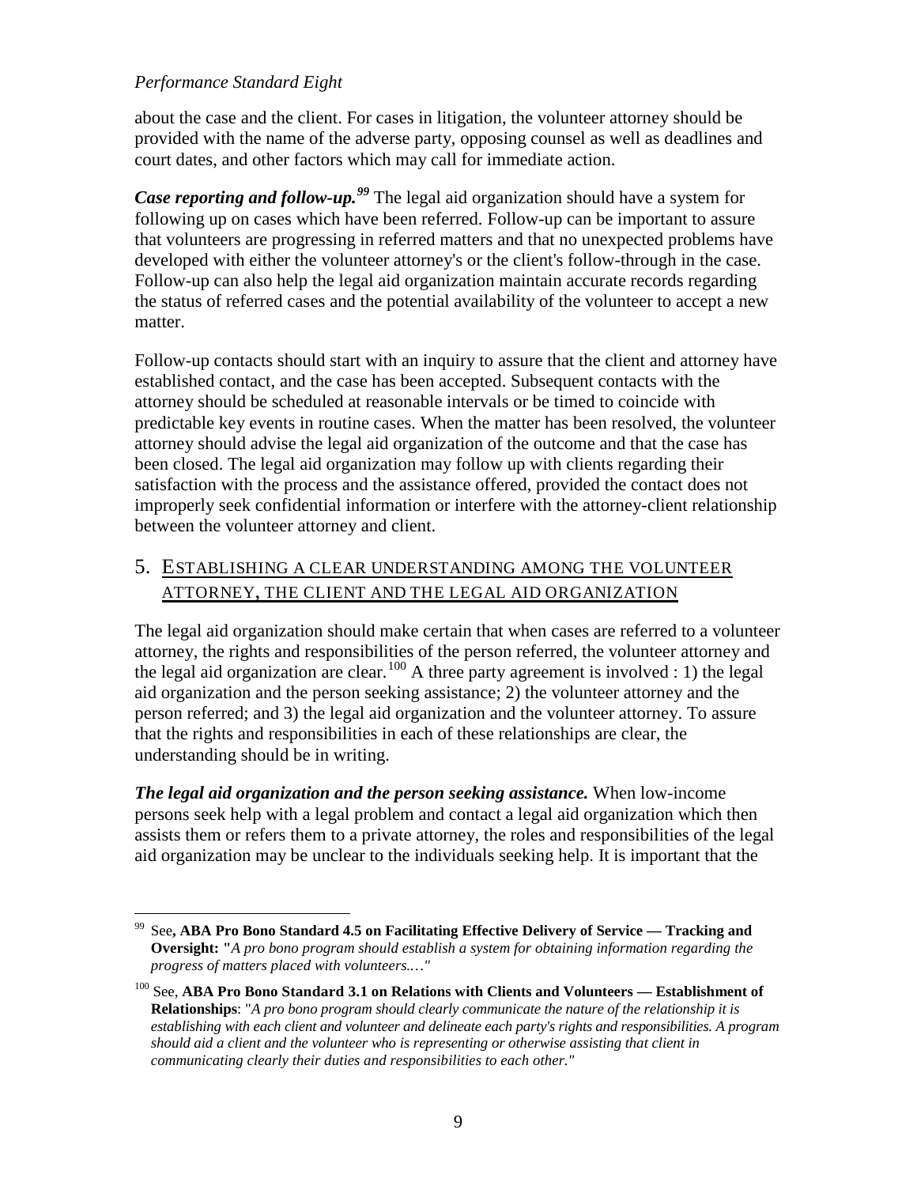about the case and the client. For cases in litigation, the volunteer attorney should be provided with the name of the adverse party, opposing counsel as well as deadlines and court dates, and other factors which may call for immediate action.

***Case reporting and follow-up.***[99] The legal aid organization should have a system for following up on cases which have been referred. Follow-up can be important to assure that volunteers are progressing in referred matters and that no unexpected problems have developed with either the volunteer attorney's or the client's follow-through in the case. Follow-up can also help the legal aid organization maintain accurate records regarding the status of referred cases and the potential availability of the volunteer to accept a new matter.

Follow-up contacts should start with an inquiry to assure that the client and attorney have established contact, and the case has been accepted. Subsequent contacts with the attorney should be scheduled at reasonable intervals or be timed to coincide with predictable key events in routine cases. When the matter has been resolved, the volunteer attorney should advise the legal aid organization of the outcome and that the case has been closed. The legal aid organization may follow up with clients regarding their satisfaction with the process and the assistance offered, provided the contact does not improperly seek confidential information or interfere with the attorney-client relationship between the volunteer attorney and client.

## 5. ESTABLISHING A CLEAR UNDERSTANDING AMONG THE VOLUNTEER ATTORNEY, THE CLIENT AND THE LEGAL AID ORGANIZATION

The legal aid organization should make certain that when cases are referred to a volunteer attorney, the rights and responsibilities of the person referred, the volunteer attorney and the legal aid organization are clear.[100] A three party agreement is involved : 1) the legal aid organization and the person seeking assistance; 2) the volunteer attorney and the person referred; and 3) the legal aid organization and the volunteer attorney. To assure that the rights and responsibilities in each of these relationships are clear, the understanding should be in writing.

***The legal aid organization and the person seeking assistance.*** When low-income persons seek help with a legal problem and contact a legal aid organization which then assists them or refers them to a private attorney, the roles and responsibilities of the legal aid organization may be unclear to the individuals seeking help. It is important that the

---

[99] See**, ABA Pro Bono Standard 4.5 on Facilitating Effective Delivery of Service — Tracking and Oversight: "***A pro bono program should establish a system for obtaining information regarding the progress of matters placed with volunteers.…"*

[100] See, **ABA Pro Bono Standard 3.1 on Relations with Clients and Volunteers — Establishment of Relationships**: "*A pro bono program should clearly communicate the nature of the relationship it is establishing with each client and volunteer and delineate each party's rights and responsibilities. A program should aid a client and the volunteer who is representing or otherwise assisting that client in communicating clearly their duties and responsibilities to each other."*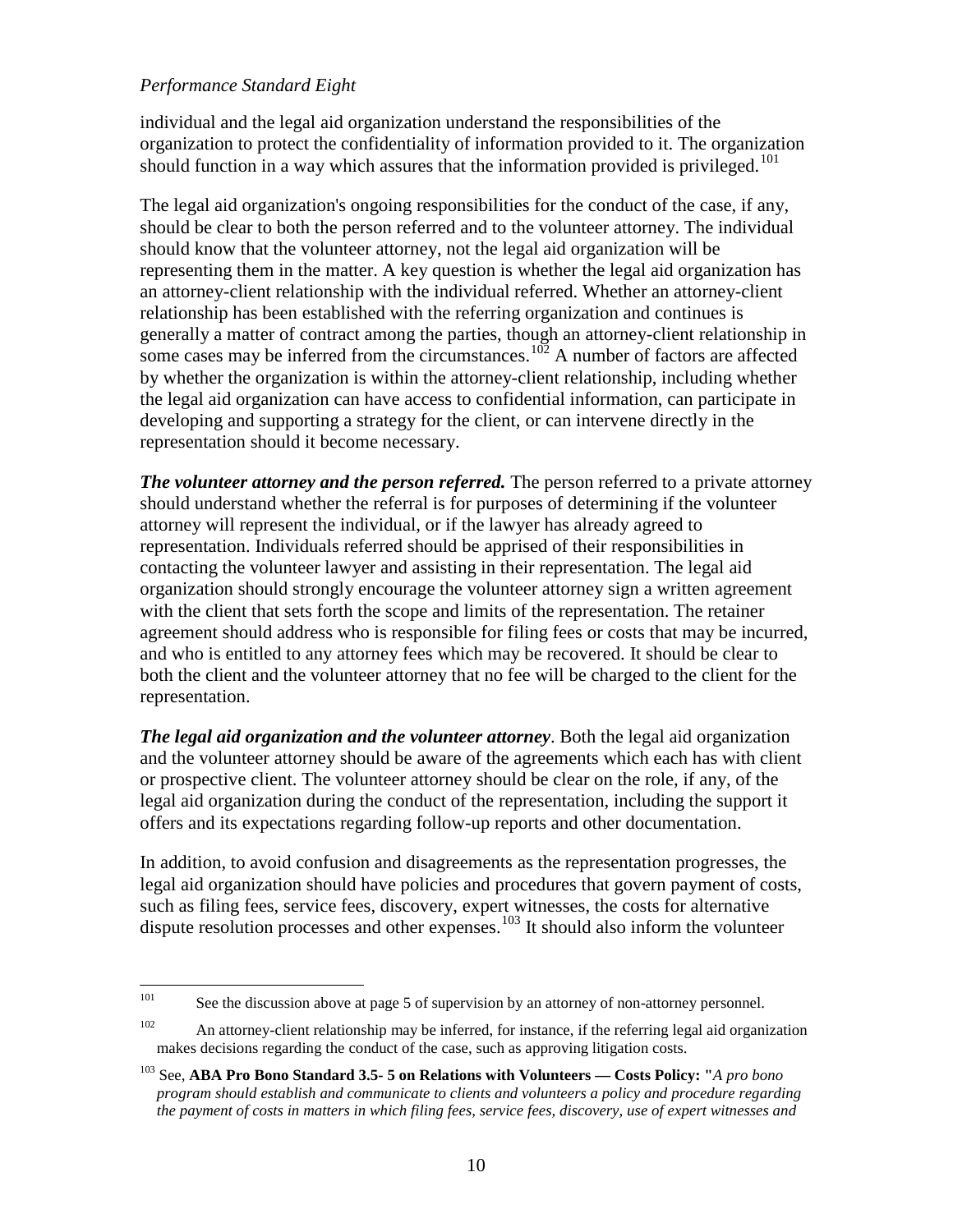individual and the legal aid organization understand the responsibilities of the organization to protect the confidentiality of information provided to it. The organization should function in a way which assures that the information provided is privileged.[101]

The legal aid organization's ongoing responsibilities for the conduct of the case, if any, should be clear to both the person referred and to the volunteer attorney. The individual should know that the volunteer attorney, not the legal aid organization will be representing them in the matter. A key question is whether the legal aid organization has an attorney-client relationship with the individual referred. Whether an attorney-client relationship has been established with the referring organization and continues is generally a matter of contract among the parties, though an attorney-client relationship in some cases may be inferred from the circumstances.[102] A number of factors are affected by whether the organization is within the attorney-client relationship, including whether the legal aid organization can have access to confidential information, can participate in developing and supporting a strategy for the client, or can intervene directly in the representation should it become necessary.

***The volunteer attorney and the person referred.*** The person referred to a private attorney should understand whether the referral is for purposes of determining if the volunteer attorney will represent the individual, or if the lawyer has already agreed to representation. Individuals referred should be apprised of their responsibilities in contacting the volunteer lawyer and assisting in their representation. The legal aid organization should strongly encourage the volunteer attorney sign a written agreement with the client that sets forth the scope and limits of the representation. The retainer agreement should address who is responsible for filing fees or costs that may be incurred, and who is entitled to any attorney fees which may be recovered. It should be clear to both the client and the volunteer attorney that no fee will be charged to the client for the representation.

***The legal aid organization and the volunteer attorney***. Both the legal aid organization and the volunteer attorney should be aware of the agreements which each has with client or prospective client. The volunteer attorney should be clear on the role, if any, of the legal aid organization during the conduct of the representation, including the support it offers and its expectations regarding follow-up reports and other documentation.

In addition, to avoid confusion and disagreements as the representation progresses, the legal aid organization should have policies and procedures that govern payment of costs, such as filing fees, service fees, discovery, expert witnesses, the costs for alternative dispute resolution processes and other expenses.[103] It should also inform the volunteer

---

[101] See the discussion above at page 5 of supervision by an attorney of non-attorney personnel.

[102] An attorney-client relationship may be inferred, for instance, if the referring legal aid organization makes decisions regarding the conduct of the case, such as approving litigation costs.

[103] See, **ABA Pro Bono Standard 3.5- 5 on Relations with Volunteers — Costs Policy: "***A pro bono program should establish and communicate to clients and volunteers a policy and procedure regarding the payment of costs in matters in which filing fees, service fees, discovery, use of expert witnesses and*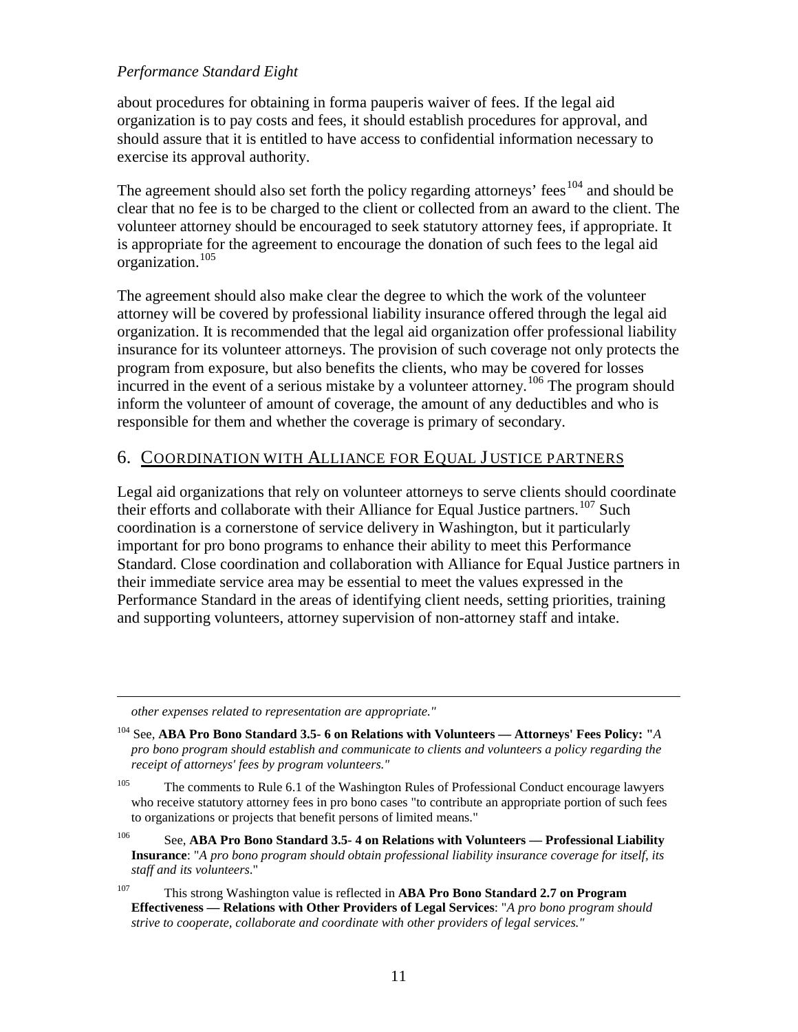about procedures for obtaining in forma pauperis waiver of fees. If the legal aid organization is to pay costs and fees, it should establish procedures for approval, and should assure that it is entitled to have access to confidential information necessary to exercise its approval authority.

The agreement should also set forth the policy regarding attorneys' fees[104] and should be clear that no fee is to be charged to the client or collected from an award to the client. The volunteer attorney should be encouraged to seek statutory attorney fees, if appropriate. It is appropriate for the agreement to encourage the donation of such fees to the legal aid organization.[105]

The agreement should also make clear the degree to which the work of the volunteer attorney will be covered by professional liability insurance offered through the legal aid organization. It is recommended that the legal aid organization offer professional liability insurance for its volunteer attorneys. The provision of such coverage not only protects the program from exposure, but also benefits the clients, who may be covered for losses incurred in the event of a serious mistake by a volunteer attorney.[106] The program should inform the volunteer of amount of coverage, the amount of any deductibles and who is responsible for them and whether the coverage is primary of secondary.

## 6. Coordination with Alliance for Equal Justice partners

Legal aid organizations that rely on volunteer attorneys to serve clients should coordinate their efforts and collaborate with their Alliance for Equal Justice partners.[107] Such coordination is a cornerstone of service delivery in Washington, but it particularly important for pro bono programs to enhance their ability to meet this Performance Standard. Close coordination and collaboration with Alliance for Equal Justice partners in their immediate service area may be essential to meet the values expressed in the Performance Standard in the areas of identifying client needs, setting priorities, training and supporting volunteers, attorney supervision of non-attorney staff and intake.

---

*other expenses related to representation are appropriate."*

[104] See, **ABA Pro Bono Standard 3.5- 6 on Relations with Volunteers — Attorneys' Fees Policy: "***A pro bono program should establish and communicate to clients and volunteers a policy regarding the receipt of attorneys' fees by program volunteers."*

[105] The comments to Rule 6.1 of the Washington Rules of Professional Conduct encourage lawyers who receive statutory attorney fees in pro bono cases "to contribute an appropriate portion of such fees to organizations or projects that benefit persons of limited means."

[106] See, **ABA Pro Bono Standard 3.5- 4 on Relations with Volunteers — Professional Liability Insurance**: "*A pro bono program should obtain professional liability insurance coverage for itself, its staff and its volunteers*."

[107] This strong Washington value is reflected in **ABA Pro Bono Standard 2.7 on Program Effectiveness — Relations with Other Providers of Legal Services**: "*A pro bono program should strive to cooperate, collaborate and coordinate with other providers of legal services."*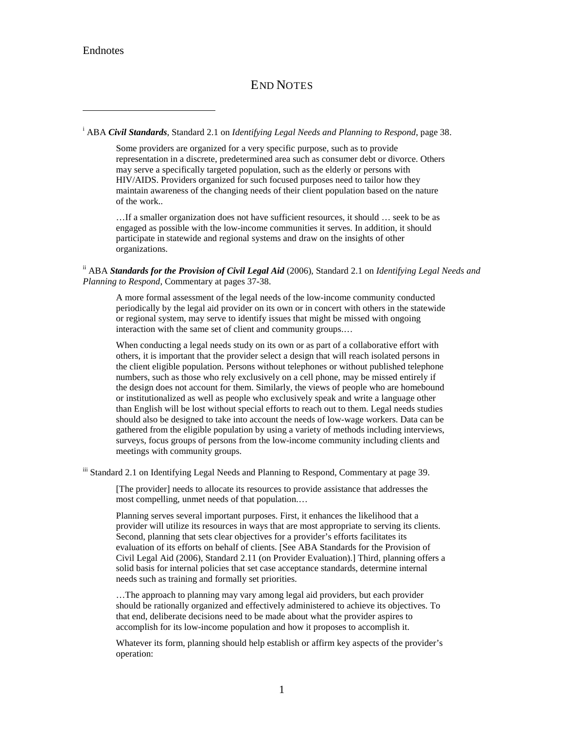# END NOTES

[i] ABA ***Civil Standards***, Standard 2.1 on *Identifying Legal Needs and Planning to Respond*, page 38.

> Some providers are organized for a very specific purpose, such as to provide representation in a discrete, predetermined area such as consumer debt or divorce. Others may serve a specifically targeted population, such as the elderly or persons with HIV/AIDS. Providers organized for such focused purposes need to tailor how they maintain awareness of the changing needs of their client population based on the nature of the work..
>
> …If a smaller organization does not have sufficient resources, it should … seek to be as engaged as possible with the low-income communities it serves. In addition, it should participate in statewide and regional systems and draw on the insights of other organizations.

[ii] ABA ***Standards for the Provision of Civil Legal Aid*** (2006), Standard 2.1 on *Identifying Legal Needs and Planning to Respond*, Commentary at pages 37-38.

> A more formal assessment of the legal needs of the low-income community conducted periodically by the legal aid provider on its own or in concert with others in the statewide or regional system, may serve to identify issues that might be missed with ongoing interaction with the same set of client and community groups.…
>
> When conducting a legal needs study on its own or as part of a collaborative effort with others, it is important that the provider select a design that will reach isolated persons in the client eligible population. Persons without telephones or without published telephone numbers, such as those who rely exclusively on a cell phone, may be missed entirely if the design does not account for them. Similarly, the views of people who are homebound or institutionalized as well as people who exclusively speak and write a language other than English will be lost without special efforts to reach out to them. Legal needs studies should also be designed to take into account the needs of low-wage workers. Data can be gathered from the eligible population by using a variety of methods including interviews, surveys, focus groups of persons from the low-income community including clients and meetings with community groups.

[iii] Standard 2.1 on Identifying Legal Needs and Planning to Respond, Commentary at page 39.

> [The provider] needs to allocate its resources to provide assistance that addresses the most compelling, unmet needs of that population.…
>
> Planning serves several important purposes. First, it enhances the likelihood that a provider will utilize its resources in ways that are most appropriate to serving its clients. Second, planning that sets clear objectives for a provider's efforts facilitates its evaluation of its efforts on behalf of clients. [See ABA Standards for the Provision of Civil Legal Aid (2006), Standard 2.11 (on Provider Evaluation).] Third, planning offers a solid basis for internal policies that set case acceptance standards, determine internal needs such as training and formally set priorities.
>
> …The approach to planning may vary among legal aid providers, but each provider should be rationally organized and effectively administered to achieve its objectives. To that end, deliberate decisions need to be made about what the provider aspires to accomplish for its low-income population and how it proposes to accomplish it.
>
> Whatever its form, planning should help establish or affirm key aspects of the provider's operation: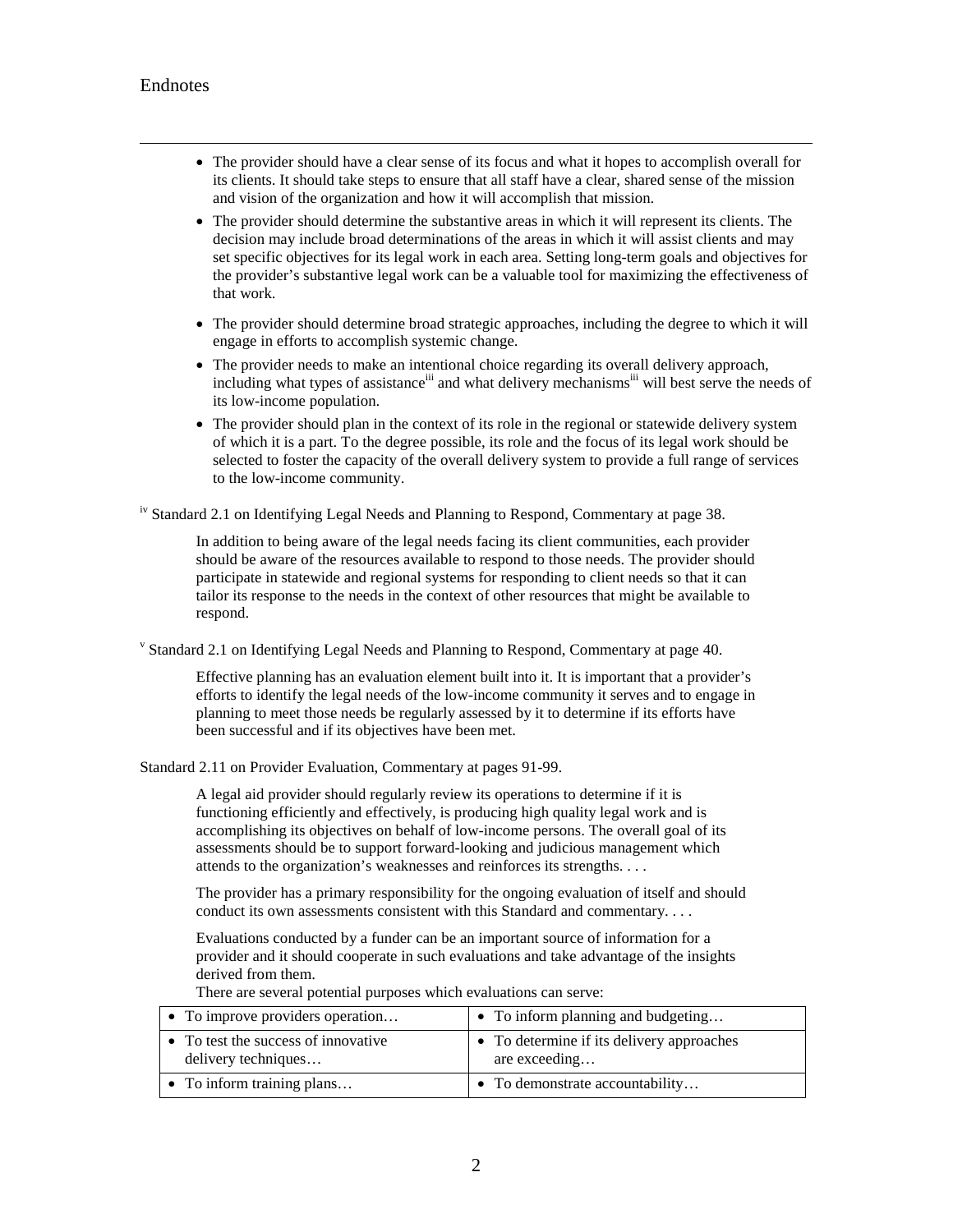# Endnotes

- The provider should have a clear sense of its focus and what it hopes to accomplish overall for its clients. It should take steps to ensure that all staff have a clear, shared sense of the mission and vision of the organization and how it will accomplish that mission.
- The provider should determine the substantive areas in which it will represent its clients. The decision may include broad determinations of the areas in which it will assist clients and may set specific objectives for its legal work in each area. Setting long-term goals and objectives for the provider's substantive legal work can be a valuable tool for maximizing the effectiveness of that work.
- The provider should determine broad strategic approaches, including the degree to which it will engage in efforts to accomplish systemic change.
- The provider needs to make an intentional choice regarding its overall delivery approach, including what types of assistance[iii] and what delivery mechanisms[iii] will best serve the needs of its low-income population.
- The provider should plan in the context of its role in the regional or statewide delivery system of which it is a part. To the degree possible, its role and the focus of its legal work should be selected to foster the capacity of the overall delivery system to provide a full range of services to the low-income community.

[iv] Standard 2.1 on Identifying Legal Needs and Planning to Respond, Commentary at page 38.

> In addition to being aware of the legal needs facing its client communities, each provider should be aware of the resources available to respond to those needs. The provider should participate in statewide and regional systems for responding to client needs so that it can tailor its response to the needs in the context of other resources that might be available to respond.

[v] Standard 2.1 on Identifying Legal Needs and Planning to Respond, Commentary at page 40.

> Effective planning has an evaluation element built into it. It is important that a provider's efforts to identify the legal needs of the low-income community it serves and to engage in planning to meet those needs be regularly assessed by it to determine if its efforts have been successful and if its objectives have been met.

Standard 2.11 on Provider Evaluation, Commentary at pages 91-99.

> A legal aid provider should regularly review its operations to determine if it is functioning efficiently and effectively, is producing high quality legal work and is accomplishing its objectives on behalf of low-income persons. The overall goal of its assessments should be to support forward-looking and judicious management which attends to the organization's weaknesses and reinforces its strengths. . . .
>
> The provider has a primary responsibility for the ongoing evaluation of itself and should conduct its own assessments consistent with this Standard and commentary. . . .
>
> Evaluations conducted by a funder can be an important source of information for a provider and it should cooperate in such evaluations and take advantage of the insights derived from them.
>
> There are several potential purposes which evaluations can serve:

| | |
|---|---|
| • To improve providers operation… | • To inform planning and budgeting… |
| • To test the success of innovative delivery techniques… | • To determine if its delivery approaches are exceeding… |
| • To inform training plans… | • To demonstrate accountability… |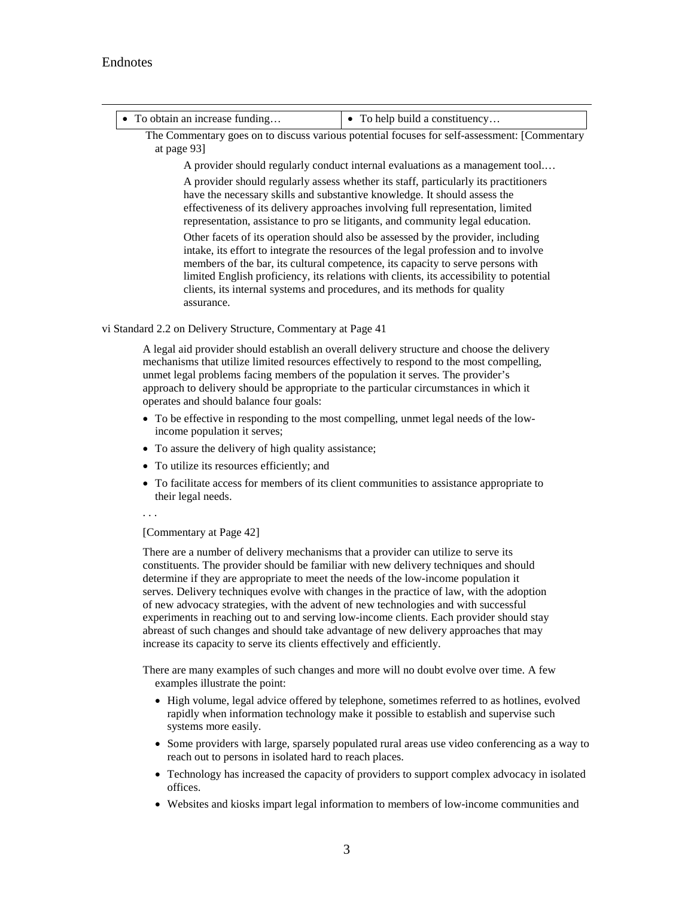| • To obtain an increase funding… | • To help build a constituency… |
|---|---|

The Commentary goes on to discuss various potential focuses for self-assessment: [Commentary at page 93]

> A provider should regularly conduct internal evaluations as a management tool.…
>
> A provider should regularly assess whether its staff, particularly its practitioners have the necessary skills and substantive knowledge. It should assess the effectiveness of its delivery approaches involving full representation, limited representation, assistance to pro se litigants, and community legal education.
>
> Other facets of its operation should also be assessed by the provider, including intake, its effort to integrate the resources of the legal profession and to involve members of the bar, its cultural competence, its capacity to serve persons with limited English proficiency, its relations with clients, its accessibility to potential clients, its internal systems and procedures, and its methods for quality assurance.

vi Standard 2.2 on Delivery Structure, Commentary at Page 41

> A legal aid provider should establish an overall delivery structure and choose the delivery mechanisms that utilize limited resources effectively to respond to the most compelling, unmet legal problems facing members of the population it serves. The provider's approach to delivery should be appropriate to the particular circumstances in which it operates and should balance four goals:
>
> - To be effective in responding to the most compelling, unmet legal needs of the low-income population it serves;
> - To assure the delivery of high quality assistance;
> - To utilize its resources efficiently; and
> - To facilitate access for members of its client communities to assistance appropriate to their legal needs.
>
> . . .
>
> [Commentary at Page 42]
>
> There are a number of delivery mechanisms that a provider can utilize to serve its constituents. The provider should be familiar with new delivery techniques and should determine if they are appropriate to meet the needs of the low-income population it serves. Delivery techniques evolve with changes in the practice of law, with the adoption of new advocacy strategies, with the advent of new technologies and with successful experiments in reaching out to and serving low-income clients. Each provider should stay abreast of such changes and should take advantage of new delivery approaches that may increase its capacity to serve its clients effectively and efficiently.
>
> There are many examples of such changes and more will no doubt evolve over time. A few examples illustrate the point:
>
> - High volume, legal advice offered by telephone, sometimes referred to as hotlines, evolved rapidly when information technology make it possible to establish and supervise such systems more easily.
> - Some providers with large, sparsely populated rural areas use video conferencing as a way to reach out to persons in isolated hard to reach places.
> - Technology has increased the capacity of providers to support complex advocacy in isolated offices.
> - Websites and kiosks impart legal information to members of low-income communities and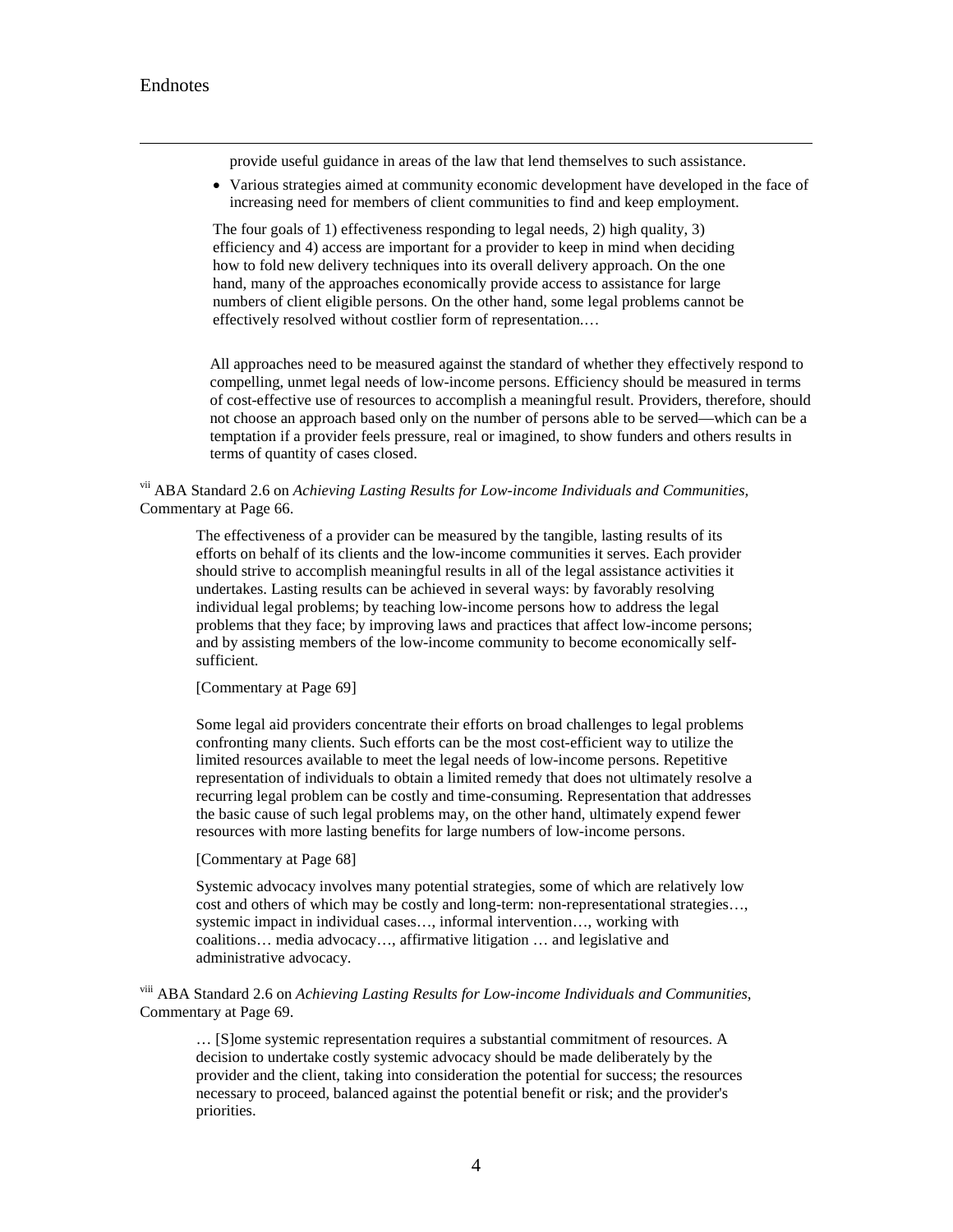provide useful guidance in areas of the law that lend themselves to such assistance.

- Various strategies aimed at community economic development have developed in the face of increasing need for members of client communities to find and keep employment.

The four goals of 1) effectiveness responding to legal needs, 2) high quality, 3) efficiency and 4) access are important for a provider to keep in mind when deciding how to fold new delivery techniques into its overall delivery approach. On the one hand, many of the approaches economically provide access to assistance for large numbers of client eligible persons. On the other hand, some legal problems cannot be effectively resolved without costlier form of representation.…

All approaches need to be measured against the standard of whether they effectively respond to compelling, unmet legal needs of low-income persons. Efficiency should be measured in terms of cost-effective use of resources to accomplish a meaningful result. Providers, therefore, should not choose an approach based only on the number of persons able to be served—which can be a temptation if a provider feels pressure, real or imagined, to show funders and others results in terms of quantity of cases closed.

[vii] ABA Standard 2.6 on *Achieving Lasting Results for Low-income Individuals and Communities*, Commentary at Page 66.

> The effectiveness of a provider can be measured by the tangible, lasting results of its efforts on behalf of its clients and the low-income communities it serves. Each provider should strive to accomplish meaningful results in all of the legal assistance activities it undertakes. Lasting results can be achieved in several ways: by favorably resolving individual legal problems; by teaching low-income persons how to address the legal problems that they face; by improving laws and practices that affect low-income persons; and by assisting members of the low-income community to become economically self-sufficient.
>
> [Commentary at Page 69]
>
> Some legal aid providers concentrate their efforts on broad challenges to legal problems confronting many clients. Such efforts can be the most cost-efficient way to utilize the limited resources available to meet the legal needs of low-income persons. Repetitive representation of individuals to obtain a limited remedy that does not ultimately resolve a recurring legal problem can be costly and time-consuming. Representation that addresses the basic cause of such legal problems may, on the other hand, ultimately expend fewer resources with more lasting benefits for large numbers of low-income persons.
>
> [Commentary at Page 68]
>
> Systemic advocacy involves many potential strategies, some of which are relatively low cost and others of which may be costly and long-term: non-representational strategies…, systemic impact in individual cases…, informal intervention…, working with coalitions… media advocacy…, affirmative litigation … and legislative and administrative advocacy.

[viii] ABA Standard 2.6 on *Achieving Lasting Results for Low-income Individuals and Communities*, Commentary at Page 69.

> … [S]ome systemic representation requires a substantial commitment of resources. A decision to undertake costly systemic advocacy should be made deliberately by the provider and the client, taking into consideration the potential for success; the resources necessary to proceed, balanced against the potential benefit or risk; and the provider's priorities.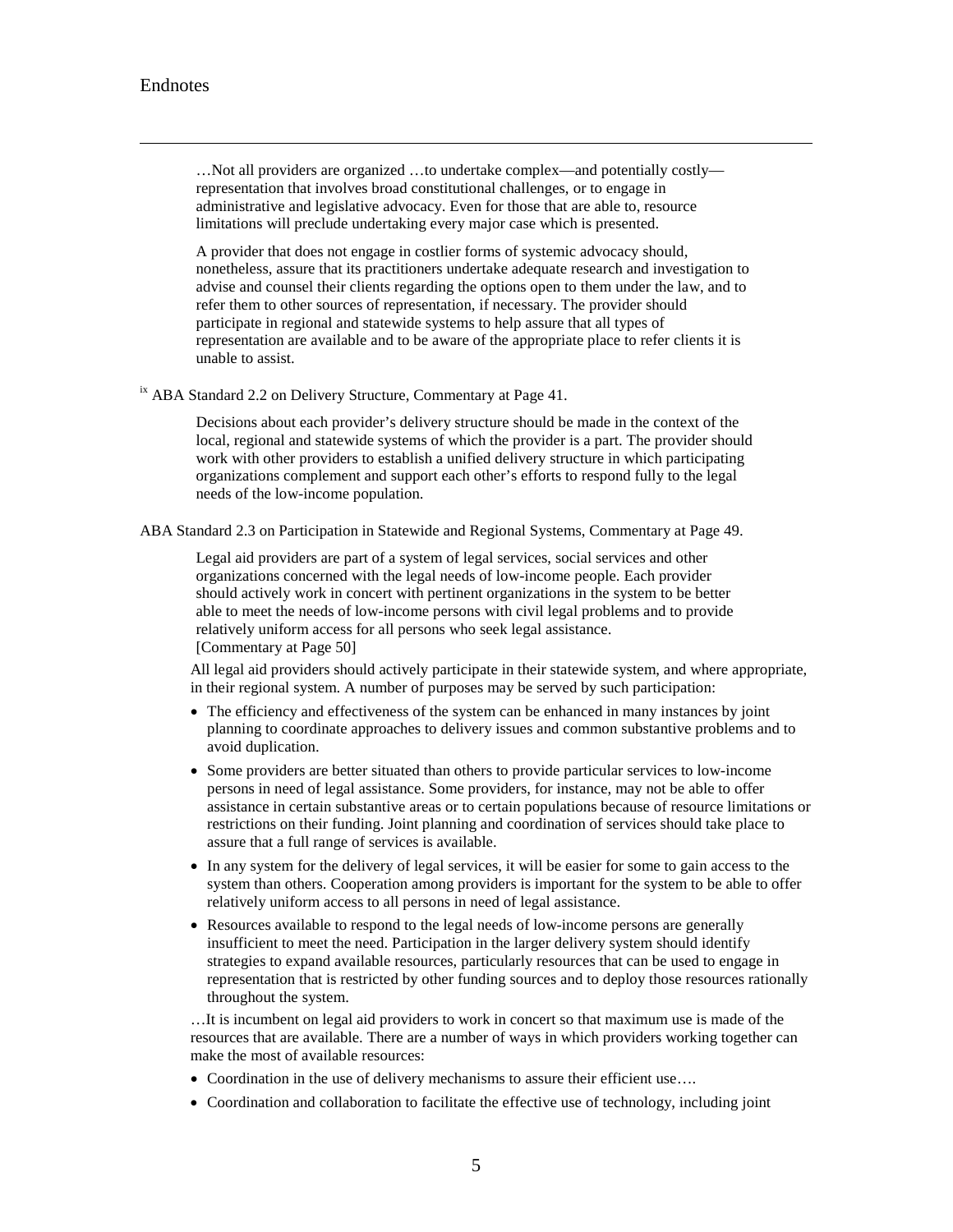…Not all providers are organized …to undertake complex—and potentially costly—representation that involves broad constitutional challenges, or to engage in administrative and legislative advocacy. Even for those that are able to, resource limitations will preclude undertaking every major case which is presented.

> A provider that does not engage in costlier forms of systemic advocacy should, nonetheless, assure that its practitioners undertake adequate research and investigation to advise and counsel their clients regarding the options open to them under the law, and to refer them to other sources of representation, if necessary. The provider should participate in regional and statewide systems to help assure that all types of representation are available and to be aware of the appropriate place to refer clients it is unable to assist.

[ix] ABA Standard 2.2 on Delivery Structure, Commentary at Page 41.

> Decisions about each provider's delivery structure should be made in the context of the local, regional and statewide systems of which the provider is a part. The provider should work with other providers to establish a unified delivery structure in which participating organizations complement and support each other's efforts to respond fully to the legal needs of the low-income population.

ABA Standard 2.3 on Participation in Statewide and Regional Systems, Commentary at Page 49.

> Legal aid providers are part of a system of legal services, social services and other organizations concerned with the legal needs of low-income people. Each provider should actively work in concert with pertinent organizations in the system to be better able to meet the needs of low-income persons with civil legal problems and to provide relatively uniform access for all persons who seek legal assistance.
> [Commentary at Page 50]

> All legal aid providers should actively participate in their statewide system, and where appropriate, in their regional system. A number of purposes may be served by such participation:
>
> - The efficiency and effectiveness of the system can be enhanced in many instances by joint planning to coordinate approaches to delivery issues and common substantive problems and to avoid duplication.
> - Some providers are better situated than others to provide particular services to low-income persons in need of legal assistance. Some providers, for instance, may not be able to offer assistance in certain substantive areas or to certain populations because of resource limitations or restrictions on their funding. Joint planning and coordination of services should take place to assure that a full range of services is available.
> - In any system for the delivery of legal services, it will be easier for some to gain access to the system than others. Cooperation among providers is important for the system to be able to offer relatively uniform access to all persons in need of legal assistance.
> - Resources available to respond to the legal needs of low-income persons are generally insufficient to meet the need. Participation in the larger delivery system should identify strategies to expand available resources, particularly resources that can be used to engage in representation that is restricted by other funding sources and to deploy those resources rationally throughout the system.
>
> …It is incumbent on legal aid providers to work in concert so that maximum use is made of the resources that are available. There are a number of ways in which providers working together can make the most of available resources:
>
> - Coordination in the use of delivery mechanisms to assure their efficient use….
> - Coordination and collaboration to facilitate the effective use of technology, including joint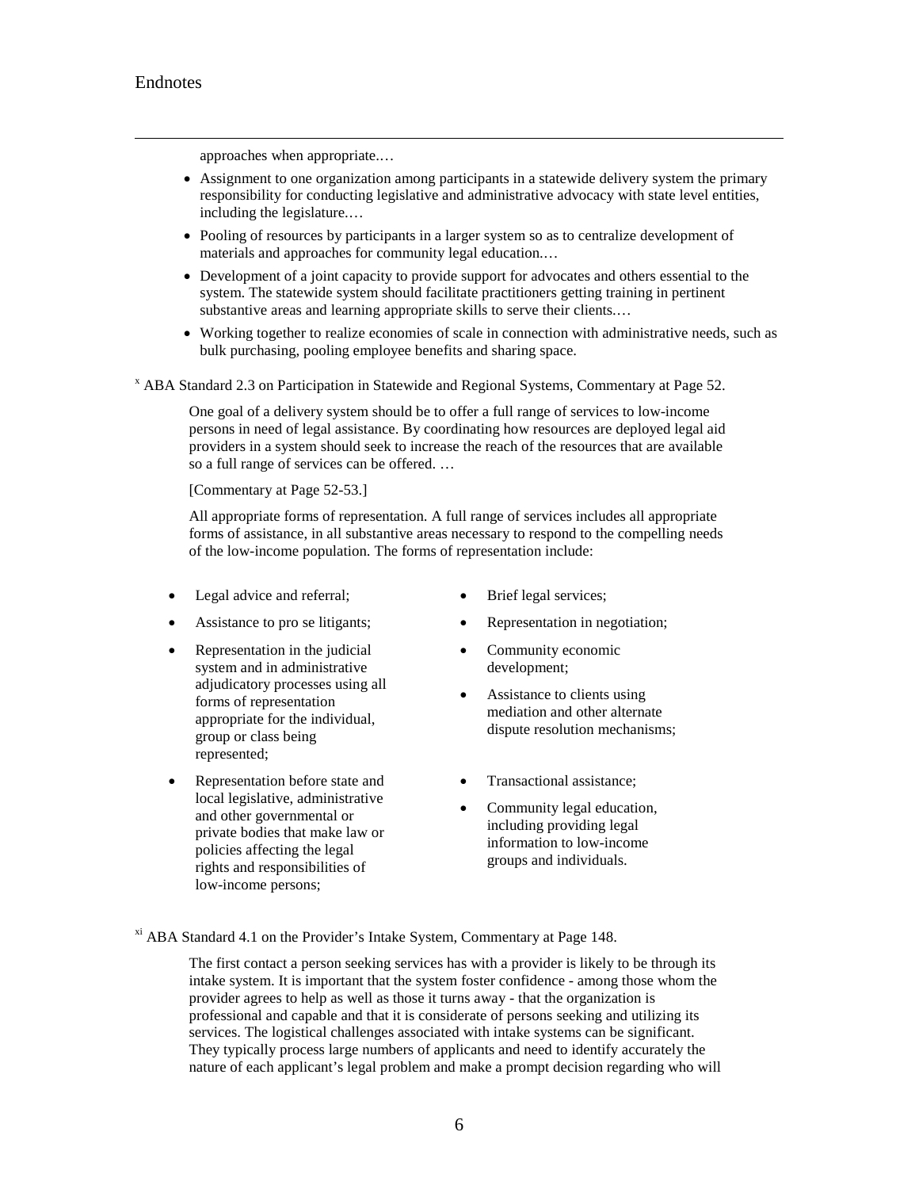approaches when appropriate.…

- Assignment to one organization among participants in a statewide delivery system the primary responsibility for conducting legislative and administrative advocacy with state level entities, including the legislature.…
- Pooling of resources by participants in a larger system so as to centralize development of materials and approaches for community legal education.…
- Development of a joint capacity to provide support for advocates and others essential to the system. The statewide system should facilitate practitioners getting training in pertinent substantive areas and learning appropriate skills to serve their clients.…
- Working together to realize economies of scale in connection with administrative needs, such as bulk purchasing, pooling employee benefits and sharing space.

[x] ABA Standard 2.3 on Participation in Statewide and Regional Systems, Commentary at Page 52.

> One goal of a delivery system should be to offer a full range of services to low-income persons in need of legal assistance. By coordinating how resources are deployed legal aid providers in a system should seek to increase the reach of the resources that are available so a full range of services can be offered. …
>
> [Commentary at Page 52-53.]
>
> All appropriate forms of representation. A full range of services includes all appropriate forms of assistance, in all substantive areas necessary to respond to the compelling needs of the low-income population. The forms of representation include:

- Legal advice and referral;
- Assistance to pro se litigants;
- Representation in the judicial system and in administrative adjudicatory processes using all forms of representation appropriate for the individual, group or class being represented;
- Representation before state and local legislative, administrative and other governmental or private bodies that make law or policies affecting the legal rights and responsibilities of low-income persons;
- Brief legal services;
- Representation in negotiation;
- Community economic development;
- Assistance to clients using mediation and other alternate dispute resolution mechanisms;
- Transactional assistance;
- Community legal education, including providing legal information to low-income groups and individuals.

[xi] ABA Standard 4.1 on the Provider's Intake System, Commentary at Page 148.

> The first contact a person seeking services has with a provider is likely to be through its intake system. It is important that the system foster confidence - among those whom the provider agrees to help as well as those it turns away - that the organization is professional and capable and that it is considerate of persons seeking and utilizing its services. The logistical challenges associated with intake systems can be significant. They typically process large numbers of applicants and need to identify accurately the nature of each applicant's legal problem and make a prompt decision regarding who will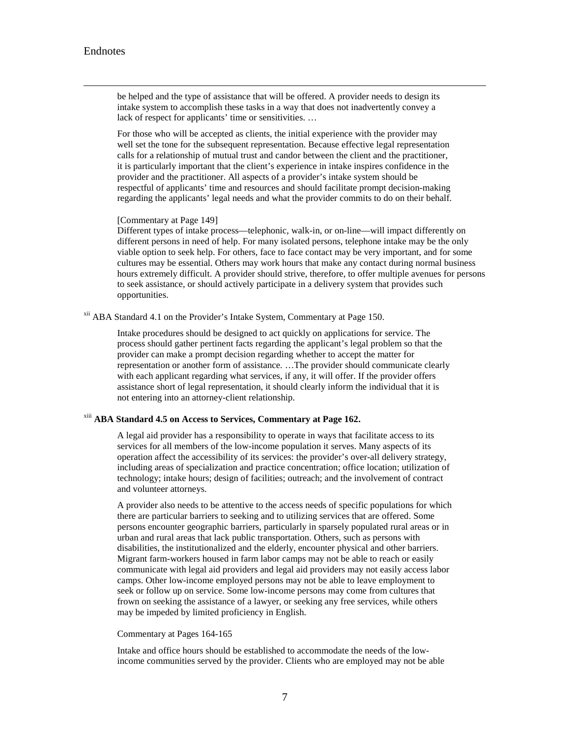be helped and the type of assistance that will be offered. A provider needs to design its intake system to accomplish these tasks in a way that does not inadvertently convey a lack of respect for applicants' time or sensitivities. …

For those who will be accepted as clients, the initial experience with the provider may well set the tone for the subsequent representation. Because effective legal representation calls for a relationship of mutual trust and candor between the client and the practitioner, it is particularly important that the client's experience in intake inspires confidence in the provider and the practitioner. All aspects of a provider's intake system should be respectful of applicants' time and resources and should facilitate prompt decision-making regarding the applicants' legal needs and what the provider commits to do on their behalf.

[Commentary at Page 149]
Different types of intake process—telephonic, walk-in, or on-line—will impact differently on different persons in need of help. For many isolated persons, telephone intake may be the only viable option to seek help. For others, face to face contact may be very important, and for some cultures may be essential. Others may work hours that make any contact during normal business hours extremely difficult. A provider should strive, therefore, to offer multiple avenues for persons to seek assistance, or should actively participate in a delivery system that provides such opportunities.

[xii] ABA Standard 4.1 on the Provider's Intake System, Commentary at Page 150.

Intake procedures should be designed to act quickly on applications for service. The process should gather pertinent facts regarding the applicant's legal problem so that the provider can make a prompt decision regarding whether to accept the matter for representation or another form of assistance. …The provider should communicate clearly with each applicant regarding what services, if any, it will offer. If the provider offers assistance short of legal representation, it should clearly inform the individual that it is not entering into an attorney-client relationship.

[xiii] **ABA Standard 4.5 on Access to Services, Commentary at Page 162.**

A legal aid provider has a responsibility to operate in ways that facilitate access to its services for all members of the low-income population it serves. Many aspects of its operation affect the accessibility of its services: the provider's over-all delivery strategy, including areas of specialization and practice concentration; office location; utilization of technology; intake hours; design of facilities; outreach; and the involvement of contract and volunteer attorneys.

A provider also needs to be attentive to the access needs of specific populations for which there are particular barriers to seeking and to utilizing services that are offered. Some persons encounter geographic barriers, particularly in sparsely populated rural areas or in urban and rural areas that lack public transportation. Others, such as persons with disabilities, the institutionalized and the elderly, encounter physical and other barriers. Migrant farm-workers housed in farm labor camps may not be able to reach or easily communicate with legal aid providers and legal aid providers may not easily access labor camps. Other low-income employed persons may not be able to leave employment to seek or follow up on service. Some low-income persons may come from cultures that frown on seeking the assistance of a lawyer, or seeking any free services, while others may be impeded by limited proficiency in English.

Commentary at Pages 164-165

Intake and office hours should be established to accommodate the needs of the low-income communities served by the provider. Clients who are employed may not be able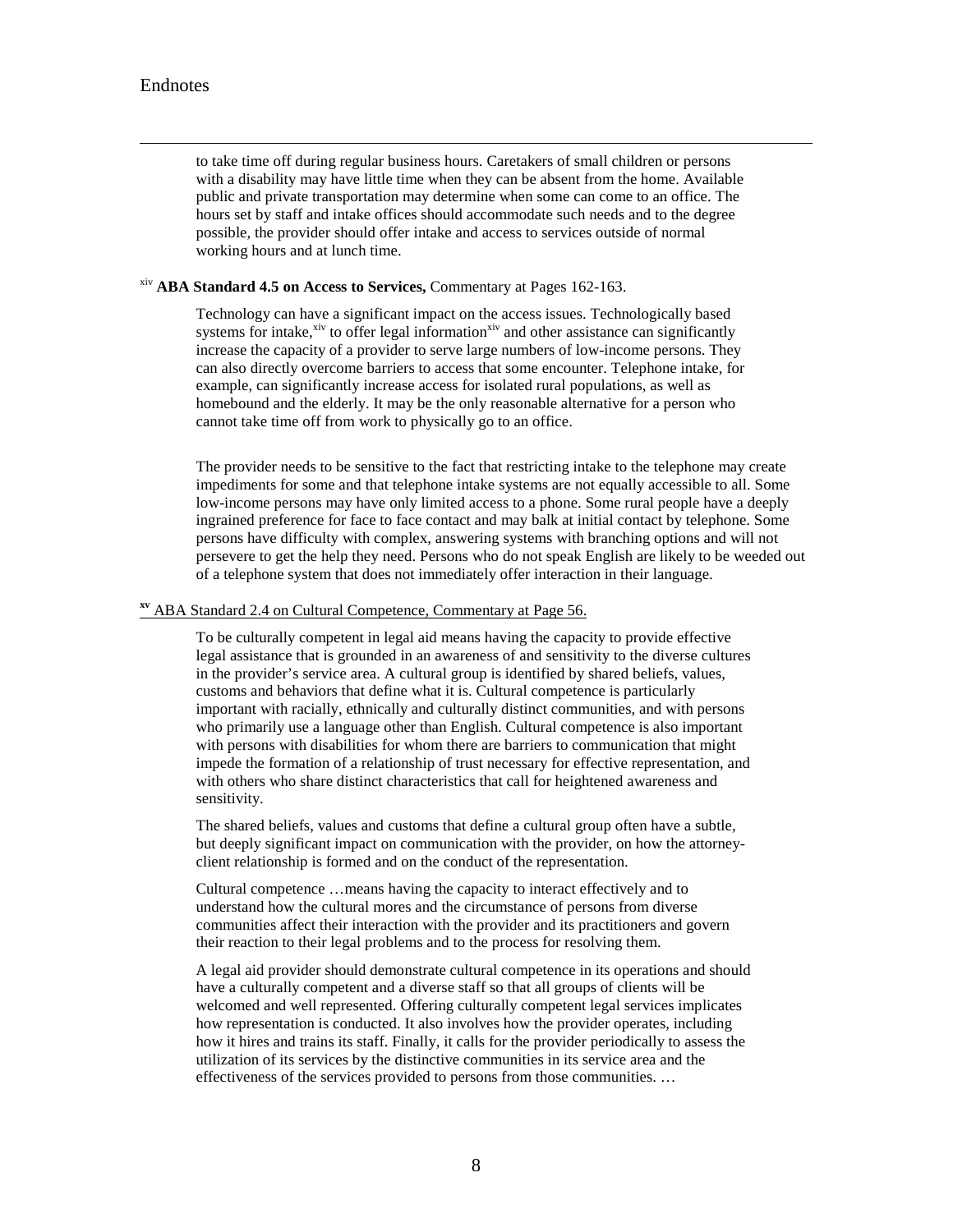to take time off during regular business hours. Caretakers of small children or persons with a disability may have little time when they can be absent from the home. Available public and private transportation may determine when some can come to an office. The hours set by staff and intake offices should accommodate such needs and to the degree possible, the provider should offer intake and access to services outside of normal working hours and at lunch time.

[xiv] **ABA Standard 4.5 on Access to Services,** Commentary at Pages 162-163.

Technology can have a significant impact on the access issues. Technologically based systems for intake,[xiv] to offer legal information[xiv] and other assistance can significantly increase the capacity of a provider to serve large numbers of low-income persons. They can also directly overcome barriers to access that some encounter. Telephone intake, for example, can significantly increase access for isolated rural populations, as well as homebound and the elderly. It may be the only reasonable alternative for a person who cannot take time off from work to physically go to an office.

The provider needs to be sensitive to the fact that restricting intake to the telephone may create impediments for some and that telephone intake systems are not equally accessible to all. Some low-income persons may have only limited access to a phone. Some rural people have a deeply ingrained preference for face to face contact and may balk at initial contact by telephone. Some persons have difficulty with complex, answering systems with branching options and will not persevere to get the help they need. Persons who do not speak English are likely to be weeded out of a telephone system that does not immediately offer interaction in their language.

[xv] ABA Standard 2.4 on Cultural Competence, Commentary at Page 56.

To be culturally competent in legal aid means having the capacity to provide effective legal assistance that is grounded in an awareness of and sensitivity to the diverse cultures in the provider's service area. A cultural group is identified by shared beliefs, values, customs and behaviors that define what it is. Cultural competence is particularly important with racially, ethnically and culturally distinct communities, and with persons who primarily use a language other than English. Cultural competence is also important with persons with disabilities for whom there are barriers to communication that might impede the formation of a relationship of trust necessary for effective representation, and with others who share distinct characteristics that call for heightened awareness and sensitivity.

The shared beliefs, values and customs that define a cultural group often have a subtle, but deeply significant impact on communication with the provider, on how the attorney-client relationship is formed and on the conduct of the representation.

Cultural competence …means having the capacity to interact effectively and to understand how the cultural mores and the circumstance of persons from diverse communities affect their interaction with the provider and its practitioners and govern their reaction to their legal problems and to the process for resolving them.

A legal aid provider should demonstrate cultural competence in its operations and should have a culturally competent and a diverse staff so that all groups of clients will be welcomed and well represented. Offering culturally competent legal services implicates how representation is conducted. It also involves how the provider operates, including how it hires and trains its staff. Finally, it calls for the provider periodically to assess the utilization of its services by the distinctive communities in its service area and the effectiveness of the services provided to persons from those communities. …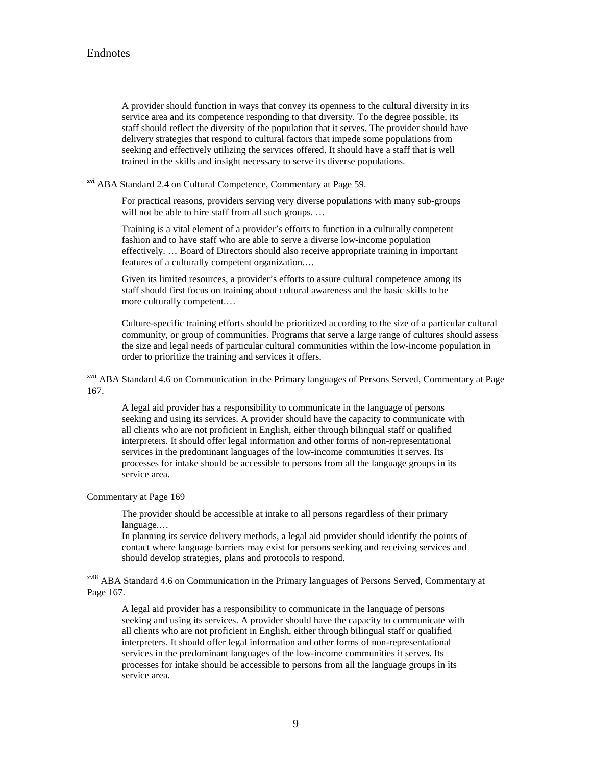# Endnotes

> A provider should function in ways that convey its openness to the cultural diversity in its service area and its competence responding to that diversity. To the degree possible, its staff should reflect the diversity of the population that it serves. The provider should have delivery strategies that respond to cultural factors that impede some populations from seeking and effectively utilizing the services offered. It should have a staff that is well trained in the skills and insight necessary to serve its diverse populations.

**[xvi]** ABA Standard 2.4 on Cultural Competence, Commentary at Page 59.

> For practical reasons, providers serving very diverse populations with many sub-groups will not be able to hire staff from all such groups. …
>
> Training is a vital element of a provider's efforts to function in a culturally competent fashion and to have staff who are able to serve a diverse low-income population effectively. … Board of Directors should also receive appropriate training in important features of a culturally competent organization.…
>
> Given its limited resources, a provider's efforts to assure cultural competence among its staff should first focus on training about cultural awareness and the basic skills to be more culturally competent.…
>
> Culture-specific training efforts should be prioritized according to the size of a particular cultural community, or group of communities. Programs that serve a large range of cultures should assess the size and legal needs of particular cultural communities within the low-income population in order to prioritize the training and services it offers.

[xvii] ABA Standard 4.6 on Communication in the Primary languages of Persons Served, Commentary at Page 167.

> A legal aid provider has a responsibility to communicate in the language of persons seeking and using its services. A provider should have the capacity to communicate with all clients who are not proficient in English, either through bilingual staff or qualified interpreters. It should offer legal information and other forms of non-representational services in the predominant languages of the low-income communities it serves. Its processes for intake should be accessible to persons from all the language groups in its service area.

Commentary at Page 169

> The provider should be accessible at intake to all persons regardless of their primary language.…
> In planning its service delivery methods, a legal aid provider should identify the points of contact where language barriers may exist for persons seeking and receiving services and should develop strategies, plans and protocols to respond.

[xviii] ABA Standard 4.6 on Communication in the Primary languages of Persons Served, Commentary at Page 167.

> A legal aid provider has a responsibility to communicate in the language of persons seeking and using its services. A provider should have the capacity to communicate with all clients who are not proficient in English, either through bilingual staff or qualified interpreters. It should offer legal information and other forms of non-representational services in the predominant languages of the low-income communities it serves. Its processes for intake should be accessible to persons from all the language groups in its service area.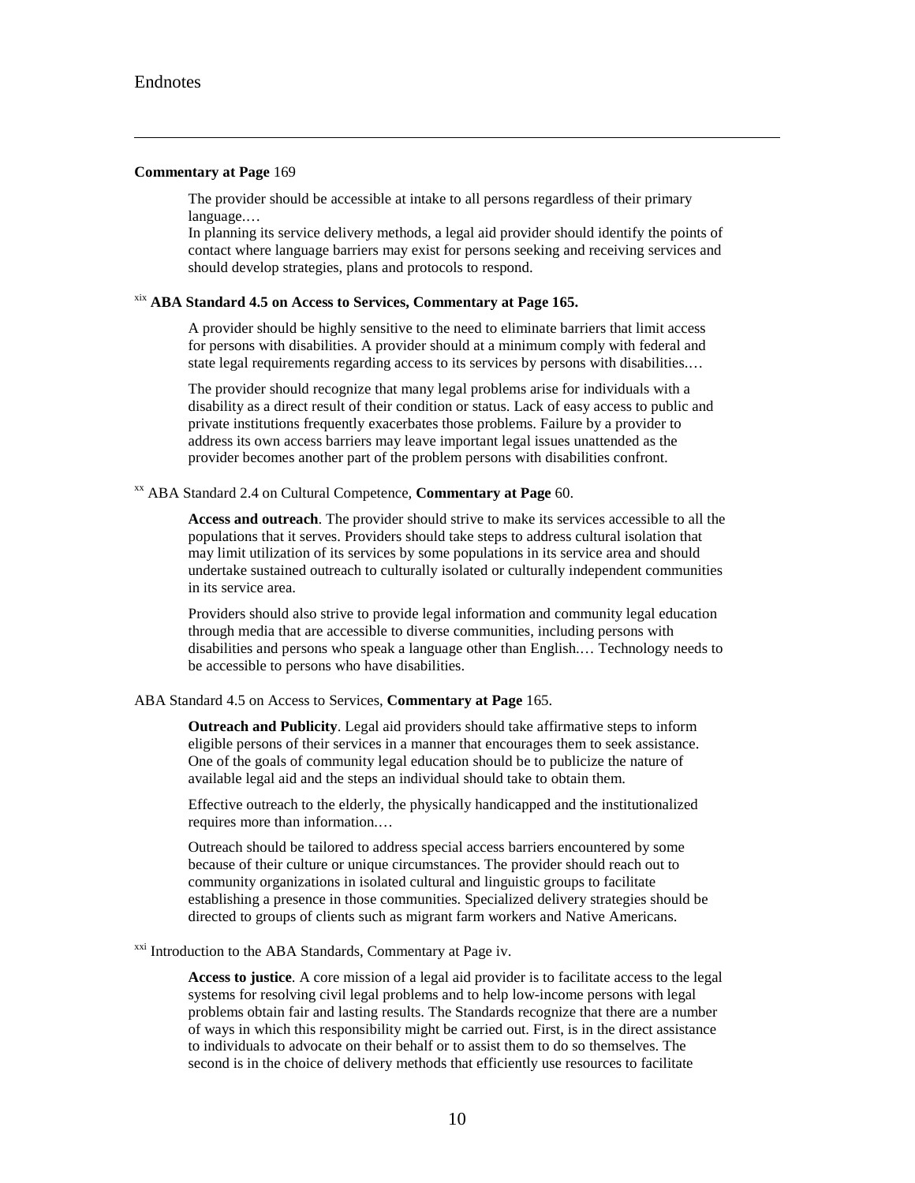**Commentary at Page** 169

> The provider should be accessible at intake to all persons regardless of their primary language.…
>
> In planning its service delivery methods, a legal aid provider should identify the points of contact where language barriers may exist for persons seeking and receiving services and should develop strategies, plans and protocols to respond.

[xix] **ABA Standard 4.5 on Access to Services, Commentary at Page 165.**

> A provider should be highly sensitive to the need to eliminate barriers that limit access for persons with disabilities. A provider should at a minimum comply with federal and state legal requirements regarding access to its services by persons with disabilities.…
>
> The provider should recognize that many legal problems arise for individuals with a disability as a direct result of their condition or status. Lack of easy access to public and private institutions frequently exacerbates those problems. Failure by a provider to address its own access barriers may leave important legal issues unattended as the provider becomes another part of the problem persons with disabilities confront.

[xx] ABA Standard 2.4 on Cultural Competence, **Commentary at Page** 60.

> **Access and outreach**. The provider should strive to make its services accessible to all the populations that it serves. Providers should take steps to address cultural isolation that may limit utilization of its services by some populations in its service area and should undertake sustained outreach to culturally isolated or culturally independent communities in its service area.
>
> Providers should also strive to provide legal information and community legal education through media that are accessible to diverse communities, including persons with disabilities and persons who speak a language other than English.… Technology needs to be accessible to persons who have disabilities.

ABA Standard 4.5 on Access to Services, **Commentary at Page** 165.

> **Outreach and Publicity**. Legal aid providers should take affirmative steps to inform eligible persons of their services in a manner that encourages them to seek assistance. One of the goals of community legal education should be to publicize the nature of available legal aid and the steps an individual should take to obtain them.
>
> Effective outreach to the elderly, the physically handicapped and the institutionalized requires more than information.…
>
> Outreach should be tailored to address special access barriers encountered by some because of their culture or unique circumstances. The provider should reach out to community organizations in isolated cultural and linguistic groups to facilitate establishing a presence in those communities. Specialized delivery strategies should be directed to groups of clients such as migrant farm workers and Native Americans.

[xxi] Introduction to the ABA Standards, Commentary at Page iv.

> **Access to justice**. A core mission of a legal aid provider is to facilitate access to the legal systems for resolving civil legal problems and to help low-income persons with legal problems obtain fair and lasting results. The Standards recognize that there are a number of ways in which this responsibility might be carried out. First, is in the direct assistance to individuals to advocate on their behalf or to assist them to do so themselves. The second is in the choice of delivery methods that efficiently use resources to facilitate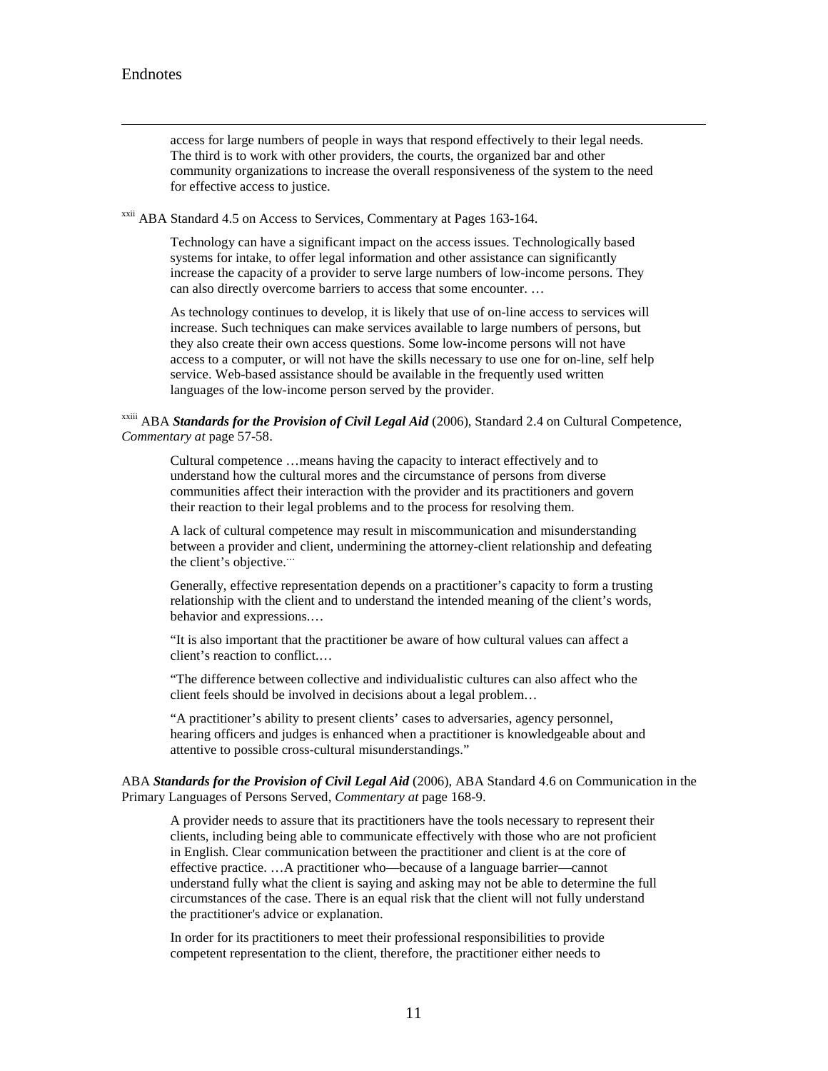access for large numbers of people in ways that respond effectively to their legal needs. The third is to work with other providers, the courts, the organized bar and other community organizations to increase the overall responsiveness of the system to the need for effective access to justice.

[xxii] ABA Standard 4.5 on Access to Services, Commentary at Pages 163-164.

> Technology can have a significant impact on the access issues. Technologically based systems for intake, to offer legal information and other assistance can significantly increase the capacity of a provider to serve large numbers of low-income persons. They can also directly overcome barriers to access that some encounter. …
>
> As technology continues to develop, it is likely that use of on-line access to services will increase. Such techniques can make services available to large numbers of persons, but they also create their own access questions. Some low-income persons will not have access to a computer, or will not have the skills necessary to use one for on-line, self help service. Web-based assistance should be available in the frequently used written languages of the low-income person served by the provider.

[xxiii] ABA ***Standards for the Provision of Civil Legal Aid*** (2006), Standard 2.4 on Cultural Competence, *Commentary at* page 57-58.

> Cultural competence …means having the capacity to interact effectively and to understand how the cultural mores and the circumstance of persons from diverse communities affect their interaction with the provider and its practitioners and govern their reaction to their legal problems and to the process for resolving them.
>
> A lack of cultural competence may result in miscommunication and misunderstanding between a provider and client, undermining the attorney-client relationship and defeating the client's objective.…
>
> Generally, effective representation depends on a practitioner's capacity to form a trusting relationship with the client and to understand the intended meaning of the client's words, behavior and expressions.…
>
> "It is also important that the practitioner be aware of how cultural values can affect a client's reaction to conflict.…
>
> "The difference between collective and individualistic cultures can also affect who the client feels should be involved in decisions about a legal problem…
>
> "A practitioner's ability to present clients' cases to adversaries, agency personnel, hearing officers and judges is enhanced when a practitioner is knowledgeable about and attentive to possible cross-cultural misunderstandings."

ABA ***Standards for the Provision of Civil Legal Aid*** (2006), ABA Standard 4.6 on Communication in the Primary Languages of Persons Served, *Commentary at* page 168-9.

> A provider needs to assure that its practitioners have the tools necessary to represent their clients, including being able to communicate effectively with those who are not proficient in English. Clear communication between the practitioner and client is at the core of effective practice. …A practitioner who—because of a language barrier—cannot understand fully what the client is saying and asking may not be able to determine the full circumstances of the case. There is an equal risk that the client will not fully understand the practitioner's advice or explanation.
>
> In order for its practitioners to meet their professional responsibilities to provide competent representation to the client, therefore, the practitioner either needs to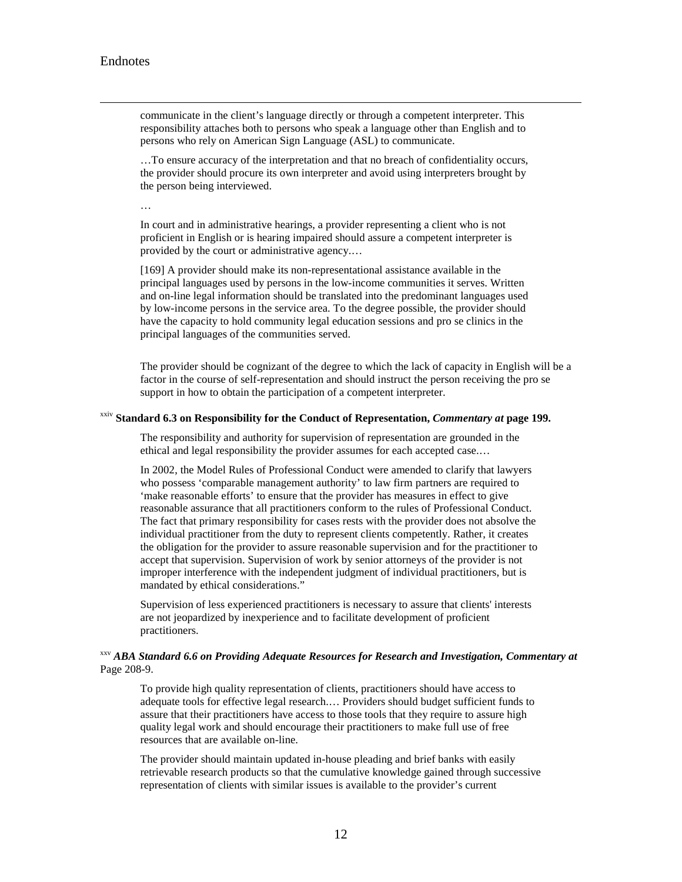communicate in the client's language directly or through a competent interpreter. This responsibility attaches both to persons who speak a language other than English and to persons who rely on American Sign Language (ASL) to communicate.

…To ensure accuracy of the interpretation and that no breach of confidentiality occurs, the provider should procure its own interpreter and avoid using interpreters brought by the person being interviewed.

…

In court and in administrative hearings, a provider representing a client who is not proficient in English or is hearing impaired should assure a competent interpreter is provided by the court or administrative agency.…

[169] A provider should make its non-representational assistance available in the principal languages used by persons in the low-income communities it serves. Written and on-line legal information should be translated into the predominant languages used by low-income persons in the service area. To the degree possible, the provider should have the capacity to hold community legal education sessions and pro se clinics in the principal languages of the communities served.

The provider should be cognizant of the degree to which the lack of capacity in English will be a factor in the course of self-representation and should instruct the person receiving the pro se support in how to obtain the participation of a competent interpreter.

[xxiv] **Standard 6.3 on Responsibility for the Conduct of Representation, *Commentary at* page 199.**

The responsibility and authority for supervision of representation are grounded in the ethical and legal responsibility the provider assumes for each accepted case.…

In 2002, the Model Rules of Professional Conduct were amended to clarify that lawyers who possess 'comparable management authority' to law firm partners are required to 'make reasonable efforts' to ensure that the provider has measures in effect to give reasonable assurance that all practitioners conform to the rules of Professional Conduct. The fact that primary responsibility for cases rests with the provider does not absolve the individual practitioner from the duty to represent clients competently. Rather, it creates the obligation for the provider to assure reasonable supervision and for the practitioner to accept that supervision. Supervision of work by senior attorneys of the provider is not improper interference with the independent judgment of individual practitioners, but is mandated by ethical considerations."

Supervision of less experienced practitioners is necessary to assure that clients' interests are not jeopardized by inexperience and to facilitate development of proficient practitioners.

[xxv] ***ABA Standard 6.6 on Providing Adequate Resources for Research and Investigation, Commentary at*** Page 208-9.

To provide high quality representation of clients, practitioners should have access to adequate tools for effective legal research.… Providers should budget sufficient funds to assure that their practitioners have access to those tools that they require to assure high quality legal work and should encourage their practitioners to make full use of free resources that are available on-line.

The provider should maintain updated in-house pleading and brief banks with easily retrievable research products so that the cumulative knowledge gained through successive representation of clients with similar issues is available to the provider's current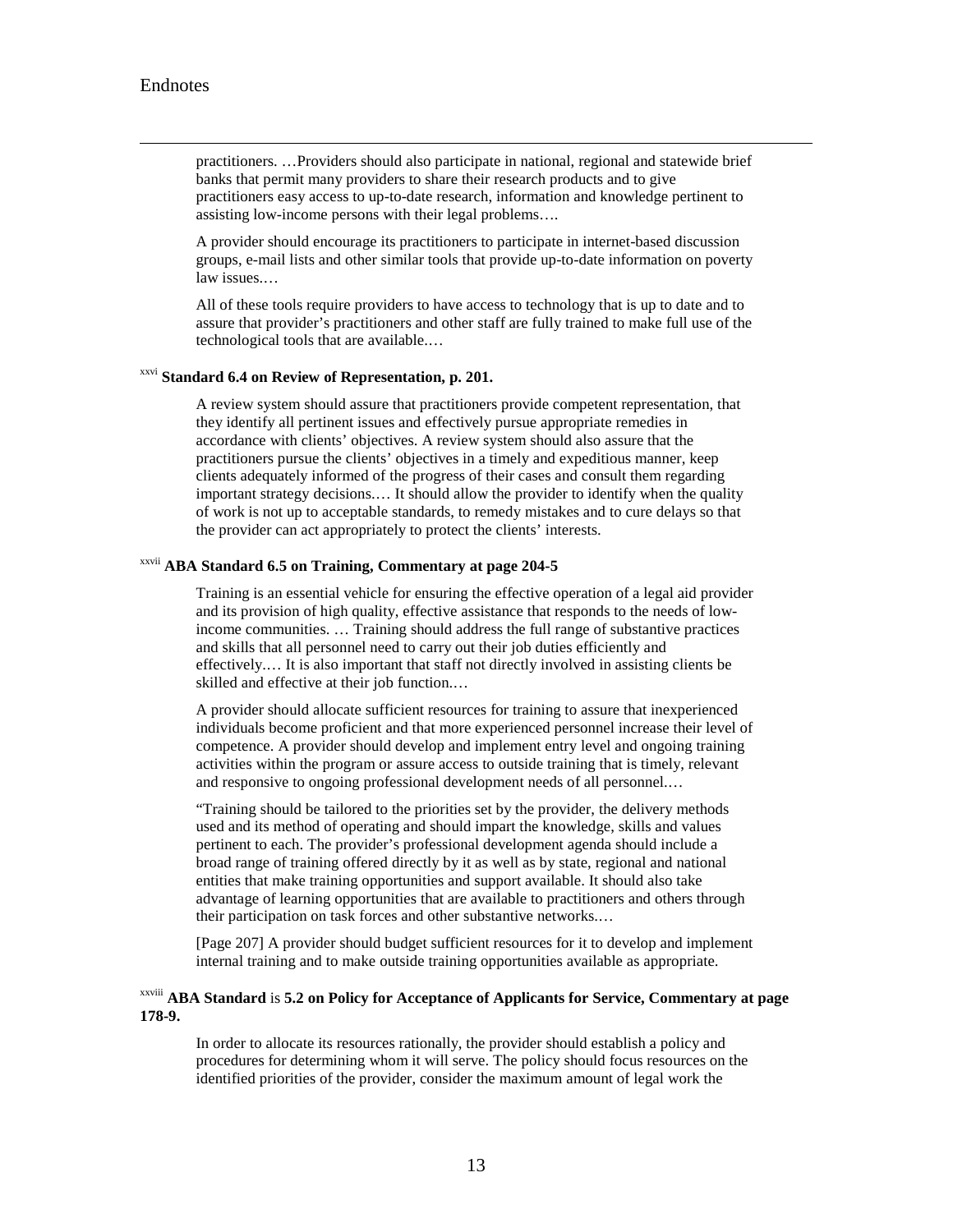practitioners. …Providers should also participate in national, regional and statewide brief banks that permit many providers to share their research products and to give practitioners easy access to up-to-date research, information and knowledge pertinent to assisting low-income persons with their legal problems….

A provider should encourage its practitioners to participate in internet-based discussion groups, e-mail lists and other similar tools that provide up-to-date information on poverty law issues.…

All of these tools require providers to have access to technology that is up to date and to assure that provider's practitioners and other staff are fully trained to make full use of the technological tools that are available.…

[xxvi] **Standard 6.4 on Review of Representation, p. 201.**

A review system should assure that practitioners provide competent representation, that they identify all pertinent issues and effectively pursue appropriate remedies in accordance with clients' objectives. A review system should also assure that the practitioners pursue the clients' objectives in a timely and expeditious manner, keep clients adequately informed of the progress of their cases and consult them regarding important strategy decisions.… It should allow the provider to identify when the quality of work is not up to acceptable standards, to remedy mistakes and to cure delays so that the provider can act appropriately to protect the clients' interests.

[xxvii] **ABA Standard 6.5 on Training, Commentary at page 204-5**

Training is an essential vehicle for ensuring the effective operation of a legal aid provider and its provision of high quality, effective assistance that responds to the needs of low-income communities. … Training should address the full range of substantive practices and skills that all personnel need to carry out their job duties efficiently and effectively.… It is also important that staff not directly involved in assisting clients be skilled and effective at their job function.…

A provider should allocate sufficient resources for training to assure that inexperienced individuals become proficient and that more experienced personnel increase their level of competence. A provider should develop and implement entry level and ongoing training activities within the program or assure access to outside training that is timely, relevant and responsive to ongoing professional development needs of all personnel.…

"Training should be tailored to the priorities set by the provider, the delivery methods used and its method of operating and should impart the knowledge, skills and values pertinent to each. The provider's professional development agenda should include a broad range of training offered directly by it as well as by state, regional and national entities that make training opportunities and support available. It should also take advantage of learning opportunities that are available to practitioners and others through their participation on task forces and other substantive networks.…

[Page 207] A provider should budget sufficient resources for it to develop and implement internal training and to make outside training opportunities available as appropriate.

[xxviii] **ABA Standard** is **5.2 on Policy for Acceptance of Applicants for Service, Commentary at page 178-9.**

In order to allocate its resources rationally, the provider should establish a policy and procedures for determining whom it will serve. The policy should focus resources on the identified priorities of the provider, consider the maximum amount of legal work the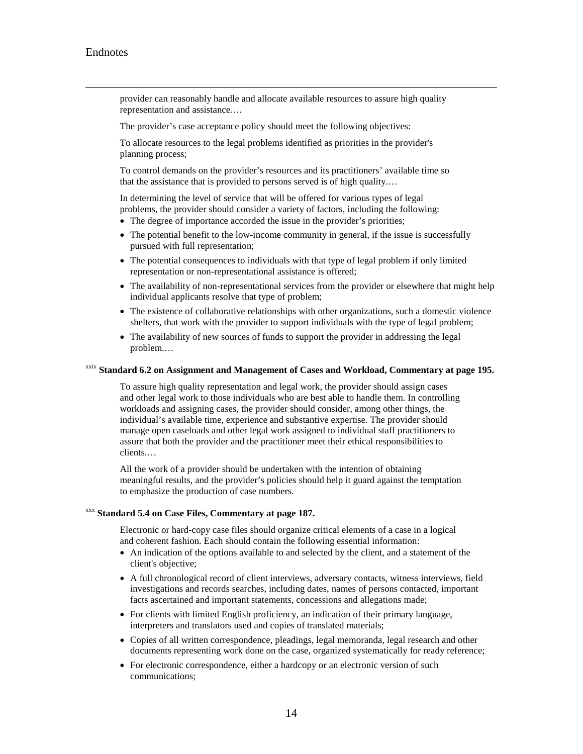provider can reasonably handle and allocate available resources to assure high quality representation and assistance.…

The provider's case acceptance policy should meet the following objectives:

To allocate resources to the legal problems identified as priorities in the provider's planning process;

To control demands on the provider's resources and its practitioners' available time so that the assistance that is provided to persons served is of high quality.…

In determining the level of service that will be offered for various types of legal problems, the provider should consider a variety of factors, including the following:

- The degree of importance accorded the issue in the provider's priorities;
- The potential benefit to the low-income community in general, if the issue is successfully pursued with full representation;
- The potential consequences to individuals with that type of legal problem if only limited representation or non-representational assistance is offered;
- The availability of non-representational services from the provider or elsewhere that might help individual applicants resolve that type of problem;
- The existence of collaborative relationships with other organizations, such a domestic violence shelters, that work with the provider to support individuals with the type of legal problem;
- The availability of new sources of funds to support the provider in addressing the legal problem.…

[xxix] **Standard 6.2 on Assignment and Management of Cases and Workload, Commentary at page 195.**

To assure high quality representation and legal work, the provider should assign cases and other legal work to those individuals who are best able to handle them. In controlling workloads and assigning cases, the provider should consider, among other things, the individual's available time, experience and substantive expertise. The provider should manage open caseloads and other legal work assigned to individual staff practitioners to assure that both the provider and the practitioner meet their ethical responsibilities to clients.…

All the work of a provider should be undertaken with the intention of obtaining meaningful results, and the provider's policies should help it guard against the temptation to emphasize the production of case numbers.

[xxx] **Standard 5.4 on Case Files, Commentary at page 187.**

Electronic or hard-copy case files should organize critical elements of a case in a logical and coherent fashion. Each should contain the following essential information:

- An indication of the options available to and selected by the client, and a statement of the client's objective;
- A full chronological record of client interviews, adversary contacts, witness interviews, field investigations and records searches, including dates, names of persons contacted, important facts ascertained and important statements, concessions and allegations made;
- For clients with limited English proficiency, an indication of their primary language, interpreters and translators used and copies of translated materials;
- Copies of all written correspondence, pleadings, legal memoranda, legal research and other documents representing work done on the case, organized systematically for ready reference;
- For electronic correspondence, either a hardcopy or an electronic version of such communications;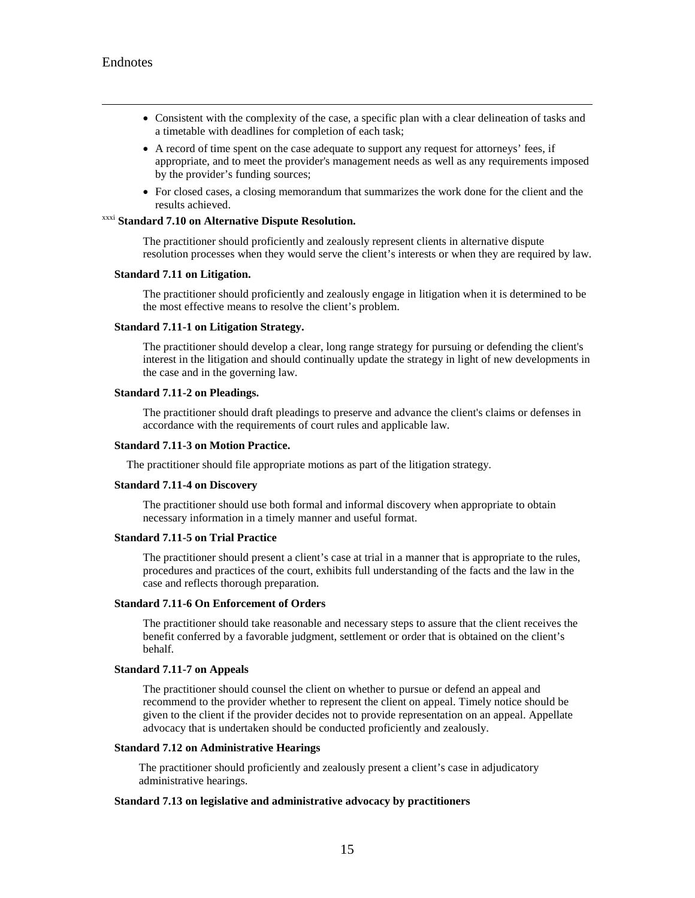- Consistent with the complexity of the case, a specific plan with a clear delineation of tasks and a timetable with deadlines for completion of each task;
- A record of time spent on the case adequate to support any request for attorneys' fees, if appropriate, and to meet the provider's management needs as well as any requirements imposed by the provider's funding sources;
- For closed cases, a closing memorandum that summarizes the work done for the client and the results achieved.

[xxxi] **Standard 7.10 on Alternative Dispute Resolution.**

The practitioner should proficiently and zealously represent clients in alternative dispute resolution processes when they would serve the client's interests or when they are required by law.

**Standard 7.11 on Litigation.**

The practitioner should proficiently and zealously engage in litigation when it is determined to be the most effective means to resolve the client's problem.

**Standard 7.11-1 on Litigation Strategy.**

The practitioner should develop a clear, long range strategy for pursuing or defending the client's interest in the litigation and should continually update the strategy in light of new developments in the case and in the governing law.

**Standard 7.11-2 on Pleadings.**

The practitioner should draft pleadings to preserve and advance the client's claims or defenses in accordance with the requirements of court rules and applicable law.

**Standard 7.11-3 on Motion Practice.**

The practitioner should file appropriate motions as part of the litigation strategy.

**Standard 7.11-4 on Discovery**

The practitioner should use both formal and informal discovery when appropriate to obtain necessary information in a timely manner and useful format.

**Standard 7.11-5 on Trial Practice**

The practitioner should present a client's case at trial in a manner that is appropriate to the rules, procedures and practices of the court, exhibits full understanding of the facts and the law in the case and reflects thorough preparation.

**Standard 7.11-6 On Enforcement of Orders**

The practitioner should take reasonable and necessary steps to assure that the client receives the benefit conferred by a favorable judgment, settlement or order that is obtained on the client's behalf.

**Standard 7.11-7 on Appeals**

The practitioner should counsel the client on whether to pursue or defend an appeal and recommend to the provider whether to represent the client on appeal. Timely notice should be given to the client if the provider decides not to provide representation on an appeal. Appellate advocacy that is undertaken should be conducted proficiently and zealously.

**Standard 7.12 on Administrative Hearings**

The practitioner should proficiently and zealously present a client's case in adjudicatory administrative hearings.

**Standard 7.13 on legislative and administrative advocacy by practitioners**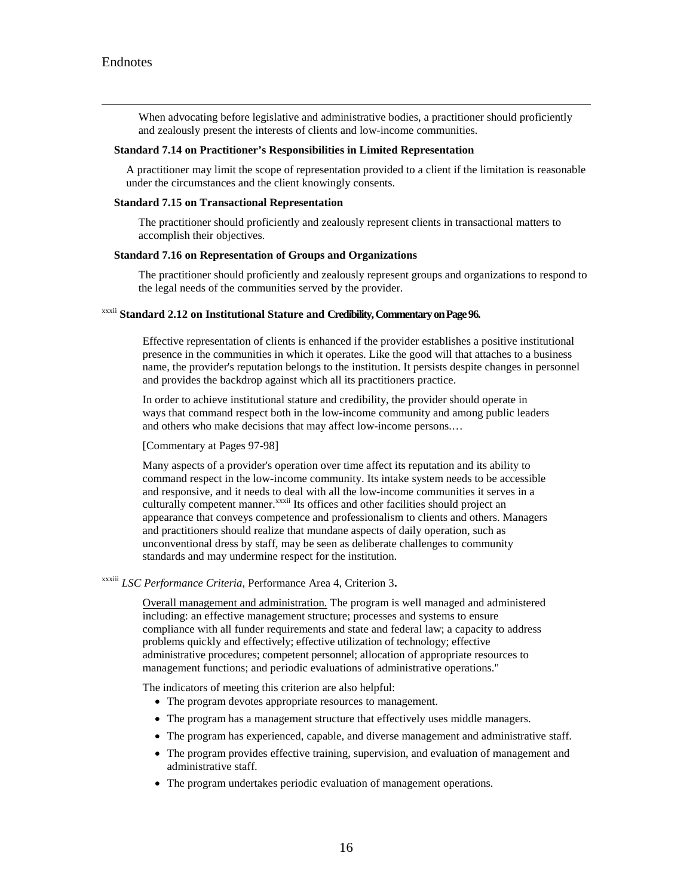# Endnotes

When advocating before legislative and administrative bodies, a practitioner should proficiently and zealously present the interests of clients and low-income communities.

**Standard 7.14 on Practitioner's Responsibilities in Limited Representation**

A practitioner may limit the scope of representation provided to a client if the limitation is reasonable under the circumstances and the client knowingly consents.

**Standard 7.15 on Transactional Representation**

The practitioner should proficiently and zealously represent clients in transactional matters to accomplish their objectives.

**Standard 7.16 on Representation of Groups and Organizations**

The practitioner should proficiently and zealously represent groups and organizations to respond to the legal needs of the communities served by the provider.

[xxxii] **Standard 2.12 on Institutional Stature and Credibility, Commentary on Page 96.**

Effective representation of clients is enhanced if the provider establishes a positive institutional presence in the communities in which it operates. Like the good will that attaches to a business name, the provider's reputation belongs to the institution. It persists despite changes in personnel and provides the backdrop against which all its practitioners practice.

In order to achieve institutional stature and credibility, the provider should operate in ways that command respect both in the low-income community and among public leaders and others who make decisions that may affect low-income persons.…

[Commentary at Pages 97-98]

Many aspects of a provider's operation over time affect its reputation and its ability to command respect in the low-income community. Its intake system needs to be accessible and responsive, and it needs to deal with all the low-income communities it serves in a culturally competent manner.[xxxii] Its offices and other facilities should project an appearance that conveys competence and professionalism to clients and others. Managers and practitioners should realize that mundane aspects of daily operation, such as unconventional dress by staff, may be seen as deliberate challenges to community standards and may undermine respect for the institution.

[xxxiii] *LSC Performance Criteria,* Performance Area 4, Criterion 3**.**

Overall management and administration. The program is well managed and administered including: an effective management structure; processes and systems to ensure compliance with all funder requirements and state and federal law; a capacity to address problems quickly and effectively; effective utilization of technology; effective administrative procedures; competent personnel; allocation of appropriate resources to management functions; and periodic evaluations of administrative operations."

The indicators of meeting this criterion are also helpful:

- The program devotes appropriate resources to management.
- The program has a management structure that effectively uses middle managers.
- The program has experienced, capable, and diverse management and administrative staff.
- The program provides effective training, supervision, and evaluation of management and administrative staff.
- The program undertakes periodic evaluation of management operations.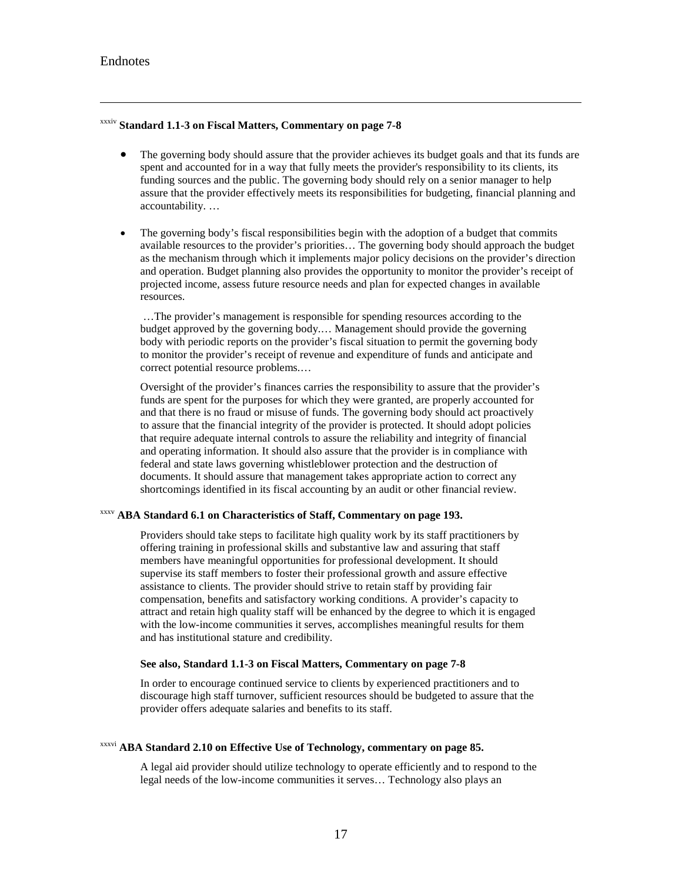# Endnotes

[xxxiv] **Standard 1.1-3 on Fiscal Matters, Commentary on page 7-8**

- The governing body should assure that the provider achieves its budget goals and that its funds are spent and accounted for in a way that fully meets the provider's responsibility to its clients, its funding sources and the public. The governing body should rely on a senior manager to help assure that the provider effectively meets its responsibilities for budgeting, financial planning and accountability. …

- The governing body's fiscal responsibilities begin with the adoption of a budget that commits available resources to the provider's priorities… The governing body should approach the budget as the mechanism through which it implements major policy decisions on the provider's direction and operation. Budget planning also provides the opportunity to monitor the provider's receipt of projected income, assess future resource needs and plan for expected changes in available resources.

  …The provider's management is responsible for spending resources according to the budget approved by the governing body.… Management should provide the governing body with periodic reports on the provider's fiscal situation to permit the governing body to monitor the provider's receipt of revenue and expenditure of funds and anticipate and correct potential resource problems.…

  Oversight of the provider's finances carries the responsibility to assure that the provider's funds are spent for the purposes for which they were granted, are properly accounted for and that there is no fraud or misuse of funds. The governing body should act proactively to assure that the financial integrity of the provider is protected. It should adopt policies that require adequate internal controls to assure the reliability and integrity of financial and operating information. It should also assure that the provider is in compliance with federal and state laws governing whistleblower protection and the destruction of documents. It should assure that management takes appropriate action to correct any shortcomings identified in its fiscal accounting by an audit or other financial review.

[xxxv] **ABA Standard 6.1 on Characteristics of Staff, Commentary on page 193.**

Providers should take steps to facilitate high quality work by its staff practitioners by offering training in professional skills and substantive law and assuring that staff members have meaningful opportunities for professional development. It should supervise its staff members to foster their professional growth and assure effective assistance to clients. The provider should strive to retain staff by providing fair compensation, benefits and satisfactory working conditions. A provider's capacity to attract and retain high quality staff will be enhanced by the degree to which it is engaged with the low-income communities it serves, accomplishes meaningful results for them and has institutional stature and credibility.

**See also, Standard 1.1-3 on Fiscal Matters, Commentary on page 7-8**

In order to encourage continued service to clients by experienced practitioners and to discourage high staff turnover, sufficient resources should be budgeted to assure that the provider offers adequate salaries and benefits to its staff.

[xxxvi] **ABA Standard 2.10 on Effective Use of Technology, commentary on page 85.**

A legal aid provider should utilize technology to operate efficiently and to respond to the legal needs of the low-income communities it serves… Technology also plays an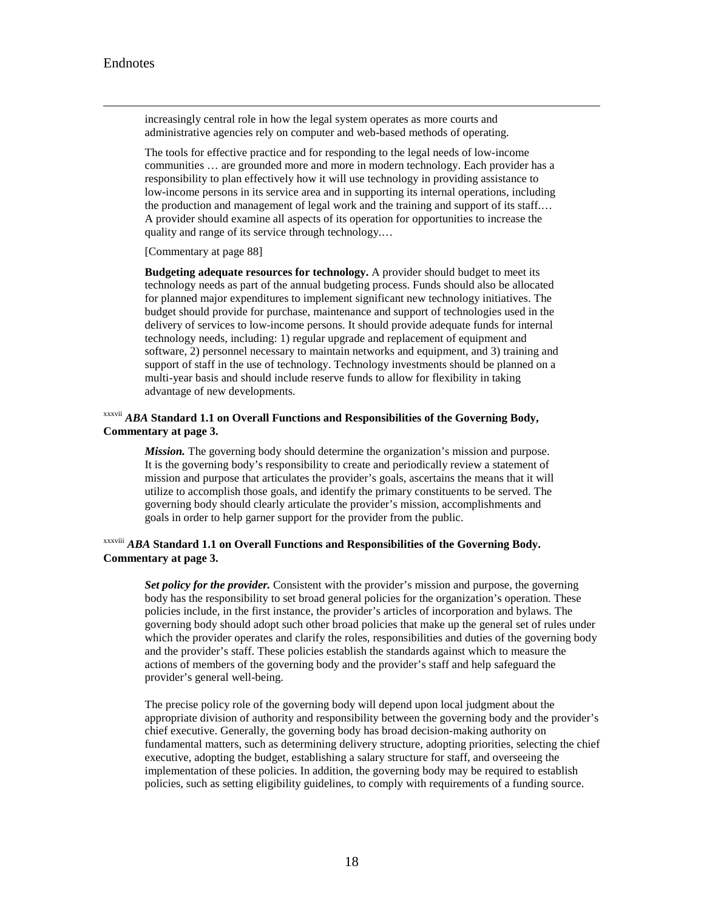increasingly central role in how the legal system operates as more courts and administrative agencies rely on computer and web-based methods of operating.

> The tools for effective practice and for responding to the legal needs of low-income communities … are grounded more and more in modern technology. Each provider has a responsibility to plan effectively how it will use technology in providing assistance to low-income persons in its service area and in supporting its internal operations, including the production and management of legal work and the training and support of its staff.… A provider should examine all aspects of its operation for opportunities to increase the quality and range of its service through technology.…
>
> [Commentary at page 88]
>
> **Budgeting adequate resources for technology.** A provider should budget to meet its technology needs as part of the annual budgeting process. Funds should also be allocated for planned major expenditures to implement significant new technology initiatives. The budget should provide for purchase, maintenance and support of technologies used in the delivery of services to low-income persons. It should provide adequate funds for internal technology needs, including: 1) regular upgrade and replacement of equipment and software, 2) personnel necessary to maintain networks and equipment, and 3) training and support of staff in the use of technology. Technology investments should be planned on a multi-year basis and should include reserve funds to allow for flexibility in taking advantage of new developments.

[xxxvii] ***ABA* Standard 1.1 on Overall Functions and Responsibilities of the Governing Body, Commentary at page 3.**

> ***Mission.*** The governing body should determine the organization's mission and purpose. It is the governing body's responsibility to create and periodically review a statement of mission and purpose that articulates the provider's goals, ascertains the means that it will utilize to accomplish those goals, and identify the primary constituents to be served. The governing body should clearly articulate the provider's mission, accomplishments and goals in order to help garner support for the provider from the public.

[xxxviii] ***ABA* Standard 1.1 on Overall Functions and Responsibilities of the Governing Body. Commentary at page 3.**

> ***Set policy for the provider.*** Consistent with the provider's mission and purpose, the governing body has the responsibility to set broad general policies for the organization's operation. These policies include, in the first instance, the provider's articles of incorporation and bylaws. The governing body should adopt such other broad policies that make up the general set of rules under which the provider operates and clarify the roles, responsibilities and duties of the governing body and the provider's staff. These policies establish the standards against which to measure the actions of members of the governing body and the provider's staff and help safeguard the provider's general well-being.
>
> The precise policy role of the governing body will depend upon local judgment about the appropriate division of authority and responsibility between the governing body and the provider's chief executive. Generally, the governing body has broad decision-making authority on fundamental matters, such as determining delivery structure, adopting priorities, selecting the chief executive, adopting the budget, establishing a salary structure for staff, and overseeing the implementation of these policies. In addition, the governing body may be required to establish policies, such as setting eligibility guidelines, to comply with requirements of a funding source.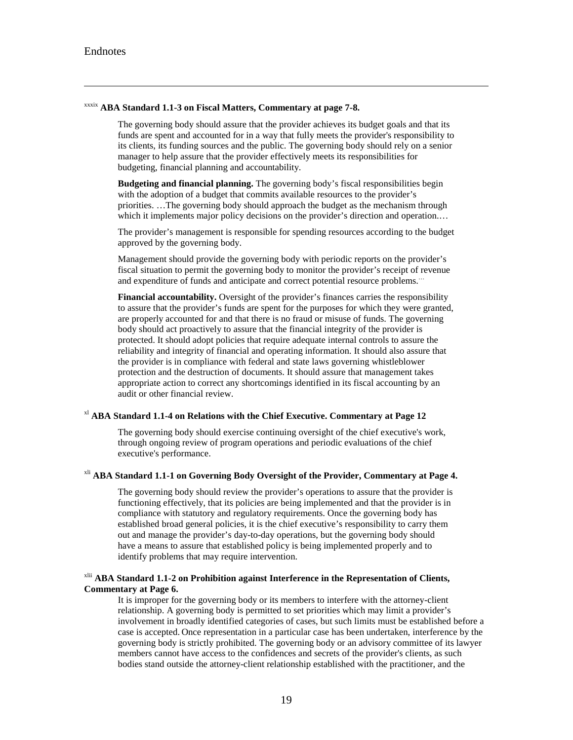# Endnotes

[xxxix] **ABA Standard 1.1-3 on Fiscal Matters, Commentary at page 7-8.**

> The governing body should assure that the provider achieves its budget goals and that its funds are spent and accounted for in a way that fully meets the provider's responsibility to its clients, its funding sources and the public. The governing body should rely on a senior manager to help assure that the provider effectively meets its responsibilities for budgeting, financial planning and accountability.
>
> **Budgeting and financial planning.** The governing body's fiscal responsibilities begin with the adoption of a budget that commits available resources to the provider's priorities. …The governing body should approach the budget as the mechanism through which it implements major policy decisions on the provider's direction and operation.…
>
> The provider's management is responsible for spending resources according to the budget approved by the governing body.
>
> Management should provide the governing body with periodic reports on the provider's fiscal situation to permit the governing body to monitor the provider's receipt of revenue and expenditure of funds and anticipate and correct potential resource problems.…
>
> **Financial accountability.** Oversight of the provider's finances carries the responsibility to assure that the provider's funds are spent for the purposes for which they were granted, are properly accounted for and that there is no fraud or misuse of funds. The governing body should act proactively to assure that the financial integrity of the provider is protected. It should adopt policies that require adequate internal controls to assure the reliability and integrity of financial and operating information. It should also assure that the provider is in compliance with federal and state laws governing whistleblower protection and the destruction of documents. It should assure that management takes appropriate action to correct any shortcomings identified in its fiscal accounting by an audit or other financial review.

[xl] **ABA Standard 1.1-4 on Relations with the Chief Executive. Commentary at Page 12**

> The governing body should exercise continuing oversight of the chief executive's work, through ongoing review of program operations and periodic evaluations of the chief executive's performance.

[xli] **ABA Standard 1.1-1 on Governing Body Oversight of the Provider, Commentary at Page 4.**

> The governing body should review the provider's operations to assure that the provider is functioning effectively, that its policies are being implemented and that the provider is in compliance with statutory and regulatory requirements. Once the governing body has established broad general policies, it is the chief executive's responsibility to carry them out and manage the provider's day-to-day operations, but the governing body should have a means to assure that established policy is being implemented properly and to identify problems that may require intervention.

[xlii] **ABA Standard 1.1-2 on Prohibition against Interference in the Representation of Clients, Commentary at Page 6.**

> It is improper for the governing body or its members to interfere with the attorney-client relationship. A governing body is permitted to set priorities which may limit a provider's involvement in broadly identified categories of cases, but such limits must be established before a case is accepted. Once representation in a particular case has been undertaken, interference by the governing body is strictly prohibited. The governing body or an advisory committee of its lawyer members cannot have access to the confidences and secrets of the provider's clients, as such bodies stand outside the attorney-client relationship established with the practitioner, and the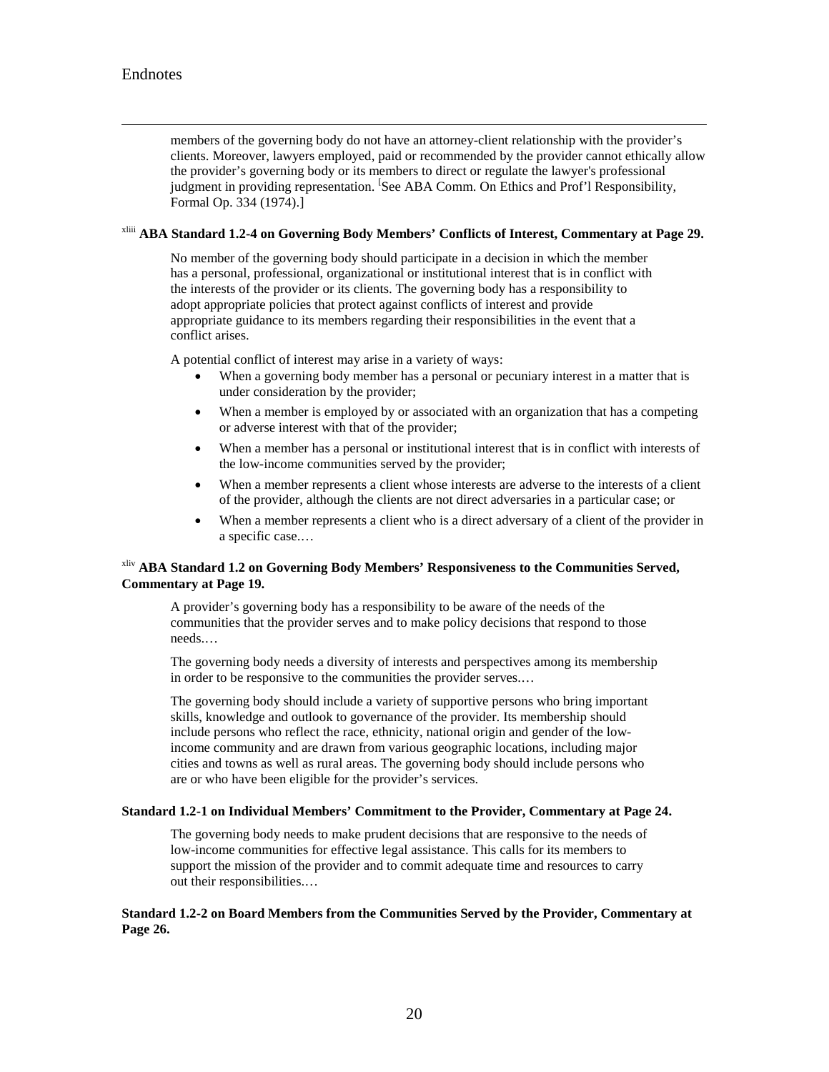members of the governing body do not have an attorney-client relationship with the provider's clients. Moreover, lawyers employed, paid or recommended by the provider cannot ethically allow the provider's governing body or its members to direct or regulate the lawyer's professional judgment in providing representation. [See ABA Comm. On Ethics and Prof'l Responsibility, Formal Op. 334 (1974).]

[xliii] **ABA Standard 1.2-4 on Governing Body Members' Conflicts of Interest, Commentary at Page 29.**

No member of the governing body should participate in a decision in which the member has a personal, professional, organizational or institutional interest that is in conflict with the interests of the provider or its clients. The governing body has a responsibility to adopt appropriate policies that protect against conflicts of interest and provide appropriate guidance to its members regarding their responsibilities in the event that a conflict arises.

A potential conflict of interest may arise in a variety of ways:

- When a governing body member has a personal or pecuniary interest in a matter that is under consideration by the provider;
- When a member is employed by or associated with an organization that has a competing or adverse interest with that of the provider;
- When a member has a personal or institutional interest that is in conflict with interests of the low-income communities served by the provider;
- When a member represents a client whose interests are adverse to the interests of a client of the provider, although the clients are not direct adversaries in a particular case; or
- When a member represents a client who is a direct adversary of a client of the provider in a specific case.…

[xliv] **ABA Standard 1.2 on Governing Body Members' Responsiveness to the Communities Served, Commentary at Page 19.**

A provider's governing body has a responsibility to be aware of the needs of the communities that the provider serves and to make policy decisions that respond to those needs.…

The governing body needs a diversity of interests and perspectives among its membership in order to be responsive to the communities the provider serves.…

The governing body should include a variety of supportive persons who bring important skills, knowledge and outlook to governance of the provider. Its membership should include persons who reflect the race, ethnicity, national origin and gender of the low-income community and are drawn from various geographic locations, including major cities and towns as well as rural areas. The governing body should include persons who are or who have been eligible for the provider's services.

**Standard 1.2-1 on Individual Members' Commitment to the Provider, Commentary at Page 24.**

The governing body needs to make prudent decisions that are responsive to the needs of low-income communities for effective legal assistance. This calls for its members to support the mission of the provider and to commit adequate time and resources to carry out their responsibilities.…

**Standard 1.2-2 on Board Members from the Communities Served by the Provider, Commentary at Page 26.**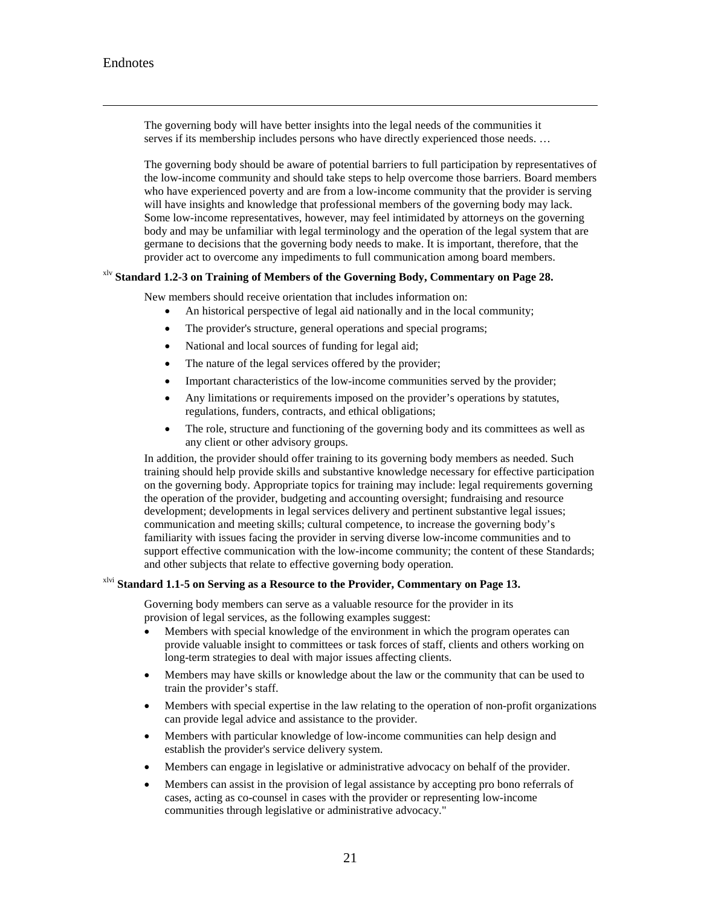The governing body will have better insights into the legal needs of the communities it serves if its membership includes persons who have directly experienced those needs. …

The governing body should be aware of potential barriers to full participation by representatives of the low-income community and should take steps to help overcome those barriers. Board members who have experienced poverty and are from a low-income community that the provider is serving will have insights and knowledge that professional members of the governing body may lack. Some low-income representatives, however, may feel intimidated by attorneys on the governing body and may be unfamiliar with legal terminology and the operation of the legal system that are germane to decisions that the governing body needs to make. It is important, therefore, that the provider act to overcome any impediments to full communication among board members.

[xlv] **Standard 1.2-3 on Training of Members of the Governing Body, Commentary on Page 28.**

New members should receive orientation that includes information on:

- An historical perspective of legal aid nationally and in the local community;
- The provider's structure, general operations and special programs;
- National and local sources of funding for legal aid;
- The nature of the legal services offered by the provider;
- Important characteristics of the low-income communities served by the provider;
- Any limitations or requirements imposed on the provider’s operations by statutes, regulations, funders, contracts, and ethical obligations;
- The role, structure and functioning of the governing body and its committees as well as any client or other advisory groups.

In addition, the provider should offer training to its governing body members as needed. Such training should help provide skills and substantive knowledge necessary for effective participation on the governing body. Appropriate topics for training may include: legal requirements governing the operation of the provider, budgeting and accounting oversight; fundraising and resource development; developments in legal services delivery and pertinent substantive legal issues; communication and meeting skills; cultural competence, to increase the governing body’s familiarity with issues facing the provider in serving diverse low-income communities and to support effective communication with the low-income community; the content of these Standards; and other subjects that relate to effective governing body operation.

[xlvi] **Standard 1.1-5 on Serving as a Resource to the Provider, Commentary on Page 13.**

Governing body members can serve as a valuable resource for the provider in its provision of legal services, as the following examples suggest:

- Members with special knowledge of the environment in which the program operates can provide valuable insight to committees or task forces of staff, clients and others working on long-term strategies to deal with major issues affecting clients.
- Members may have skills or knowledge about the law or the community that can be used to train the provider’s staff.
- Members with special expertise in the law relating to the operation of non-profit organizations can provide legal advice and assistance to the provider.
- Members with particular knowledge of low-income communities can help design and establish the provider's service delivery system.
- Members can engage in legislative or administrative advocacy on behalf of the provider.
- Members can assist in the provision of legal assistance by accepting pro bono referrals of cases, acting as co-counsel in cases with the provider or representing low-income communities through legislative or administrative advocacy."